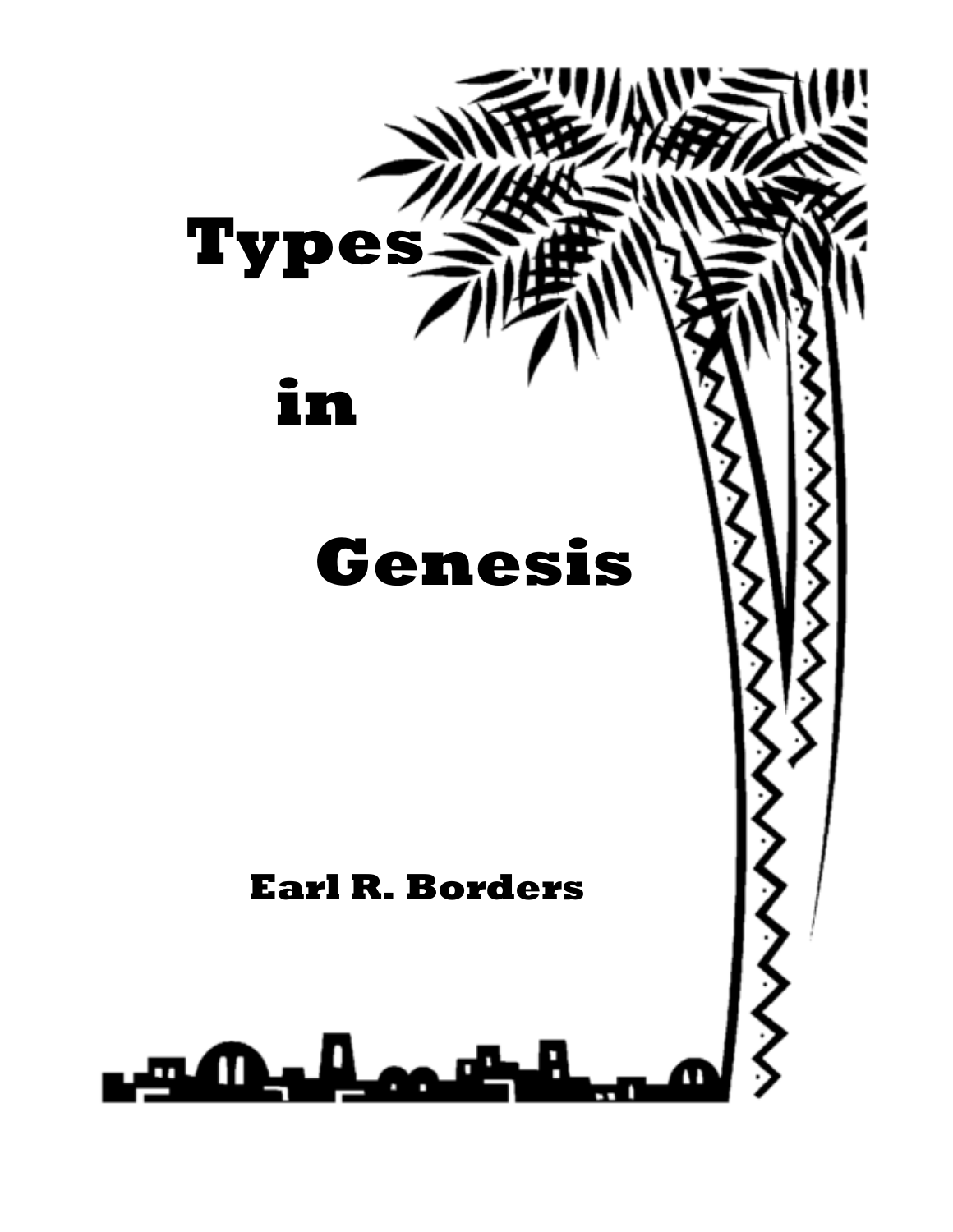# Types in Genesis

**Earl R. Borders**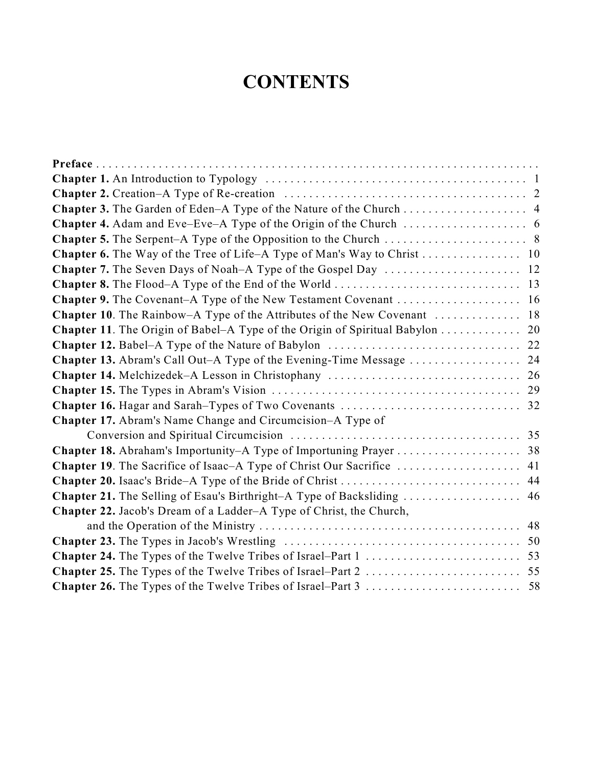# CONTENTS

**Preface**

**Chapter 1.** An Introduction to Typology . . . . . 1

**Chapter 2.** Creation–A Type of Re-creation . . . . . 2

**Chapter 3.** The Garden of Eden–A Type of the Nature of the Church . . . . . 4

**Chapter 4.** Adam and Eve–Eve–A Type of the Origin of the Church . . . . . 6

**Chapter 5.** The Serpent–A Type of the Opposition to the Church . . . . . 8

**Chapter 6.** The Way of the Tree of Life–A Type of Man's Way to Christ . . . . . 10

**Chapter 7.** The Seven Days of Noah–A Type of the Gospel Day . . . . . 12

**Chapter 8.** The Flood–A Type of the End of the World . . . . . 13

**Chapter 9.** The Covenant–A Type of the New Testament Covenant . . . . . 16

**Chapter 10**. The Rainbow–A Type of the Attributes of the New Covenant . . . . . 18

**Chapter 11**. The Origin of Babel–A Type of the Origin of Spiritual Babylon . . . . . 20

**Chapter 12.** Babel–A Type of the Nature of Babylon . . . . . 22

**Chapter 13.** Abram's Call Out–A Type of the Evening-Time Message . . . . . 24

**Chapter 14.** Melchizedek–A Lesson in Christophany . . . . . 26

**Chapter 15.** The Types in Abram's Vision . . . . . 29

**Chapter 16.** Hagar and Sarah–Types of Two Covenants . . . . . 32

**Chapter 17.** Abram's Name Change and Circumcision–A Type of Conversion and Spiritual Circumcision . . . . . 35

**Chapter 18.** Abraham's Importunity–A Type of Importuning Prayer . . . . . 38

**Chapter 19**. The Sacrifice of Isaac–A Type of Christ Our Sacrifice . . . . . 41

**Chapter 20.** Isaac's Bride–A Type of the Bride of Christ . . . . . 44

**Chapter 21.** The Selling of Esau's Birthright–A Type of Backsliding . . . . . 46

**Chapter 22.** Jacob's Dream of a Ladder–A Type of Christ, the Church, and the Operation of the Ministry . . . . . 48

**Chapter 23.** The Types in Jacob's Wrestling . . . . . 50

**Chapter 24.** The Types of the Twelve Tribes of Israel–Part 1 . . . . . 53

**Chapter 25.** The Types of the Twelve Tribes of Israel–Part 2 . . . . . 55

**Chapter 26.** The Types of the Twelve Tribes of Israel–Part 3 . . . . . 58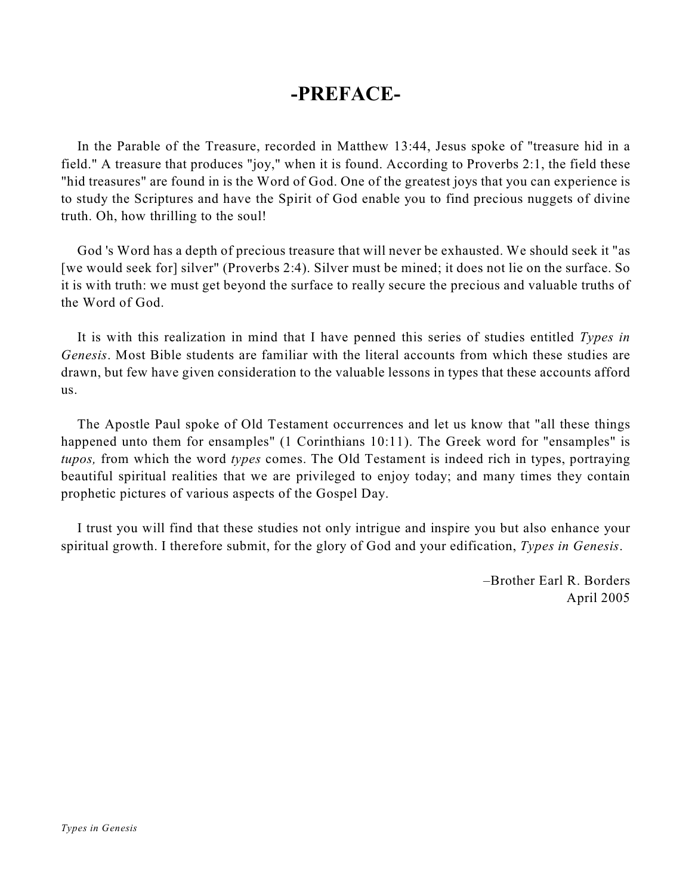# -PREFACE-

In the Parable of the Treasure, recorded in Matthew 13:44, Jesus spoke of "treasure hid in a field." A treasure that produces "joy," when it is found. According to Proverbs 2:1, the field these "hid treasures" are found in is the Word of God. One of the greatest joys that you can experience is to study the Scriptures and have the Spirit of God enable you to find precious nuggets of divine truth. Oh, how thrilling to the soul!

God 's Word has a depth of precious treasure that will never be exhausted. We should seek it "as [we would seek for] silver" (Proverbs 2:4). Silver must be mined; it does not lie on the surface. So it is with truth: we must get beyond the surface to really secure the precious and valuable truths of the Word of God.

It is with this realization in mind that I have penned this series of studies entitled *Types in Genesis*. Most Bible students are familiar with the literal accounts from which these studies are drawn, but few have given consideration to the valuable lessons in types that these accounts afford us.

The Apostle Paul spoke of Old Testament occurrences and let us know that "all these things happened unto them for ensamples" (1 Corinthians 10:11). The Greek word for "ensamples" is *tupos,* from which the word *types* comes. The Old Testament is indeed rich in types, portraying beautiful spiritual realities that we are privileged to enjoy today; and many times they contain prophetic pictures of various aspects of the Gospel Day.

I trust you will find that these studies not only intrigue and inspire you but also enhance your spiritual growth. I therefore submit, for the glory of God and your edification, *Types in Genesis*.

–Brother Earl R. Borders
April 2005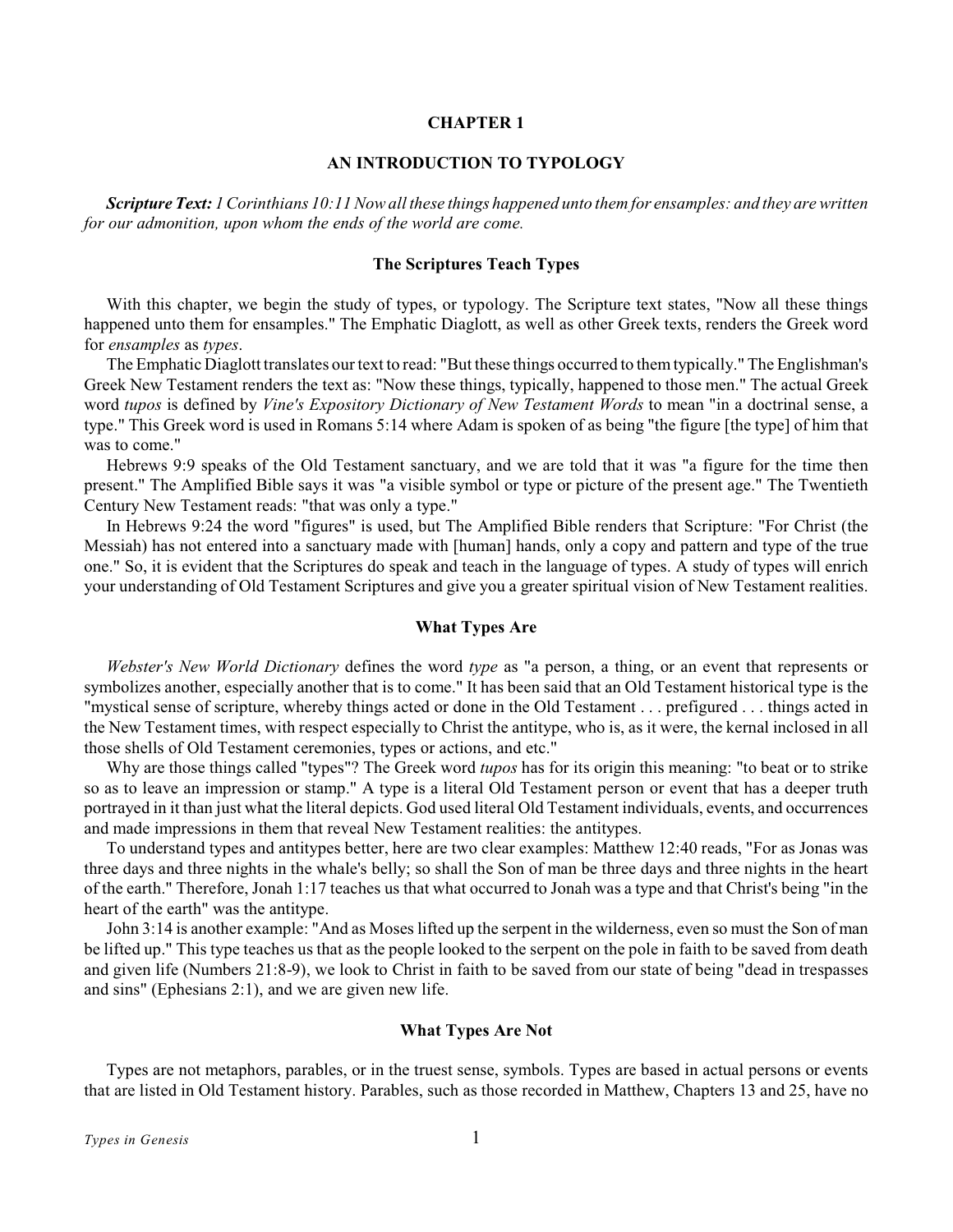# CHAPTER 1

## AN INTRODUCTION TO TYPOLOGY

***Scripture Text:*** *1 Corinthians 10:11 Now all these things happened unto them for ensamples: and they are written for our admonition, upon whom the ends of the world are come.*

### The Scriptures Teach Types

With this chapter, we begin the study of types, or typology. The Scripture text states, "Now all these things happened unto them for ensamples." The Emphatic Diaglott, as well as other Greek texts, renders the Greek word for *ensamples* as *types*.

The Emphatic Diaglott translates our text to read: "But these things occurred to them typically." The Englishman's Greek New Testament renders the text as: "Now these things, typically, happened to those men." The actual Greek word *tupos* is defined by *Vine's Expository Dictionary of New Testament Words* to mean "in a doctrinal sense, a type." This Greek word is used in Romans 5:14 where Adam is spoken of as being "the figure [the type] of him that was to come."

Hebrews 9:9 speaks of the Old Testament sanctuary, and we are told that it was "a figure for the time then present." The Amplified Bible says it was "a visible symbol or type or picture of the present age." The Twentieth Century New Testament reads: "that was only a type."

In Hebrews 9:24 the word "figures" is used, but The Amplified Bible renders that Scripture: "For Christ (the Messiah) has not entered into a sanctuary made with [human] hands, only a copy and pattern and type of the true one." So, it is evident that the Scriptures do speak and teach in the language of types. A study of types will enrich your understanding of Old Testament Scriptures and give you a greater spiritual vision of New Testament realities.

### What Types Are

*Webster's New World Dictionary* defines the word *type* as "a person, a thing, or an event that represents or symbolizes another, especially another that is to come." It has been said that an Old Testament historical type is the "mystical sense of scripture, whereby things acted or done in the Old Testament . . . prefigured . . . things acted in the New Testament times, with respect especially to Christ the antitype, who is, as it were, the kernal inclosed in all those shells of Old Testament ceremonies, types or actions, and etc."

Why are those things called "types"? The Greek word *tupos* has for its origin this meaning: "to beat or to strike so as to leave an impression or stamp." A type is a literal Old Testament person or event that has a deeper truth portrayed in it than just what the literal depicts. God used literal Old Testament individuals, events, and occurrences and made impressions in them that reveal New Testament realities: the antitypes.

To understand types and antitypes better, here are two clear examples: Matthew 12:40 reads, "For as Jonas was three days and three nights in the whale's belly; so shall the Son of man be three days and three nights in the heart of the earth." Therefore, Jonah 1:17 teaches us that what occurred to Jonah was a type and that Christ's being "in the heart of the earth" was the antitype.

John 3:14 is another example: "And as Moses lifted up the serpent in the wilderness, even so must the Son of man be lifted up." This type teaches us that as the people looked to the serpent on the pole in faith to be saved from death and given life (Numbers 21:8-9), we look to Christ in faith to be saved from our state of being "dead in trespasses and sins" (Ephesians 2:1), and we are given new life.

### What Types Are Not

Types are not metaphors, parables, or in the truest sense, symbols. Types are based in actual persons or events that are listed in Old Testament history. Parables, such as those recorded in Matthew, Chapters 13 and 25, have no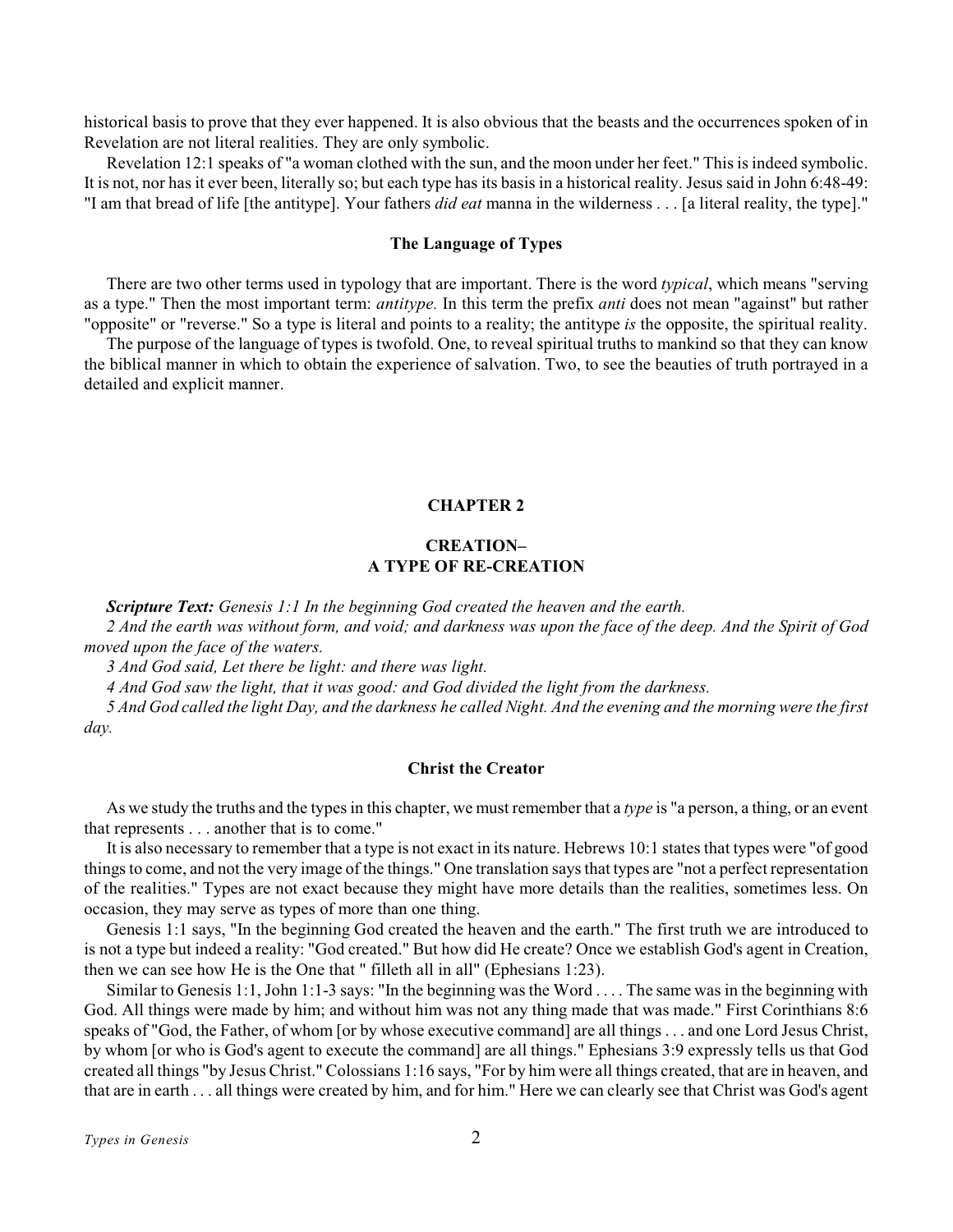historical basis to prove that they ever happened. It is also obvious that the beasts and the occurrences spoken of in Revelation are not literal realities. They are only symbolic.

Revelation 12:1 speaks of "a woman clothed with the sun, and the moon under her feet." This is indeed symbolic. It is not, nor has it ever been, literally so; but each type has its basis in a historical reality. Jesus said in John 6:48-49: "I am that bread of life [the antitype]. Your fathers *did eat* manna in the wilderness . . . [a literal reality, the type]."

### The Language of Types

There are two other terms used in typology that are important. There is the word *typical*, which means "serving as a type." Then the most important term: *antitype.* In this term the prefix *anti* does not mean "against" but rather "opposite" or "reverse." So a type is literal and points to a reality; the antitype *is* the opposite, the spiritual reality.

The purpose of the language of types is twofold. One, to reveal spiritual truths to mankind so that they can know the biblical manner in which to obtain the experience of salvation. Two, to see the beauties of truth portrayed in a detailed and explicit manner.

## CHAPTER 2

## CREATION– A TYPE OF RE-CREATION

***Scripture Text:*** *Genesis 1:1 In the beginning God created the heaven and the earth.*

*2 And the earth was without form, and void; and darkness was upon the face of the deep. And the Spirit of God moved upon the face of the waters.*

*3 And God said, Let there be light: and there was light.*

*4 And God saw the light, that it was good: and God divided the light from the darkness.*

*5 And God called the light Day, and the darkness he called Night. And the evening and the morning were the first day.*

### Christ the Creator

As we study the truths and the types in this chapter, we must remember that a *type* is "a person, a thing, or an event that represents . . . another that is to come."

It is also necessary to remember that a type is not exact in its nature. Hebrews 10:1 states that types were "of good things to come, and not the very image of the things." One translation says that types are "not a perfect representation of the realities." Types are not exact because they might have more details than the realities, sometimes less. On occasion, they may serve as types of more than one thing.

Genesis 1:1 says, "In the beginning God created the heaven and the earth." The first truth we are introduced to is not a type but indeed a reality: "God created." But how did He create? Once we establish God's agent in Creation, then we can see how He is the One that " filleth all in all" (Ephesians 1:23).

Similar to Genesis 1:1, John 1:1-3 says: "In the beginning was the Word . . . . The same was in the beginning with God. All things were made by him; and without him was not any thing made that was made." First Corinthians 8:6 speaks of "God, the Father, of whom [or by whose executive command] are all things . . . and one Lord Jesus Christ, by whom [or who is God's agent to execute the command] are all things." Ephesians 3:9 expressly tells us that God created all things "by Jesus Christ." Colossians 1:16 says, "For by him were all things created, that are in heaven, and that are in earth . . . all things were created by him, and for him." Here we can clearly see that Christ was God's agent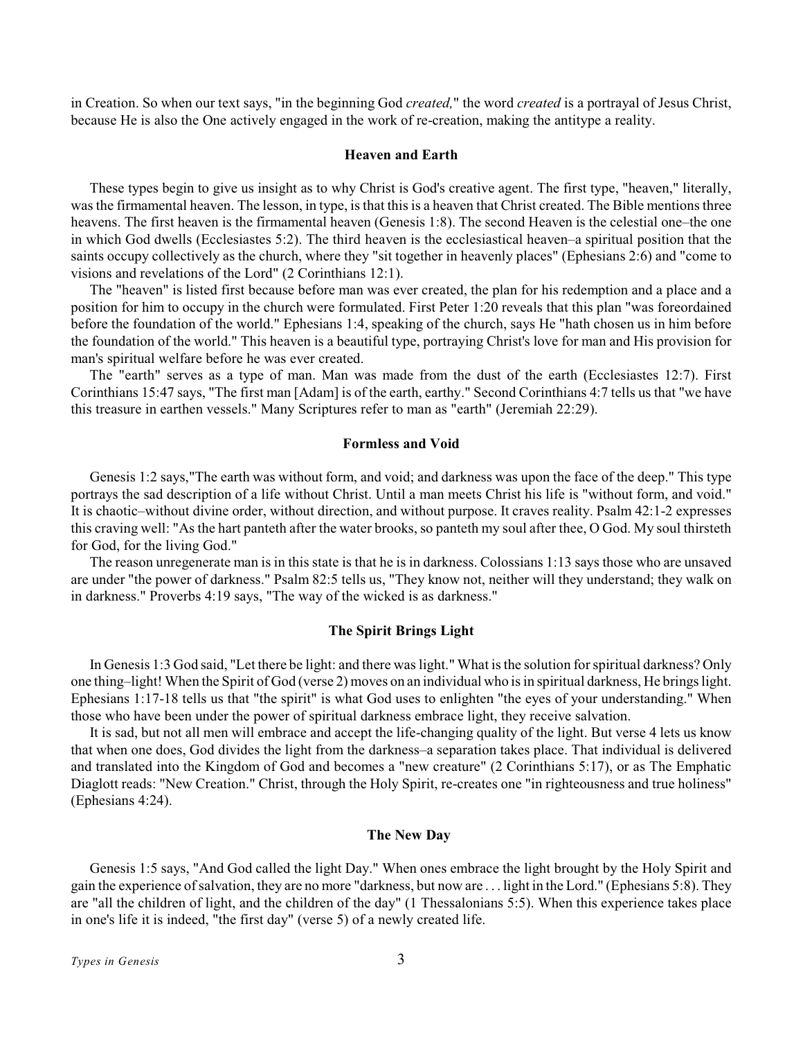in Creation. So when our text says, "in the beginning God *created,*" the word *created* is a portrayal of Jesus Christ, because He is also the One actively engaged in the work of re-creation, making the antitype a reality.

### Heaven and Earth

These types begin to give us insight as to why Christ is God's creative agent. The first type, "heaven," literally, was the firmamental heaven. The lesson, in type, is that this is a heaven that Christ created. The Bible mentions three heavens. The first heaven is the firmamental heaven (Genesis 1:8). The second Heaven is the celestial one–the one in which God dwells (Ecclesiastes 5:2). The third heaven is the ecclesiastical heaven–a spiritual position that the saints occupy collectively as the church, where they "sit together in heavenly places" (Ephesians 2:6) and "come to visions and revelations of the Lord" (2 Corinthians 12:1).

The "heaven" is listed first because before man was ever created, the plan for his redemption and a place and a position for him to occupy in the church were formulated. First Peter 1:20 reveals that this plan "was foreordained before the foundation of the world." Ephesians 1:4, speaking of the church, says He "hath chosen us in him before the foundation of the world." This heaven is a beautiful type, portraying Christ's love for man and His provision for man's spiritual welfare before he was ever created.

The "earth" serves as a type of man. Man was made from the dust of the earth (Ecclesiastes 12:7). First Corinthians 15:47 says, "The first man [Adam] is of the earth, earthy." Second Corinthians 4:7 tells us that "we have this treasure in earthen vessels." Many Scriptures refer to man as "earth" (Jeremiah 22:29).

### Formless and Void

Genesis 1:2 says,"The earth was without form, and void; and darkness was upon the face of the deep." This type portrays the sad description of a life without Christ. Until a man meets Christ his life is "without form, and void." It is chaotic–without divine order, without direction, and without purpose. It craves reality. Psalm 42:1-2 expresses this craving well: "As the hart panteth after the water brooks, so panteth my soul after thee, O God. My soul thirsteth for God, for the living God."

The reason unregenerate man is in this state is that he is in darkness. Colossians 1:13 says those who are unsaved are under "the power of darkness." Psalm 82:5 tells us, "They know not, neither will they understand; they walk on in darkness." Proverbs 4:19 says, "The way of the wicked is as darkness."

### The Spirit Brings Light

In Genesis 1:3 God said, "Let there be light: and there was light." What is the solution for spiritual darkness? Only one thing–light! When the Spirit of God (verse 2) moves on an individual who is in spiritual darkness, He brings light. Ephesians 1:17-18 tells us that "the spirit" is what God uses to enlighten "the eyes of your understanding." When those who have been under the power of spiritual darkness embrace light, they receive salvation.

It is sad, but not all men will embrace and accept the life-changing quality of the light. But verse 4 lets us know that when one does, God divides the light from the darkness–a separation takes place. That individual is delivered and translated into the Kingdom of God and becomes a "new creature" (2 Corinthians 5:17), or as The Emphatic Diaglott reads: "New Creation." Christ, through the Holy Spirit, re-creates one "in righteousness and true holiness" (Ephesians 4:24).

### The New Day

Genesis 1:5 says, "And God called the light Day." When ones embrace the light brought by the Holy Spirit and gain the experience of salvation, they are no more "darkness, but now are . . . light in the Lord." (Ephesians 5:8). They are "all the children of light, and the children of the day" (1 Thessalonians 5:5). When this experience takes place in one's life it is indeed, "the first day" (verse 5) of a newly created life.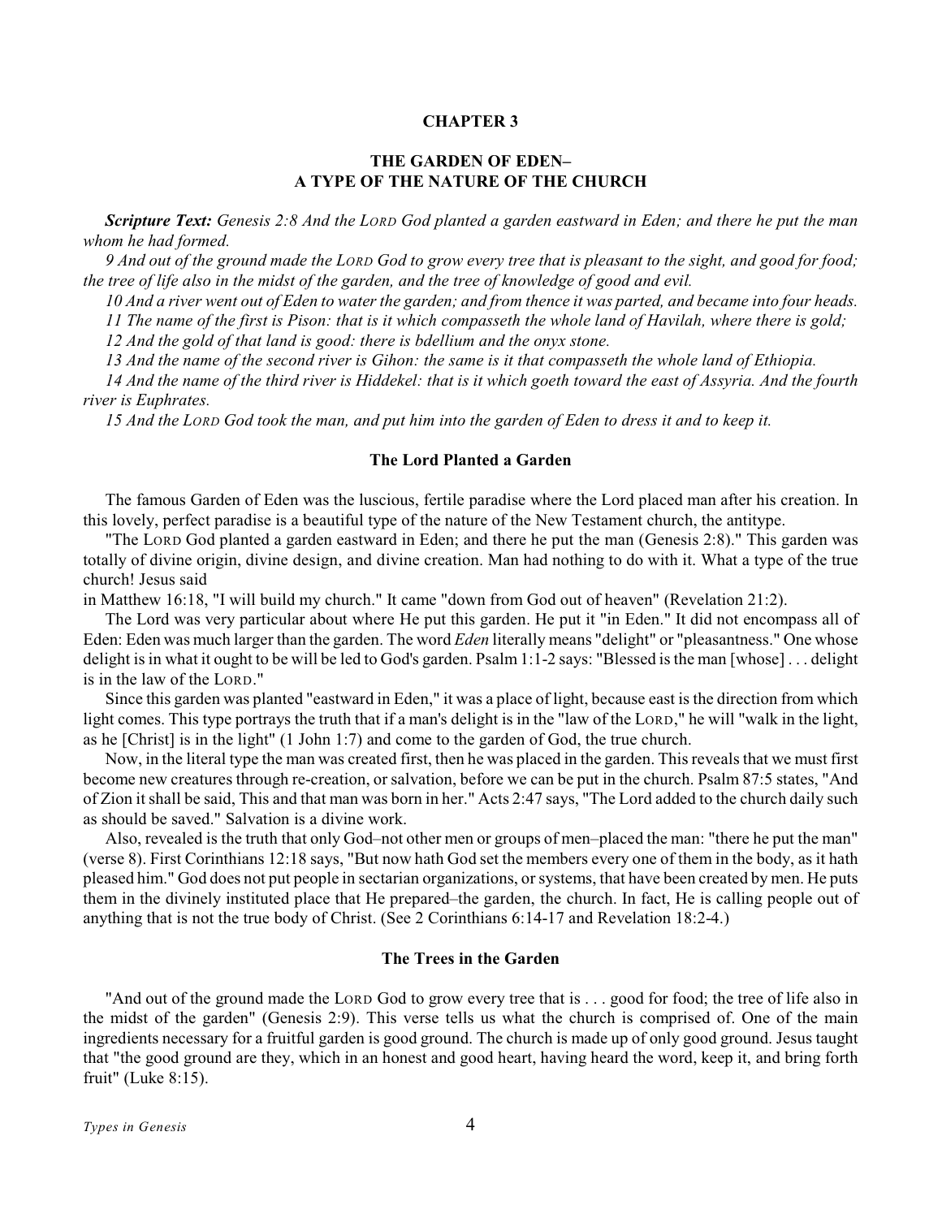# CHAPTER 3

## THE GARDEN OF EDEN– A TYPE OF THE NATURE OF THE CHURCH

***Scripture Text:*** *Genesis 2:8 And the LORD God planted a garden eastward in Eden; and there he put the man whom he had formed.*

*9 And out of the ground made the LORD God to grow every tree that is pleasant to the sight, and good for food; the tree of life also in the midst of the garden, and the tree of knowledge of good and evil.*

*10 And a river went out of Eden to water the garden; and from thence it was parted, and became into four heads.*

*11 The name of the first is Pison: that is it which compasseth the whole land of Havilah, where there is gold;*

*12 And the gold of that land is good: there is bdellium and the onyx stone.*

*13 And the name of the second river is Gihon: the same is it that compasseth the whole land of Ethiopia.*

*14 And the name of the third river is Hiddekel: that is it which goeth toward the east of Assyria. And the fourth river is Euphrates.*

*15 And the LORD God took the man, and put him into the garden of Eden to dress it and to keep it.*

### The Lord Planted a Garden

The famous Garden of Eden was the luscious, fertile paradise where the Lord placed man after his creation. In this lovely, perfect paradise is a beautiful type of the nature of the New Testament church, the antitype.

"The LORD God planted a garden eastward in Eden; and there he put the man (Genesis 2:8)." This garden was totally of divine origin, divine design, and divine creation. Man had nothing to do with it. What a type of the true church! Jesus said in Matthew 16:18, "I will build my church." It came "down from God out of heaven" (Revelation 21:2).

The Lord was very particular about where He put this garden. He put it "in Eden." It did not encompass all of Eden: Eden was much larger than the garden. The word *Eden* literally means "delight" or "pleasantness." One whose delight is in what it ought to be will be led to God's garden. Psalm 1:1-2 says: "Blessed is the man [whose] . . . delight is in the law of the LORD."

Since this garden was planted "eastward in Eden," it was a place of light, because east is the direction from which light comes. This type portrays the truth that if a man's delight is in the "law of the LORD," he will "walk in the light, as he [Christ] is in the light" (1 John 1:7) and come to the garden of God, the true church.

Now, in the literal type the man was created first, then he was placed in the garden. This reveals that we must first become new creatures through re-creation, or salvation, before we can be put in the church. Psalm 87:5 states, "And of Zion it shall be said, This and that man was born in her." Acts 2:47 says, "The Lord added to the church daily such as should be saved." Salvation is a divine work.

Also, revealed is the truth that only God–not other men or groups of men–placed the man: "there he put the man" (verse 8). First Corinthians 12:18 says, "But now hath God set the members every one of them in the body, as it hath pleased him." God does not put people in sectarian organizations, or systems, that have been created by men. He puts them in the divinely instituted place that He prepared–the garden, the church. In fact, He is calling people out of anything that is not the true body of Christ. (See 2 Corinthians 6:14-17 and Revelation 18:2-4.)

### The Trees in the Garden

"And out of the ground made the LORD God to grow every tree that is . . . good for food; the tree of life also in the midst of the garden" (Genesis 2:9). This verse tells us what the church is comprised of. One of the main ingredients necessary for a fruitful garden is good ground. The church is made up of only good ground. Jesus taught that "the good ground are they, which in an honest and good heart, having heard the word, keep it, and bring forth fruit" (Luke 8:15).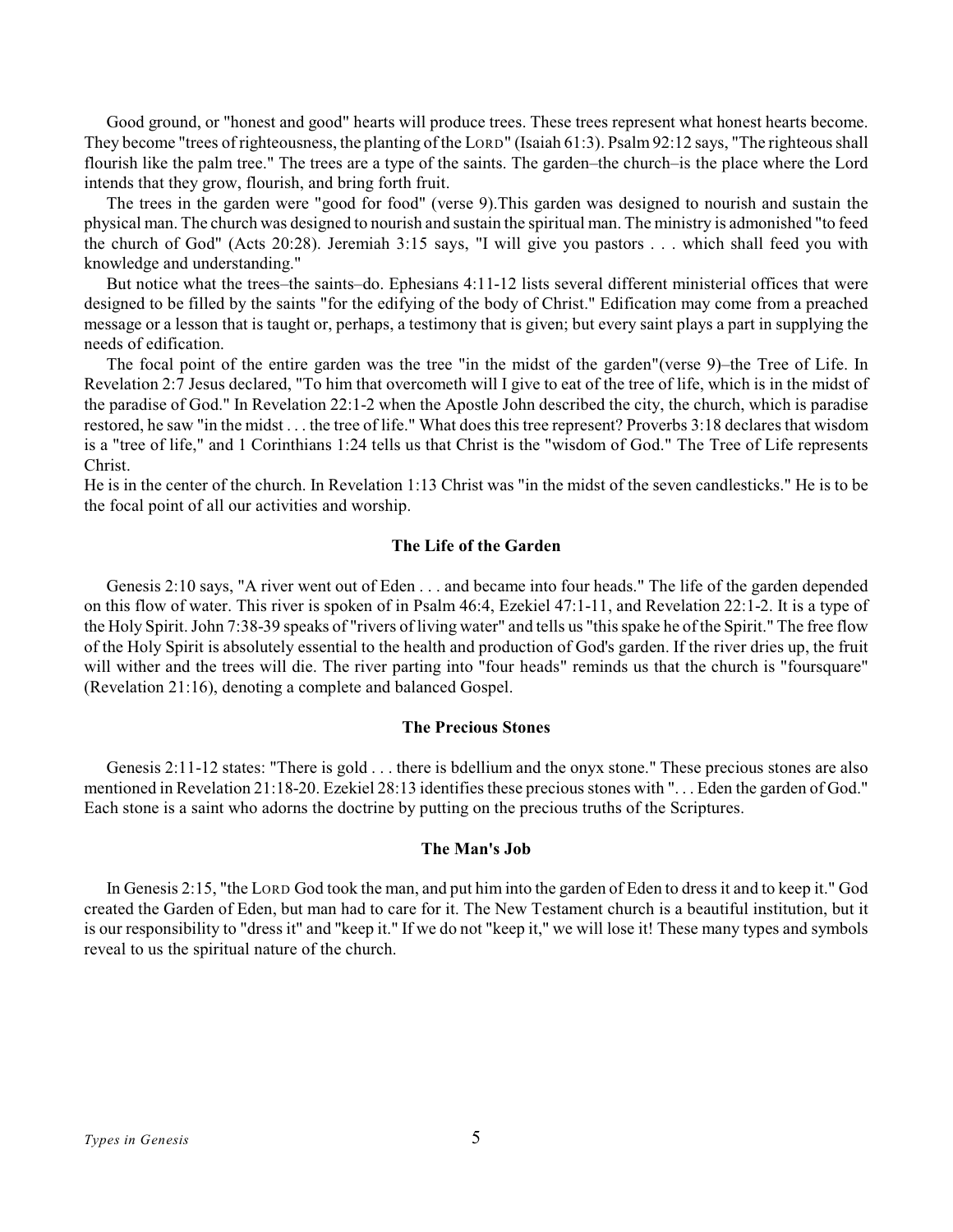Good ground, or "honest and good" hearts will produce trees. These trees represent what honest hearts become. They become "trees of righteousness, the planting of the LORD" (Isaiah 61:3). Psalm 92:12 says, "The righteous shall flourish like the palm tree." The trees are a type of the saints. The garden–the church–is the place where the Lord intends that they grow, flourish, and bring forth fruit.

The trees in the garden were "good for food" (verse 9).This garden was designed to nourish and sustain the physical man. The church was designed to nourish and sustain the spiritual man. The ministry is admonished "to feed the church of God" (Acts 20:28). Jeremiah 3:15 says, "I will give you pastors . . . which shall feed you with knowledge and understanding."

But notice what the trees–the saints–do. Ephesians 4:11-12 lists several different ministerial offices that were designed to be filled by the saints "for the edifying of the body of Christ." Edification may come from a preached message or a lesson that is taught or, perhaps, a testimony that is given; but every saint plays a part in supplying the needs of edification.

The focal point of the entire garden was the tree "in the midst of the garden"(verse 9)–the Tree of Life. In Revelation 2:7 Jesus declared, "To him that overcometh will I give to eat of the tree of life, which is in the midst of the paradise of God." In Revelation 22:1-2 when the Apostle John described the city, the church, which is paradise restored, he saw "in the midst . . . the tree of life." What does this tree represent? Proverbs 3:18 declares that wisdom is a "tree of life," and 1 Corinthians 1:24 tells us that Christ is the "wisdom of God." The Tree of Life represents Christ.

He is in the center of the church. In Revelation 1:13 Christ was "in the midst of the seven candlesticks." He is to be the focal point of all our activities and worship.

### The Life of the Garden

Genesis 2:10 says, "A river went out of Eden . . . and became into four heads." The life of the garden depended on this flow of water. This river is spoken of in Psalm 46:4, Ezekiel 47:1-11, and Revelation 22:1-2. It is a type of the Holy Spirit. John 7:38-39 speaks of "rivers of living water" and tells us "this spake he of the Spirit." The free flow of the Holy Spirit is absolutely essential to the health and production of God's garden. If the river dries up, the fruit will wither and the trees will die. The river parting into "four heads" reminds us that the church is "foursquare" (Revelation 21:16), denoting a complete and balanced Gospel.

### The Precious Stones

Genesis 2:11-12 states: "There is gold . . . there is bdellium and the onyx stone." These precious stones are also mentioned in Revelation 21:18-20. Ezekiel 28:13 identifies these precious stones with ". . . Eden the garden of God." Each stone is a saint who adorns the doctrine by putting on the precious truths of the Scriptures.

### The Man's Job

In Genesis 2:15, "the LORD God took the man, and put him into the garden of Eden to dress it and to keep it." God created the Garden of Eden, but man had to care for it. The New Testament church is a beautiful institution, but it is our responsibility to "dress it" and "keep it." If we do not "keep it," we will lose it! These many types and symbols reveal to us the spiritual nature of the church.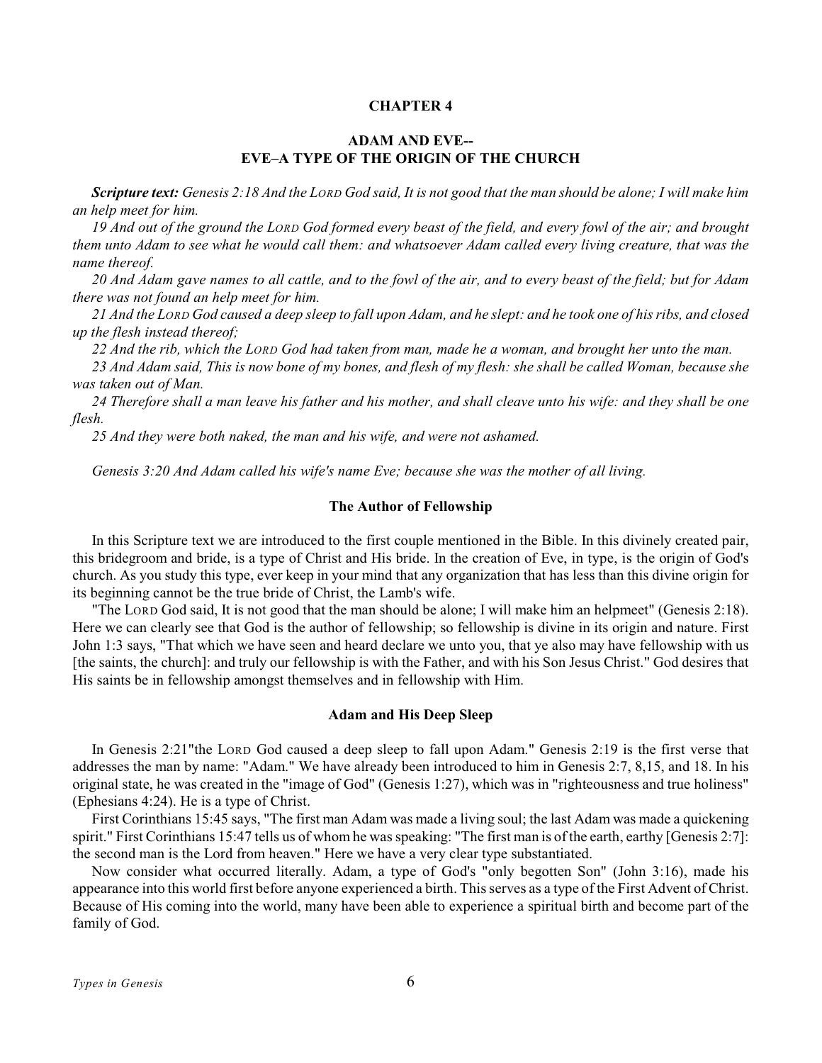## CHAPTER 4

## ADAM AND EVE-- EVE–A TYPE OF THE ORIGIN OF THE CHURCH

***Scripture text:*** *Genesis 2:18 And the LORD God said, It is not good that the man should be alone; I will make him an help meet for him.*

*19 And out of the ground the LORD God formed every beast of the field, and every fowl of the air; and brought them unto Adam to see what he would call them: and whatsoever Adam called every living creature, that was the name thereof.*

*20 And Adam gave names to all cattle, and to the fowl of the air, and to every beast of the field; but for Adam there was not found an help meet for him.*

*21 And the LORD God caused a deep sleep to fall upon Adam, and he slept: and he took one of his ribs, and closed up the flesh instead thereof;*

*22 And the rib, which the LORD God had taken from man, made he a woman, and brought her unto the man.*

*23 And Adam said, This is now bone of my bones, and flesh of my flesh: she shall be called Woman, because she was taken out of Man.*

*24 Therefore shall a man leave his father and his mother, and shall cleave unto his wife: and they shall be one flesh.*

*25 And they were both naked, the man and his wife, and were not ashamed.*

*Genesis 3:20 And Adam called his wife's name Eve; because she was the mother of all living.*

### The Author of Fellowship

In this Scripture text we are introduced to the first couple mentioned in the Bible. In this divinely created pair, this bridegroom and bride, is a type of Christ and His bride. In the creation of Eve, in type, is the origin of God's church. As you study this type, ever keep in your mind that any organization that has less than this divine origin for its beginning cannot be the true bride of Christ, the Lamb's wife.

"The LORD God said, It is not good that the man should be alone; I will make him an helpmeet" (Genesis 2:18). Here we can clearly see that God is the author of fellowship; so fellowship is divine in its origin and nature. First John 1:3 says, "That which we have seen and heard declare we unto you, that ye also may have fellowship with us [the saints, the church]: and truly our fellowship is with the Father, and with his Son Jesus Christ." God desires that His saints be in fellowship amongst themselves and in fellowship with Him.

### Adam and His Deep Sleep

In Genesis 2:21"the LORD God caused a deep sleep to fall upon Adam." Genesis 2:19 is the first verse that addresses the man by name: "Adam." We have already been introduced to him in Genesis 2:7, 8,15, and 18. In his original state, he was created in the "image of God" (Genesis 1:27), which was in "righteousness and true holiness" (Ephesians 4:24). He is a type of Christ.

First Corinthians 15:45 says, "The first man Adam was made a living soul; the last Adam was made a quickening spirit." First Corinthians 15:47 tells us of whom he was speaking: "The first man is of the earth, earthy [Genesis 2:7]: the second man is the Lord from heaven." Here we have a very clear type substantiated.

Now consider what occurred literally. Adam, a type of God's "only begotten Son" (John 3:16), made his appearance into this world first before anyone experienced a birth. This serves as a type of the First Advent of Christ. Because of His coming into the world, many have been able to experience a spiritual birth and become part of the family of God.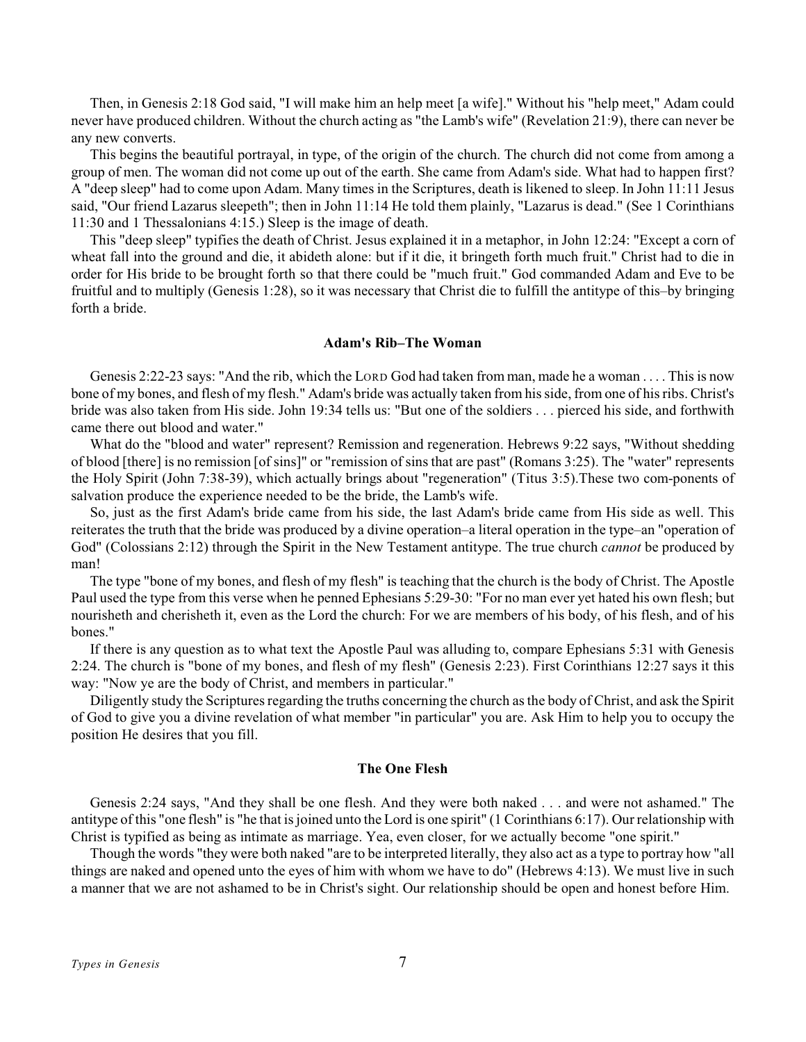Then, in Genesis 2:18 God said, "I will make him an help meet [a wife]." Without his "help meet," Adam could never have produced children. Without the church acting as "the Lamb's wife" (Revelation 21:9), there can never be any new converts.

This begins the beautiful portrayal, in type, of the origin of the church. The church did not come from among a group of men. The woman did not come up out of the earth. She came from Adam's side. What had to happen first? A "deep sleep" had to come upon Adam. Many times in the Scriptures, death is likened to sleep. In John 11:11 Jesus said, "Our friend Lazarus sleepeth"; then in John 11:14 He told them plainly, "Lazarus is dead." (See 1 Corinthians 11:30 and 1 Thessalonians 4:15.) Sleep is the image of death.

This "deep sleep" typifies the death of Christ. Jesus explained it in a metaphor, in John 12:24: "Except a corn of wheat fall into the ground and die, it abideth alone: but if it die, it bringeth forth much fruit." Christ had to die in order for His bride to be brought forth so that there could be "much fruit." God commanded Adam and Eve to be fruitful and to multiply (Genesis 1:28), so it was necessary that Christ die to fulfill the antitype of this–by bringing forth a bride.

### Adam's Rib–The Woman

Genesis 2:22-23 says: "And the rib, which the LORD God had taken from man, made he a woman . . . . This is now bone of my bones, and flesh of my flesh." Adam's bride was actually taken from his side, from one of his ribs. Christ's bride was also taken from His side. John 19:34 tells us: "But one of the soldiers . . . pierced his side, and forthwith came there out blood and water."

What do the "blood and water" represent? Remission and regeneration. Hebrews 9:22 says, "Without shedding of blood [there] is no remission [of sins]" or "remission of sins that are past" (Romans 3:25). The "water" represents the Holy Spirit (John 7:38-39), which actually brings about "regeneration" (Titus 3:5).These two com-ponents of salvation produce the experience needed to be the bride, the Lamb's wife.

So, just as the first Adam's bride came from his side, the last Adam's bride came from His side as well. This reiterates the truth that the bride was produced by a divine operation–a literal operation in the type–an "operation of God" (Colossians 2:12) through the Spirit in the New Testament antitype. The true church *cannot* be produced by man!

The type "bone of my bones, and flesh of my flesh" is teaching that the church is the body of Christ. The Apostle Paul used the type from this verse when he penned Ephesians 5:29-30: "For no man ever yet hated his own flesh; but nourisheth and cherisheth it, even as the Lord the church: For we are members of his body, of his flesh, and of his bones."

If there is any question as to what text the Apostle Paul was alluding to, compare Ephesians 5:31 with Genesis 2:24. The church is "bone of my bones, and flesh of my flesh" (Genesis 2:23). First Corinthians 12:27 says it this way: "Now ye are the body of Christ, and members in particular."

Diligently study the Scriptures regarding the truths concerning the church as the body of Christ, and ask the Spirit of God to give you a divine revelation of what member "in particular" you are. Ask Him to help you to occupy the position He desires that you fill.

### The One Flesh

Genesis 2:24 says, "And they shall be one flesh. And they were both naked . . . and were not ashamed." The antitype of this "one flesh" is "he that is joined unto the Lord is one spirit" (1 Corinthians 6:17). Our relationship with Christ is typified as being as intimate as marriage. Yea, even closer, for we actually become "one spirit."

Though the words "they were both naked "are to be interpreted literally, they also act as a type to portray how "all things are naked and opened unto the eyes of him with whom we have to do" (Hebrews 4:13). We must live in such a manner that we are not ashamed to be in Christ's sight. Our relationship should be open and honest before Him.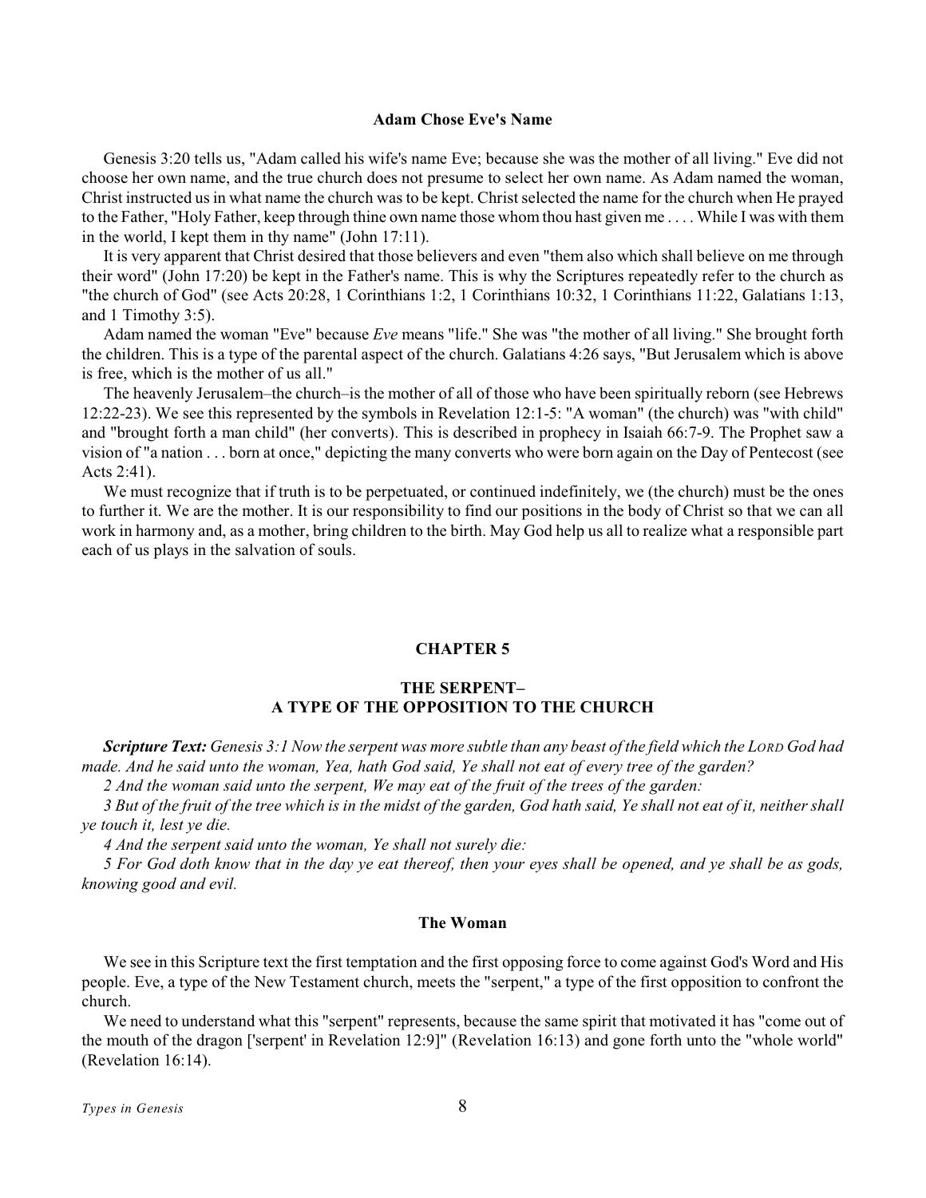### Adam Chose Eve's Name

Genesis 3:20 tells us, "Adam called his wife's name Eve; because she was the mother of all living." Eve did not choose her own name, and the true church does not presume to select her own name. As Adam named the woman, Christ instructed us in what name the church was to be kept. Christ selected the name for the church when He prayed to the Father, "Holy Father, keep through thine own name those whom thou hast given me . . . . While I was with them in the world, I kept them in thy name" (John 17:11).

It is very apparent that Christ desired that those believers and even "them also which shall believe on me through their word" (John 17:20) be kept in the Father's name. This is why the Scriptures repeatedly refer to the church as "the church of God" (see Acts 20:28, 1 Corinthians 1:2, 1 Corinthians 10:32, 1 Corinthians 11:22, Galatians 1:13, and 1 Timothy 3:5).

Adam named the woman "Eve" because *Eve* means "life." She was "the mother of all living." She brought forth the children. This is a type of the parental aspect of the church. Galatians 4:26 says, "But Jerusalem which is above is free, which is the mother of us all."

The heavenly Jerusalem–the church–is the mother of all of those who have been spiritually reborn (see Hebrews 12:22-23). We see this represented by the symbols in Revelation 12:1-5: "A woman" (the church) was "with child" and "brought forth a man child" (her converts). This is described in prophecy in Isaiah 66:7-9. The Prophet saw a vision of "a nation . . . born at once," depicting the many converts who were born again on the Day of Pentecost (see Acts 2:41).

We must recognize that if truth is to be perpetuated, or continued indefinitely, we (the church) must be the ones to further it. We are the mother. It is our responsibility to find our positions in the body of Christ so that we can all work in harmony and, as a mother, bring children to the birth. May God help us all to realize what a responsible part each of us plays in the salvation of souls.

## CHAPTER 5

## THE SERPENT– A TYPE OF THE OPPOSITION TO THE CHURCH

***Scripture Text:*** *Genesis 3:1 Now the serpent was more subtle than any beast of the field which the LORD God had made. And he said unto the woman, Yea, hath God said, Ye shall not eat of every tree of the garden?*

*2 And the woman said unto the serpent, We may eat of the fruit of the trees of the garden:*

*3 But of the fruit of the tree which is in the midst of the garden, God hath said, Ye shall not eat of it, neither shall ye touch it, lest ye die.*

*4 And the serpent said unto the woman, Ye shall not surely die:*

*5 For God doth know that in the day ye eat thereof, then your eyes shall be opened, and ye shall be as gods, knowing good and evil.*

### The Woman

We see in this Scripture text the first temptation and the first opposing force to come against God's Word and His people. Eve, a type of the New Testament church, meets the "serpent," a type of the first opposition to confront the church.

We need to understand what this "serpent" represents, because the same spirit that motivated it has "come out of the mouth of the dragon ['serpent' in Revelation 12:9]" (Revelation 16:13) and gone forth unto the "whole world" (Revelation 16:14).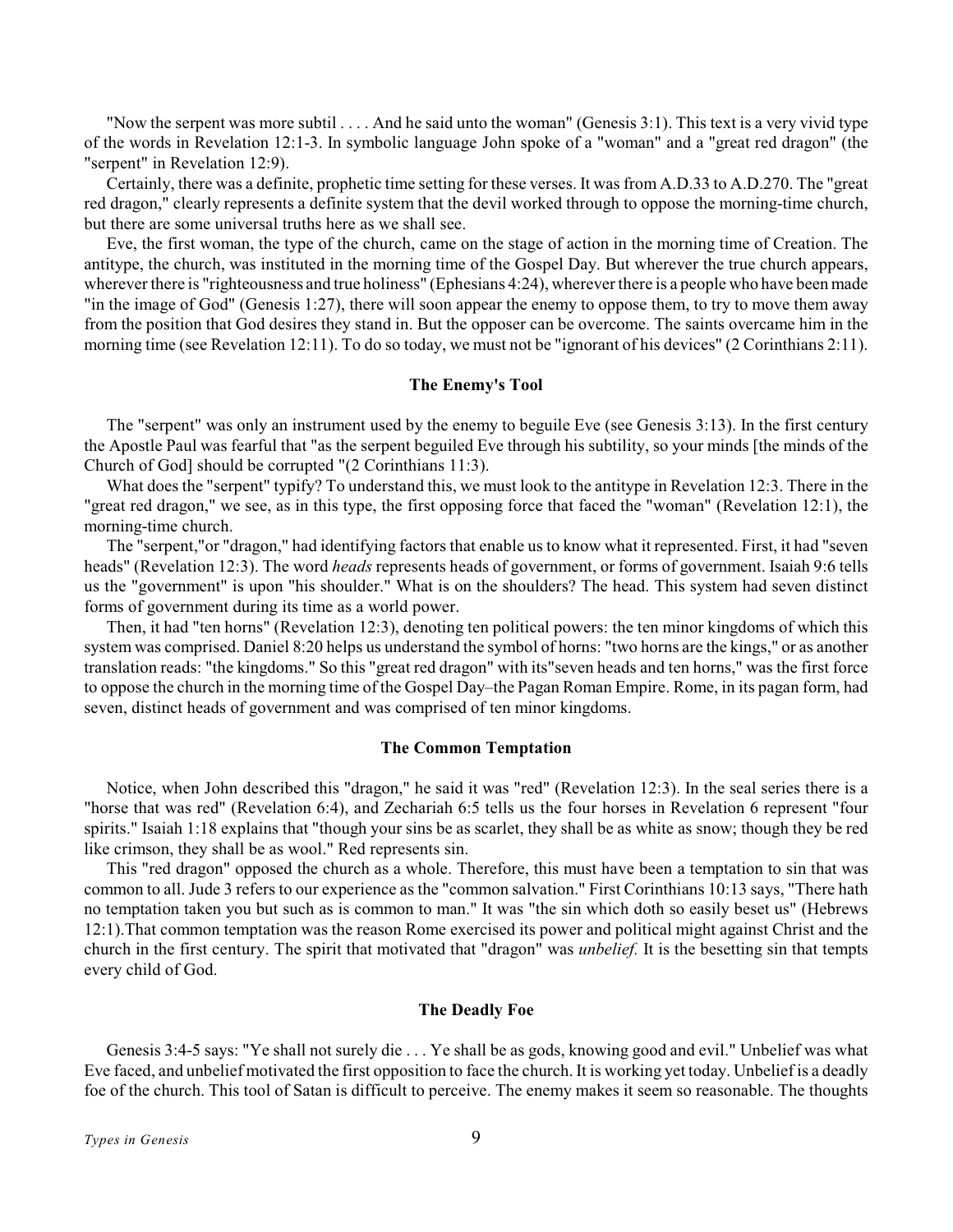"Now the serpent was more subtil . . . . And he said unto the woman" (Genesis 3:1). This text is a very vivid type of the words in Revelation 12:1-3. In symbolic language John spoke of a "woman" and a "great red dragon" (the "serpent" in Revelation 12:9).

Certainly, there was a definite, prophetic time setting for these verses. It was from A.D.33 to A.D.270. The "great red dragon," clearly represents a definite system that the devil worked through to oppose the morning-time church, but there are some universal truths here as we shall see.

Eve, the first woman, the type of the church, came on the stage of action in the morning time of Creation. The antitype, the church, was instituted in the morning time of the Gospel Day. But wherever the true church appears, wherever there is "righteousness and true holiness" (Ephesians 4:24), wherever there is a people who have been made "in the image of God" (Genesis 1:27), there will soon appear the enemy to oppose them, to try to move them away from the position that God desires they stand in. But the opposer can be overcome. The saints overcame him in the morning time (see Revelation 12:11). To do so today, we must not be "ignorant of his devices" (2 Corinthians 2:11).

### The Enemy's Tool

The "serpent" was only an instrument used by the enemy to beguile Eve (see Genesis 3:13). In the first century the Apostle Paul was fearful that "as the serpent beguiled Eve through his subtility, so your minds [the minds of the Church of God] should be corrupted "(2 Corinthians 11:3).

What does the "serpent" typify? To understand this, we must look to the antitype in Revelation 12:3. There in the "great red dragon," we see, as in this type, the first opposing force that faced the "woman" (Revelation 12:1), the morning-time church.

The "serpent,"or "dragon," had identifying factors that enable us to know what it represented. First, it had "seven heads" (Revelation 12:3). The word *heads* represents heads of government, or forms of government. Isaiah 9:6 tells us the "government" is upon "his shoulder." What is on the shoulders? The head. This system had seven distinct forms of government during its time as a world power.

Then, it had "ten horns" (Revelation 12:3), denoting ten political powers: the ten minor kingdoms of which this system was comprised. Daniel 8:20 helps us understand the symbol of horns: "two horns are the kings," or as another translation reads: "the kingdoms." So this "great red dragon" with its"seven heads and ten horns," was the first force to oppose the church in the morning time of the Gospel Day–the Pagan Roman Empire. Rome, in its pagan form, had seven, distinct heads of government and was comprised of ten minor kingdoms.

### The Common Temptation

Notice, when John described this "dragon," he said it was "red" (Revelation 12:3). In the seal series there is a "horse that was red" (Revelation 6:4), and Zechariah 6:5 tells us the four horses in Revelation 6 represent "four spirits." Isaiah 1:18 explains that "though your sins be as scarlet, they shall be as white as snow; though they be red like crimson, they shall be as wool." Red represents sin.

This "red dragon" opposed the church as a whole. Therefore, this must have been a temptation to sin that was common to all. Jude 3 refers to our experience as the "common salvation." First Corinthians 10:13 says, "There hath no temptation taken you but such as is common to man." It was "the sin which doth so easily beset us" (Hebrews 12:1).That common temptation was the reason Rome exercised its power and political might against Christ and the church in the first century. The spirit that motivated that "dragon" was *unbelief.* It is the besetting sin that tempts every child of God.

### The Deadly Foe

Genesis 3:4-5 says: "Ye shall not surely die . . . Ye shall be as gods, knowing good and evil." Unbelief was what Eve faced, and unbelief motivated the first opposition to face the church. It is working yet today. Unbelief is a deadly foe of the church. This tool of Satan is difficult to perceive. The enemy makes it seem so reasonable. The thoughts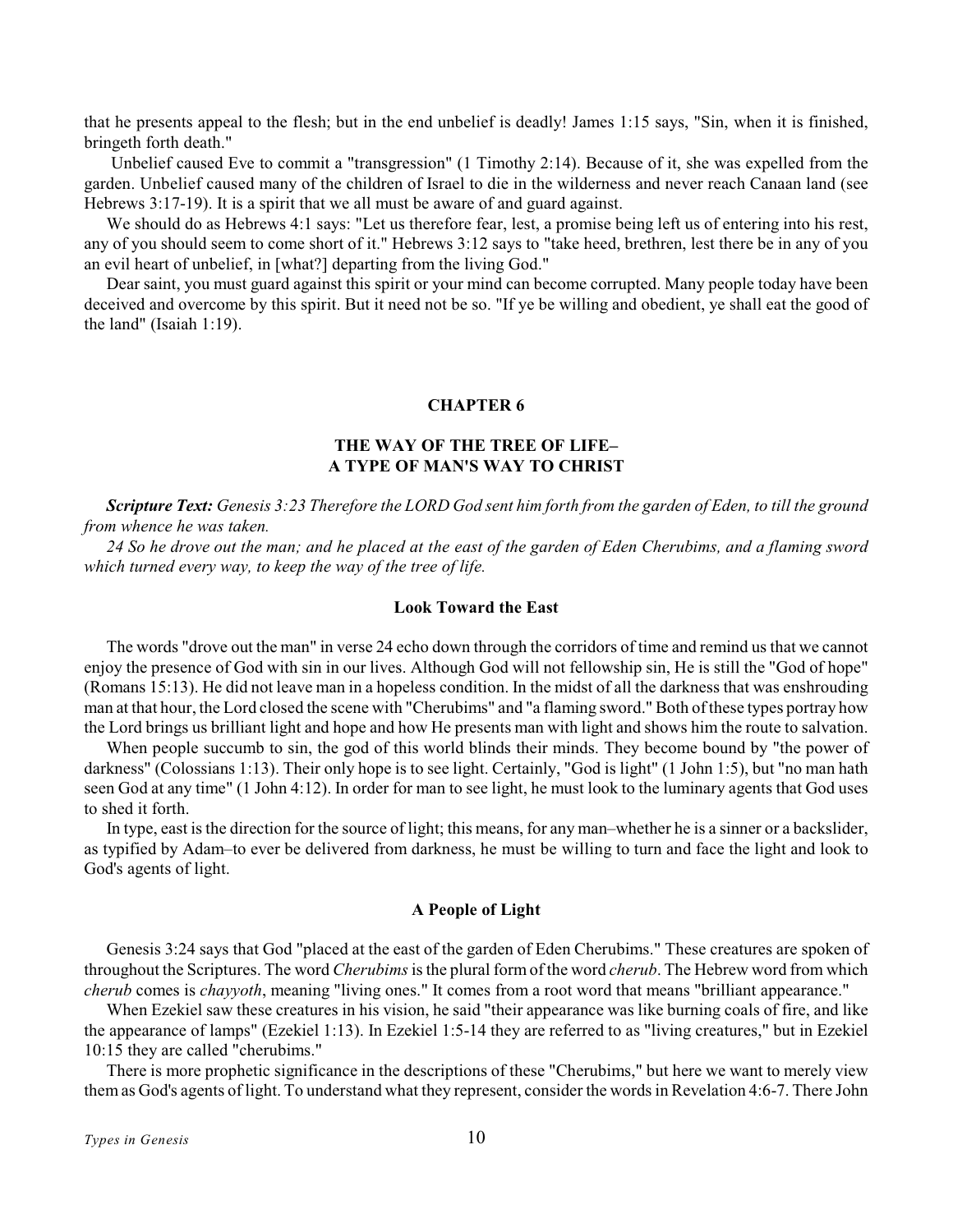that he presents appeal to the flesh; but in the end unbelief is deadly! James 1:15 says, "Sin, when it is finished, bringeth forth death."

Unbelief caused Eve to commit a "transgression" (1 Timothy 2:14). Because of it, she was expelled from the garden. Unbelief caused many of the children of Israel to die in the wilderness and never reach Canaan land (see Hebrews 3:17-19). It is a spirit that we all must be aware of and guard against.

We should do as Hebrews 4:1 says: "Let us therefore fear, lest, a promise being left us of entering into his rest, any of you should seem to come short of it." Hebrews 3:12 says to "take heed, brethren, lest there be in any of you an evil heart of unbelief, in [what?] departing from the living God."

Dear saint, you must guard against this spirit or your mind can become corrupted. Many people today have been deceived and overcome by this spirit. But it need not be so. "If ye be willing and obedient, ye shall eat the good of the land" (Isaiah 1:19).

## CHAPTER 6

## THE WAY OF THE TREE OF LIFE– A TYPE OF MAN'S WAY TO CHRIST

***Scripture Text:*** *Genesis 3:23 Therefore the LORD God sent him forth from the garden of Eden, to till the ground from whence he was taken.*

*24 So he drove out the man; and he placed at the east of the garden of Eden Cherubims, and a flaming sword which turned every way, to keep the way of the tree of life.*

### Look Toward the East

The words "drove out the man" in verse 24 echo down through the corridors of time and remind us that we cannot enjoy the presence of God with sin in our lives. Although God will not fellowship sin, He is still the "God of hope" (Romans 15:13). He did not leave man in a hopeless condition. In the midst of all the darkness that was enshrouding man at that hour, the Lord closed the scene with "Cherubims" and "a flaming sword." Both of these types portray how the Lord brings us brilliant light and hope and how He presents man with light and shows him the route to salvation.

When people succumb to sin, the god of this world blinds their minds. They become bound by "the power of darkness" (Colossians 1:13). Their only hope is to see light. Certainly, "God is light" (1 John 1:5), but "no man hath seen God at any time" (1 John 4:12). In order for man to see light, he must look to the luminary agents that God uses to shed it forth.

In type, east is the direction for the source of light; this means, for any man–whether he is a sinner or a backslider, as typified by Adam–to ever be delivered from darkness, he must be willing to turn and face the light and look to God's agents of light.

### A People of Light

Genesis 3:24 says that God "placed at the east of the garden of Eden Cherubims." These creatures are spoken of throughout the Scriptures. The word *Cherubims* is the plural form of the word *cherub*. The Hebrew word from which *cherub* comes is *chayyoth*, meaning "living ones." It comes from a root word that means "brilliant appearance."

When Ezekiel saw these creatures in his vision, he said "their appearance was like burning coals of fire, and like the appearance of lamps" (Ezekiel 1:13). In Ezekiel 1:5-14 they are referred to as "living creatures," but in Ezekiel 10:15 they are called "cherubims."

There is more prophetic significance in the descriptions of these "Cherubims," but here we want to merely view them as God's agents of light. To understand what they represent, consider the words in Revelation 4:6-7. There John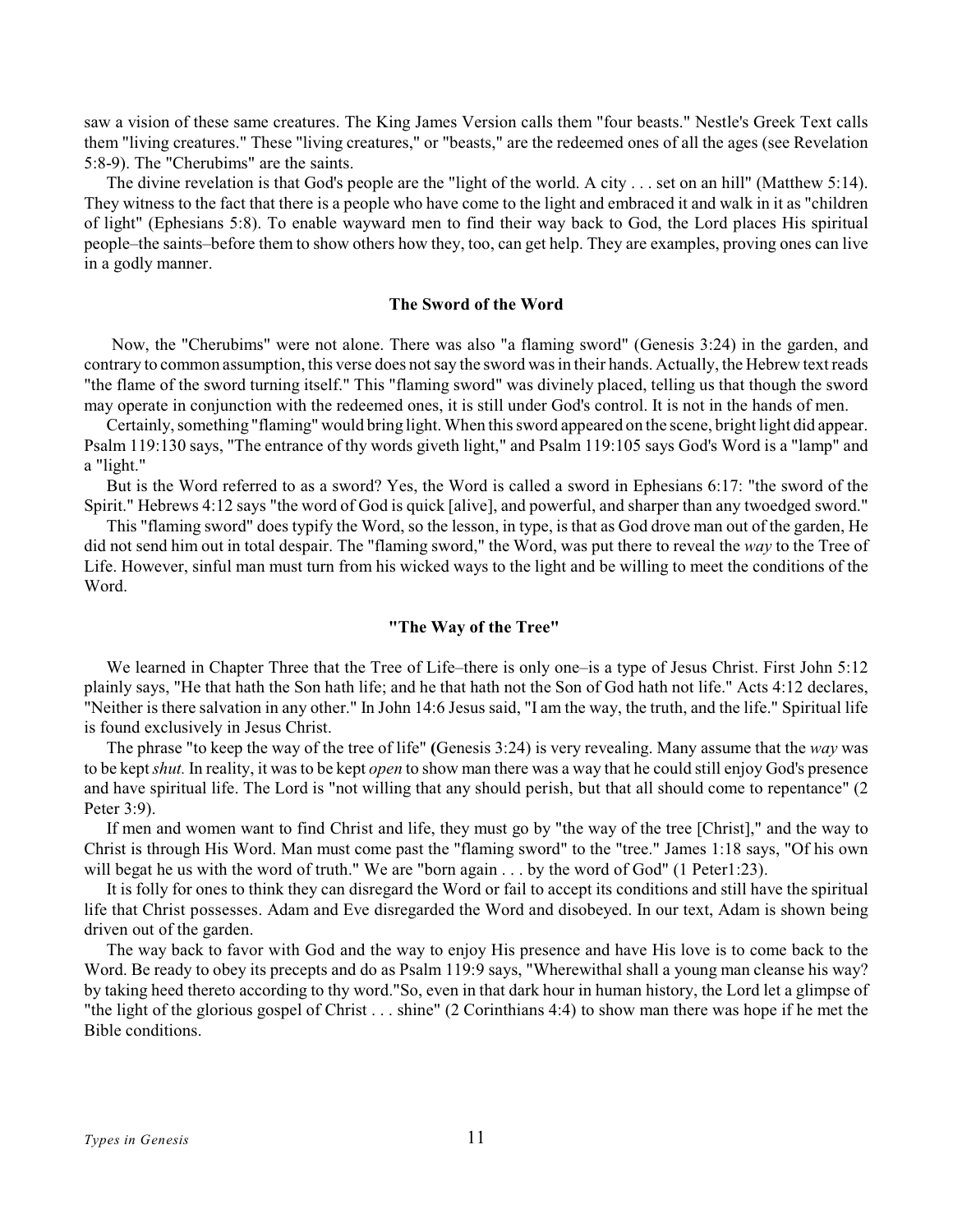saw a vision of these same creatures. The King James Version calls them "four beasts." Nestle's Greek Text calls them "living creatures." These "living creatures," or "beasts," are the redeemed ones of all the ages (see Revelation 5:8-9). The "Cherubims" are the saints.

The divine revelation is that God's people are the "light of the world. A city . . . set on an hill" (Matthew 5:14). They witness to the fact that there is a people who have come to the light and embraced it and walk in it as "children of light" (Ephesians 5:8). To enable wayward men to find their way back to God, the Lord places His spiritual people–the saints–before them to show others how they, too, can get help. They are examples, proving ones can live in a godly manner.

### The Sword of the Word

Now, the "Cherubims" were not alone. There was also "a flaming sword" (Genesis 3:24) in the garden, and contrary to common assumption, this verse does not say the sword was in their hands. Actually, the Hebrew text reads "the flame of the sword turning itself." This "flaming sword" was divinely placed, telling us that though the sword may operate in conjunction with the redeemed ones, it is still under God's control. It is not in the hands of men.

Certainly, something "flaming" would bring light. When this sword appeared on the scene, bright light did appear. Psalm 119:130 says, "The entrance of thy words giveth light," and Psalm 119:105 says God's Word is a "lamp" and a "light."

But is the Word referred to as a sword? Yes, the Word is called a sword in Ephesians 6:17: "the sword of the Spirit." Hebrews 4:12 says "the word of God is quick [alive], and powerful, and sharper than any twoedged sword."

This "flaming sword" does typify the Word, so the lesson, in type, is that as God drove man out of the garden, He did not send him out in total despair. The "flaming sword," the Word, was put there to reveal the *way* to the Tree of Life. However, sinful man must turn from his wicked ways to the light and be willing to meet the conditions of the Word.

### "The Way of the Tree"

We learned in Chapter Three that the Tree of Life–there is only one–is a type of Jesus Christ. First John 5:12 plainly says, "He that hath the Son hath life; and he that hath not the Son of God hath not life." Acts 4:12 declares, "Neither is there salvation in any other." In John 14:6 Jesus said, "I am the way, the truth, and the life." Spiritual life is found exclusively in Jesus Christ.

The phrase "to keep the way of the tree of life" (Genesis 3:24) is very revealing. Many assume that the *way* was to be kept *shut.* In reality, it was to be kept *open* to show man there was a way that he could still enjoy God's presence and have spiritual life. The Lord is "not willing that any should perish, but that all should come to repentance" (2 Peter 3:9).

If men and women want to find Christ and life, they must go by "the way of the tree [Christ]," and the way to Christ is through His Word. Man must come past the "flaming sword" to the "tree." James 1:18 says, "Of his own will begat he us with the word of truth." We are "born again . . . by the word of God" (1 Peter1:23).

It is folly for ones to think they can disregard the Word or fail to accept its conditions and still have the spiritual life that Christ possesses. Adam and Eve disregarded the Word and disobeyed. In our text, Adam is shown being driven out of the garden.

The way back to favor with God and the way to enjoy His presence and have His love is to come back to the Word. Be ready to obey its precepts and do as Psalm 119:9 says, "Wherewithal shall a young man cleanse his way? by taking heed thereto according to thy word."So, even in that dark hour in human history, the Lord let a glimpse of "the light of the glorious gospel of Christ . . . shine" (2 Corinthians 4:4) to show man there was hope if he met the Bible conditions.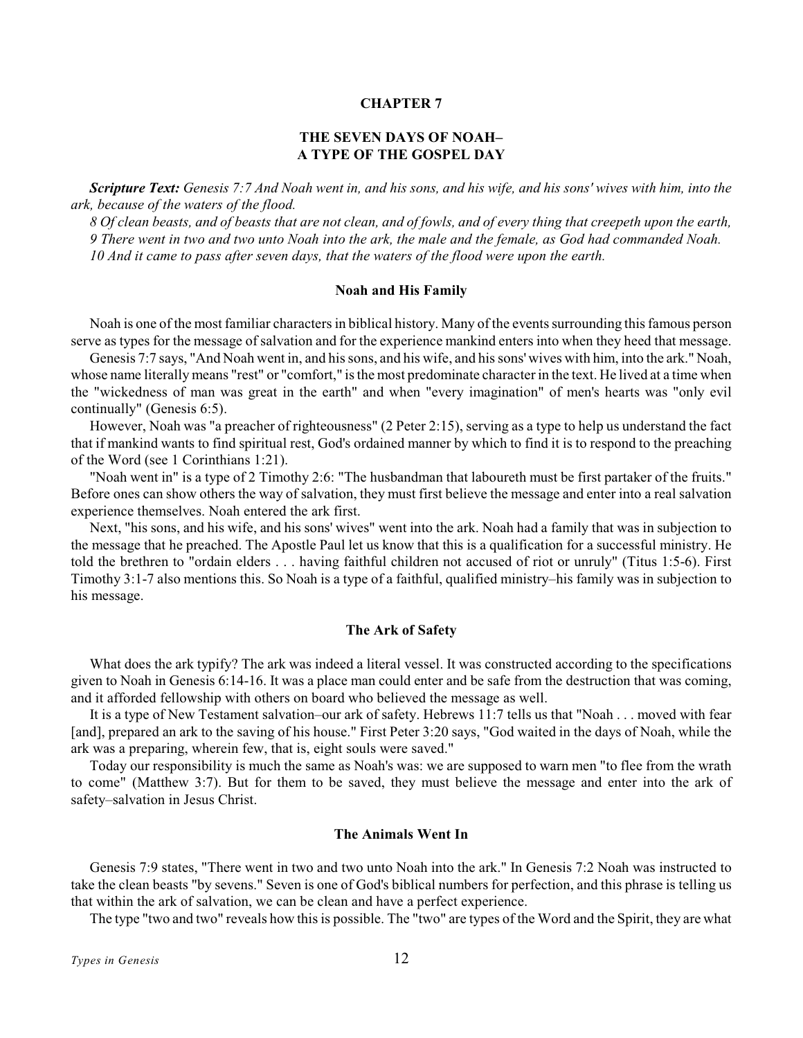## CHAPTER 7

## THE SEVEN DAYS OF NOAH– A TYPE OF THE GOSPEL DAY

***Scripture Text:*** *Genesis 7:7 And Noah went in, and his sons, and his wife, and his sons' wives with him, into the ark, because of the waters of the flood.*

*8 Of clean beasts, and of beasts that are not clean, and of fowls, and of every thing that creepeth upon the earth,*

*9 There went in two and two unto Noah into the ark, the male and the female, as God had commanded Noah.*

*10 And it came to pass after seven days, that the waters of the flood were upon the earth.*

### Noah and His Family

Noah is one of the most familiar characters in biblical history. Many of the events surrounding this famous person serve as types for the message of salvation and for the experience mankind enters into when they heed that message.

Genesis 7:7 says, "And Noah went in, and his sons, and his wife, and his sons' wives with him, into the ark." Noah, whose name literally means "rest" or "comfort," is the most predominate character in the text. He lived at a time when the "wickedness of man was great in the earth" and when "every imagination" of men's hearts was "only evil continually" (Genesis 6:5).

However, Noah was "a preacher of righteousness" (2 Peter 2:15), serving as a type to help us understand the fact that if mankind wants to find spiritual rest, God's ordained manner by which to find it is to respond to the preaching of the Word (see 1 Corinthians 1:21).

"Noah went in" is a type of 2 Timothy 2:6: "The husbandman that laboureth must be first partaker of the fruits." Before ones can show others the way of salvation, they must first believe the message and enter into a real salvation experience themselves. Noah entered the ark first.

Next, "his sons, and his wife, and his sons' wives" went into the ark. Noah had a family that was in subjection to the message that he preached. The Apostle Paul let us know that this is a qualification for a successful ministry. He told the brethren to "ordain elders . . . having faithful children not accused of riot or unruly" (Titus 1:5-6). First Timothy 3:1-7 also mentions this. So Noah is a type of a faithful, qualified ministry–his family was in subjection to his message.

### The Ark of Safety

What does the ark typify? The ark was indeed a literal vessel. It was constructed according to the specifications given to Noah in Genesis 6:14-16. It was a place man could enter and be safe from the destruction that was coming, and it afforded fellowship with others on board who believed the message as well.

It is a type of New Testament salvation–our ark of safety. Hebrews 11:7 tells us that "Noah . . . moved with fear [and], prepared an ark to the saving of his house." First Peter 3:20 says, "God waited in the days of Noah, while the ark was a preparing, wherein few, that is, eight souls were saved."

Today our responsibility is much the same as Noah's was: we are supposed to warn men "to flee from the wrath to come" (Matthew 3:7). But for them to be saved, they must believe the message and enter into the ark of safety–salvation in Jesus Christ.

### The Animals Went In

Genesis 7:9 states, "There went in two and two unto Noah into the ark." In Genesis 7:2 Noah was instructed to take the clean beasts "by sevens." Seven is one of God's biblical numbers for perfection, and this phrase is telling us that within the ark of salvation, we can be clean and have a perfect experience.

The type "two and two" reveals how this is possible. The "two" are types of the Word and the Spirit, they are what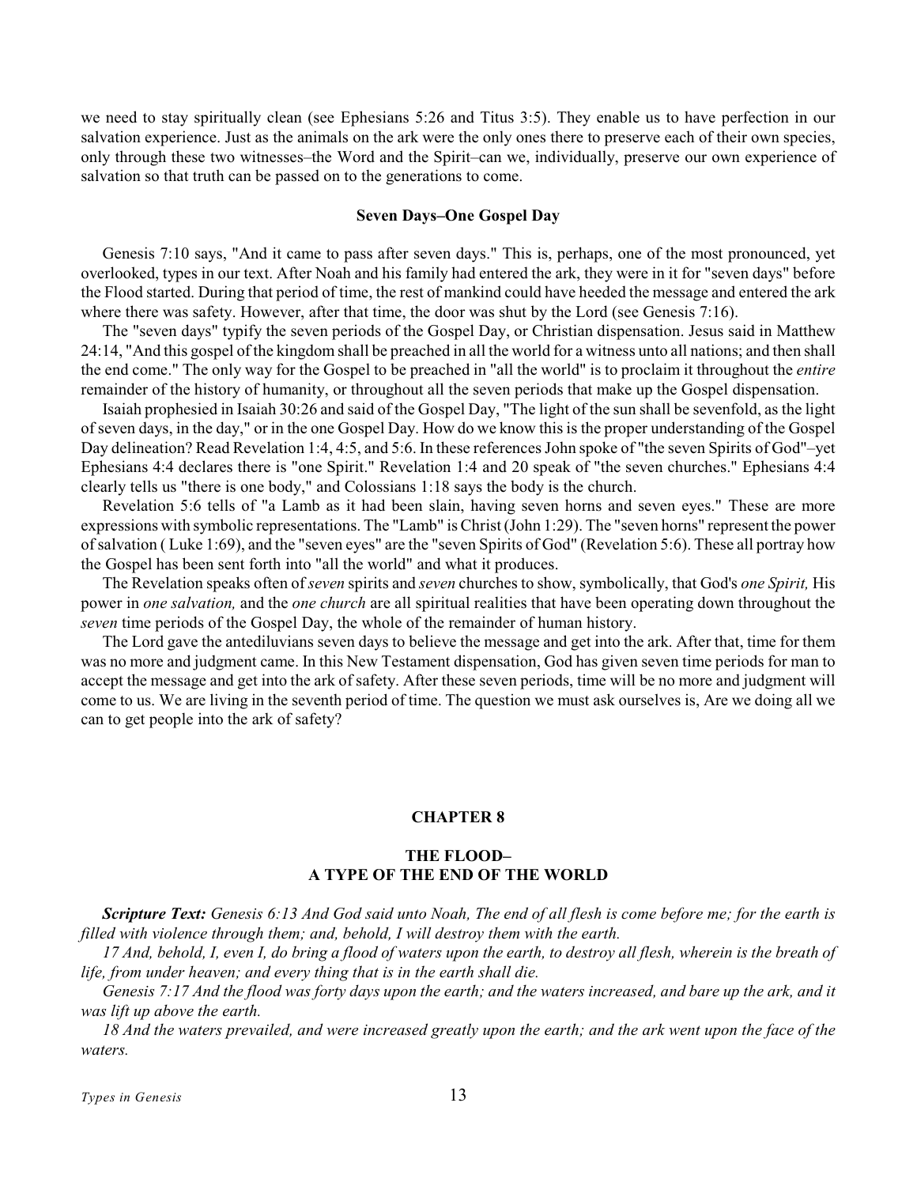we need to stay spiritually clean (see Ephesians 5:26 and Titus 3:5). They enable us to have perfection in our salvation experience. Just as the animals on the ark were the only ones there to preserve each of their own species, only through these two witnesses–the Word and the Spirit–can we, individually, preserve our own experience of salvation so that truth can be passed on to the generations to come.

### Seven Days–One Gospel Day

Genesis 7:10 says, "And it came to pass after seven days." This is, perhaps, one of the most pronounced, yet overlooked, types in our text. After Noah and his family had entered the ark, they were in it for "seven days" before the Flood started. During that period of time, the rest of mankind could have heeded the message and entered the ark where there was safety. However, after that time, the door was shut by the Lord (see Genesis 7:16).

The "seven days" typify the seven periods of the Gospel Day, or Christian dispensation. Jesus said in Matthew 24:14, "And this gospel of the kingdom shall be preached in all the world for a witness unto all nations; and then shall the end come." The only way for the Gospel to be preached in "all the world" is to proclaim it throughout the *entire* remainder of the history of humanity, or throughout all the seven periods that make up the Gospel dispensation.

Isaiah prophesied in Isaiah 30:26 and said of the Gospel Day, "The light of the sun shall be sevenfold, as the light of seven days, in the day," or in the one Gospel Day. How do we know this is the proper understanding of the Gospel Day delineation? Read Revelation 1:4, 4:5, and 5:6. In these references John spoke of "the seven Spirits of God"–yet Ephesians 4:4 declares there is "one Spirit." Revelation 1:4 and 20 speak of "the seven churches." Ephesians 4:4 clearly tells us "there is one body," and Colossians 1:18 says the body is the church.

Revelation 5:6 tells of "a Lamb as it had been slain, having seven horns and seven eyes." These are more expressions with symbolic representations. The "Lamb" is Christ (John 1:29). The "seven horns" represent the power of salvation ( Luke 1:69), and the "seven eyes" are the "seven Spirits of God" (Revelation 5:6). These all portray how the Gospel has been sent forth into "all the world" and what it produces.

The Revelation speaks often of *seven* spirits and *seven* churches to show, symbolically, that God's *one Spirit,* His power in *one salvation,* and the *one church* are all spiritual realities that have been operating down throughout the *seven* time periods of the Gospel Day, the whole of the remainder of human history.

The Lord gave the antediluvians seven days to believe the message and get into the ark. After that, time for them was no more and judgment came. In this New Testament dispensation, God has given seven time periods for man to accept the message and get into the ark of safety. After these seven periods, time will be no more and judgment will come to us. We are living in the seventh period of time. The question we must ask ourselves is, Are we doing all we can to get people into the ark of safety?

## CHAPTER 8

## THE FLOOD– A TYPE OF THE END OF THE WORLD

***Scripture Text:*** *Genesis 6:13 And God said unto Noah, The end of all flesh is come before me; for the earth is filled with violence through them; and, behold, I will destroy them with the earth.*

*17 And, behold, I, even I, do bring a flood of waters upon the earth, to destroy all flesh, wherein is the breath of life, from under heaven; and every thing that is in the earth shall die.*

*Genesis 7:17 And the flood was forty days upon the earth; and the waters increased, and bare up the ark, and it was lift up above the earth.*

*18 And the waters prevailed, and were increased greatly upon the earth; and the ark went upon the face of the waters.*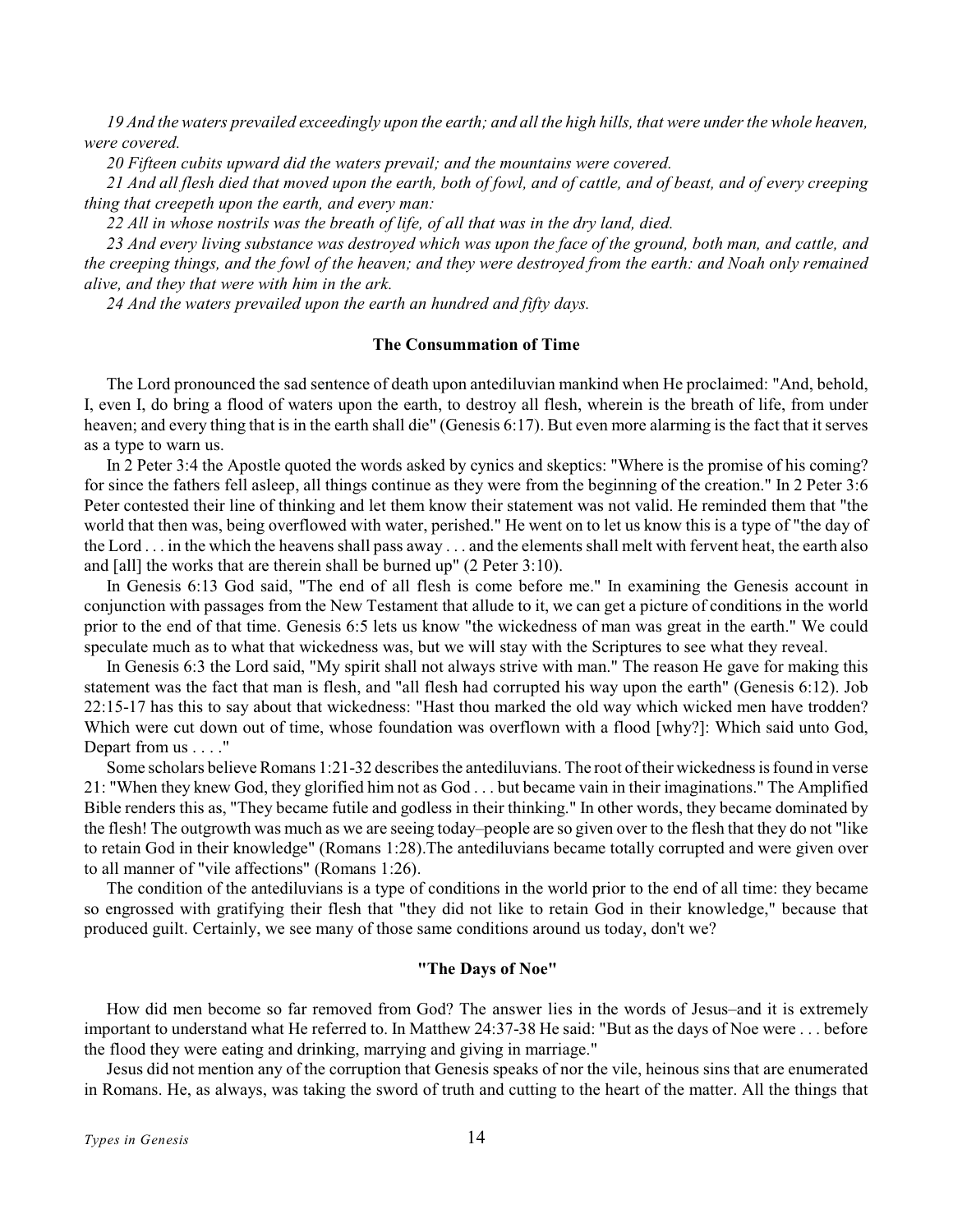*19 And the waters prevailed exceedingly upon the earth; and all the high hills, that were under the whole heaven, were covered.*

*20 Fifteen cubits upward did the waters prevail; and the mountains were covered.*

*21 And all flesh died that moved upon the earth, both of fowl, and of cattle, and of beast, and of every creeping thing that creepeth upon the earth, and every man:*

*22 All in whose nostrils was the breath of life, of all that was in the dry land, died.*

*23 And every living substance was destroyed which was upon the face of the ground, both man, and cattle, and the creeping things, and the fowl of the heaven; and they were destroyed from the earth: and Noah only remained alive, and they that were with him in the ark.*

*24 And the waters prevailed upon the earth an hundred and fifty days.*

### The Consummation of Time

The Lord pronounced the sad sentence of death upon antediluvian mankind when He proclaimed: "And, behold, I, even I, do bring a flood of waters upon the earth, to destroy all flesh, wherein is the breath of life, from under heaven; and every thing that is in the earth shall die" (Genesis 6:17). But even more alarming is the fact that it serves as a type to warn us.

In 2 Peter 3:4 the Apostle quoted the words asked by cynics and skeptics: "Where is the promise of his coming? for since the fathers fell asleep, all things continue as they were from the beginning of the creation." In 2 Peter 3:6 Peter contested their line of thinking and let them know their statement was not valid. He reminded them that "the world that then was, being overflowed with water, perished." He went on to let us know this is a type of "the day of the Lord . . . in the which the heavens shall pass away . . . and the elements shall melt with fervent heat, the earth also and [all] the works that are therein shall be burned up" (2 Peter 3:10).

In Genesis 6:13 God said, "The end of all flesh is come before me." In examining the Genesis account in conjunction with passages from the New Testament that allude to it, we can get a picture of conditions in the world prior to the end of that time. Genesis 6:5 lets us know "the wickedness of man was great in the earth." We could speculate much as to what that wickedness was, but we will stay with the Scriptures to see what they reveal.

In Genesis 6:3 the Lord said, "My spirit shall not always strive with man." The reason He gave for making this statement was the fact that man is flesh, and "all flesh had corrupted his way upon the earth" (Genesis 6:12). Job 22:15-17 has this to say about that wickedness: "Hast thou marked the old way which wicked men have trodden? Which were cut down out of time, whose foundation was overflown with a flood [why?]: Which said unto God, Depart from us . . . ."

Some scholars believe Romans 1:21-32 describes the antediluvians. The root of their wickedness is found in verse 21: "When they knew God, they glorified him not as God . . . but became vain in their imaginations." The Amplified Bible renders this as, "They became futile and godless in their thinking." In other words, they became dominated by the flesh! The outgrowth was much as we are seeing today–people are so given over to the flesh that they do not "like to retain God in their knowledge" (Romans 1:28).The antediluvians became totally corrupted and were given over to all manner of "vile affections" (Romans 1:26).

The condition of the antediluvians is a type of conditions in the world prior to the end of all time: they became so engrossed with gratifying their flesh that "they did not like to retain God in their knowledge," because that produced guilt. Certainly, we see many of those same conditions around us today, don't we?

### "The Days of Noe"

How did men become so far removed from God? The answer lies in the words of Jesus–and it is extremely important to understand what He referred to. In Matthew 24:37-38 He said: "But as the days of Noe were . . . before the flood they were eating and drinking, marrying and giving in marriage."

Jesus did not mention any of the corruption that Genesis speaks of nor the vile, heinous sins that are enumerated in Romans. He, as always, was taking the sword of truth and cutting to the heart of the matter. All the things that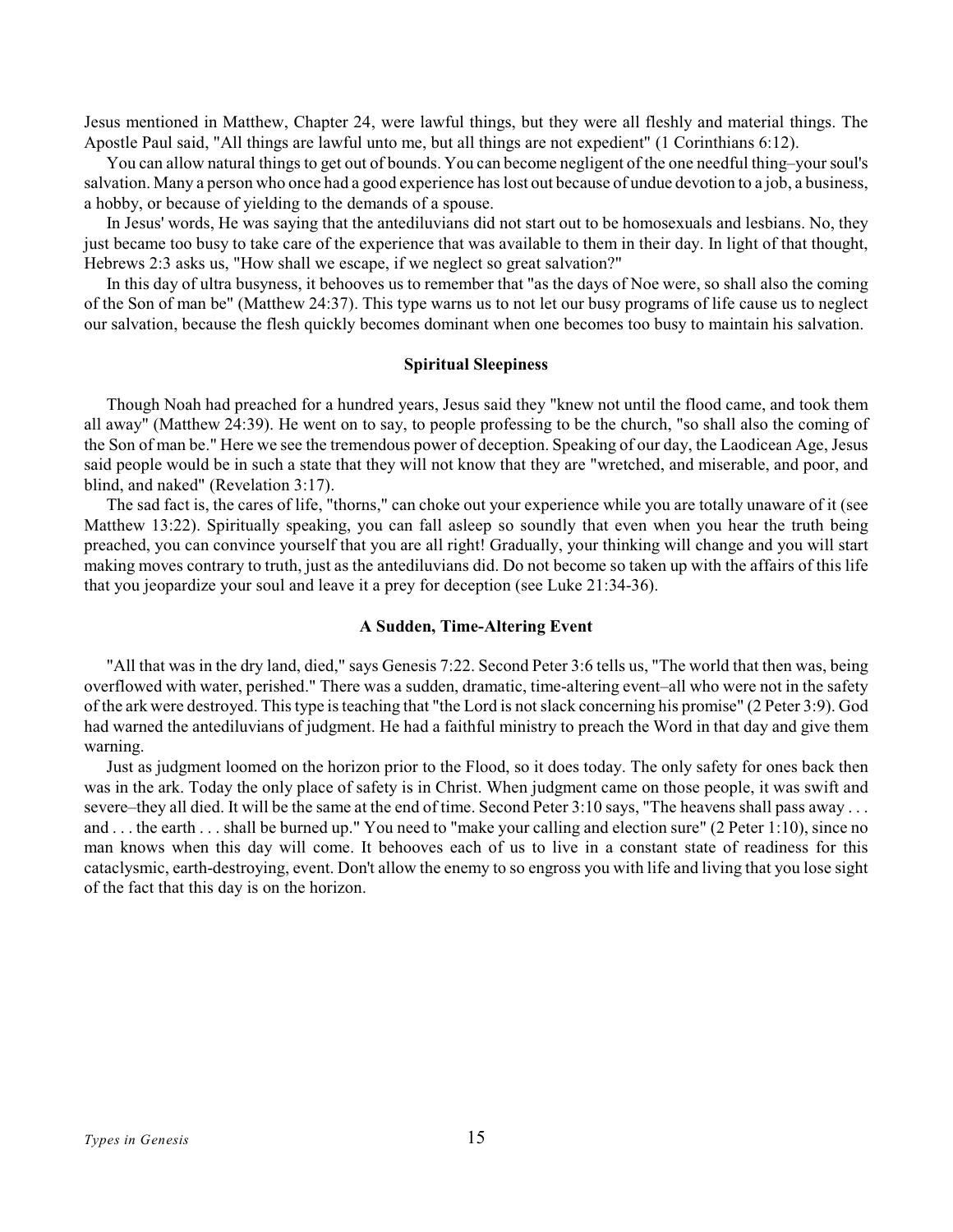Jesus mentioned in Matthew, Chapter 24, were lawful things, but they were all fleshly and material things. The Apostle Paul said, "All things are lawful unto me, but all things are not expedient" (1 Corinthians 6:12).

You can allow natural things to get out of bounds. You can become negligent of the one needful thing–your soul's salvation. Many a person who once had a good experience has lost out because of undue devotion to a job, a business, a hobby, or because of yielding to the demands of a spouse.

In Jesus' words, He was saying that the antediluvians did not start out to be homosexuals and lesbians. No, they just became too busy to take care of the experience that was available to them in their day. In light of that thought, Hebrews 2:3 asks us, "How shall we escape, if we neglect so great salvation?"

In this day of ultra busyness, it behooves us to remember that "as the days of Noe were, so shall also the coming of the Son of man be" (Matthew 24:37). This type warns us to not let our busy programs of life cause us to neglect our salvation, because the flesh quickly becomes dominant when one becomes too busy to maintain his salvation.

### Spiritual Sleepiness

Though Noah had preached for a hundred years, Jesus said they "knew not until the flood came, and took them all away" (Matthew 24:39). He went on to say, to people professing to be the church, "so shall also the coming of the Son of man be." Here we see the tremendous power of deception. Speaking of our day, the Laodicean Age, Jesus said people would be in such a state that they will not know that they are "wretched, and miserable, and poor, and blind, and naked" (Revelation 3:17).

The sad fact is, the cares of life, "thorns," can choke out your experience while you are totally unaware of it (see Matthew 13:22). Spiritually speaking, you can fall asleep so soundly that even when you hear the truth being preached, you can convince yourself that you are all right! Gradually, your thinking will change and you will start making moves contrary to truth, just as the antediluvians did. Do not become so taken up with the affairs of this life that you jeopardize your soul and leave it a prey for deception (see Luke 21:34-36).

### A Sudden, Time-Altering Event

"All that was in the dry land, died," says Genesis 7:22. Second Peter 3:6 tells us, "The world that then was, being overflowed with water, perished." There was a sudden, dramatic, time-altering event–all who were not in the safety of the ark were destroyed. This type is teaching that "the Lord is not slack concerning his promise" (2 Peter 3:9). God had warned the antediluvians of judgment. He had a faithful ministry to preach the Word in that day and give them warning.

Just as judgment loomed on the horizon prior to the Flood, so it does today. The only safety for ones back then was in the ark. Today the only place of safety is in Christ. When judgment came on those people, it was swift and severe–they all died. It will be the same at the end of time. Second Peter 3:10 says, "The heavens shall pass away . . . and . . . the earth . . . shall be burned up." You need to "make your calling and election sure" (2 Peter 1:10), since no man knows when this day will come. It behooves each of us to live in a constant state of readiness for this cataclysmic, earth-destroying, event. Don't allow the enemy to so engross you with life and living that you lose sight of the fact that this day is on the horizon.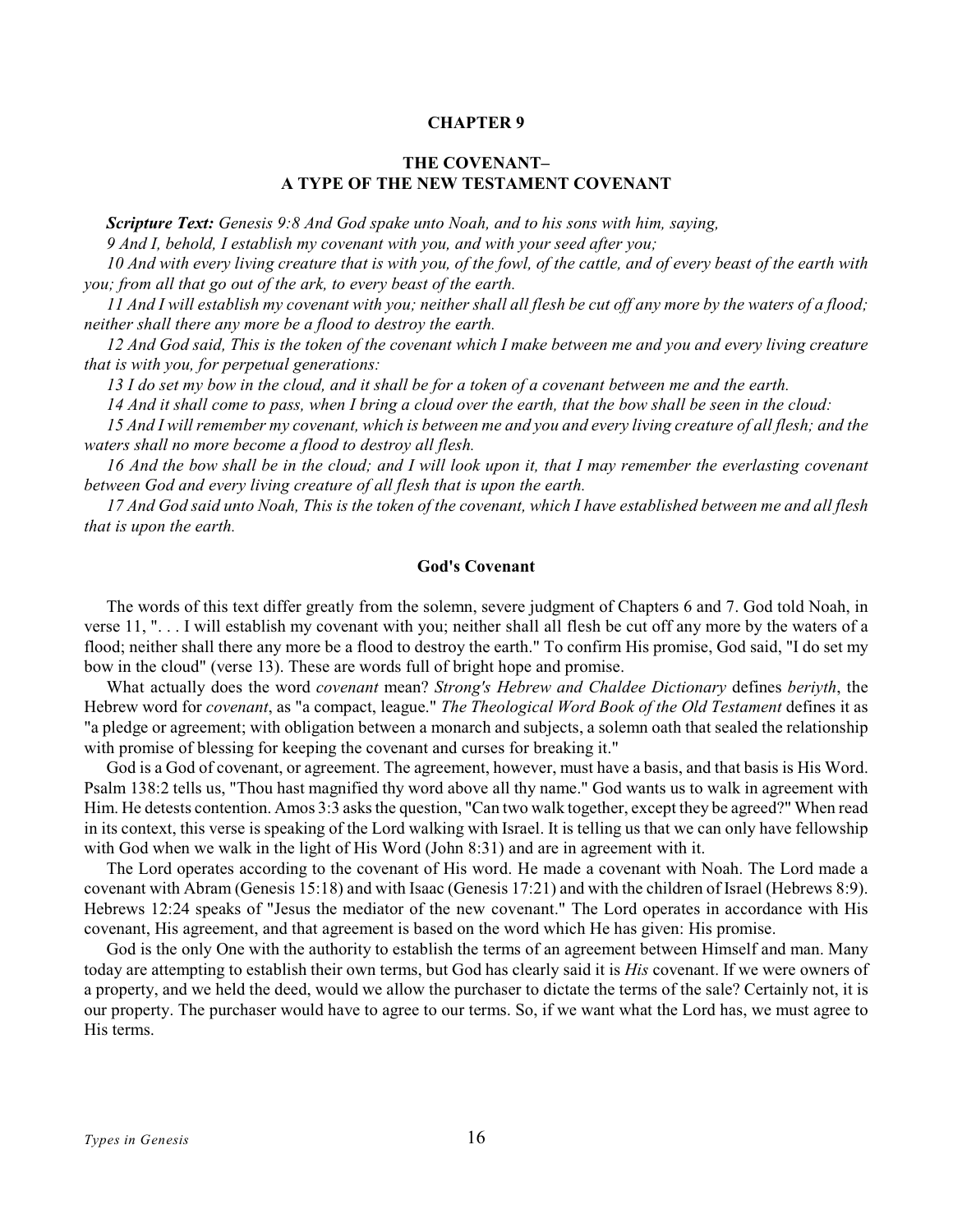# CHAPTER 9

## THE COVENANT–
## A TYPE OF THE NEW TESTAMENT COVENANT

***Scripture Text:*** *Genesis 9:8 And God spake unto Noah, and to his sons with him, saying,*

*9 And I, behold, I establish my covenant with you, and with your seed after you;*

*10 And with every living creature that is with you, of the fowl, of the cattle, and of every beast of the earth with you; from all that go out of the ark, to every beast of the earth.*

*11 And I will establish my covenant with you; neither shall all flesh be cut off any more by the waters of a flood; neither shall there any more be a flood to destroy the earth.*

*12 And God said, This is the token of the covenant which I make between me and you and every living creature that is with you, for perpetual generations:*

*13 I do set my bow in the cloud, and it shall be for a token of a covenant between me and the earth.*

*14 And it shall come to pass, when I bring a cloud over the earth, that the bow shall be seen in the cloud:*

*15 And I will remember my covenant, which is between me and you and every living creature of all flesh; and the waters shall no more become a flood to destroy all flesh.*

*16 And the bow shall be in the cloud; and I will look upon it, that I may remember the everlasting covenant between God and every living creature of all flesh that is upon the earth.*

*17 And God said unto Noah, This is the token of the covenant, which I have established between me and all flesh that is upon the earth.*

### God's Covenant

The words of this text differ greatly from the solemn, severe judgment of Chapters 6 and 7. God told Noah, in verse 11, ". . . I will establish my covenant with you; neither shall all flesh be cut off any more by the waters of a flood; neither shall there any more be a flood to destroy the earth." To confirm His promise, God said, "I do set my bow in the cloud" (verse 13). These are words full of bright hope and promise.

What actually does the word *covenant* mean? *Strong's Hebrew and Chaldee Dictionary* defines *beriyth*, the Hebrew word for *covenant*, as "a compact, league." *The Theological Word Book of the Old Testament* defines it as "a pledge or agreement; with obligation between a monarch and subjects, a solemn oath that sealed the relationship with promise of blessing for keeping the covenant and curses for breaking it."

God is a God of covenant, or agreement. The agreement, however, must have a basis, and that basis is His Word. Psalm 138:2 tells us, "Thou hast magnified thy word above all thy name." God wants us to walk in agreement with Him. He detests contention. Amos 3:3 asks the question, "Can two walk together, except they be agreed?" When read in its context, this verse is speaking of the Lord walking with Israel. It is telling us that we can only have fellowship with God when we walk in the light of His Word (John 8:31) and are in agreement with it.

The Lord operates according to the covenant of His word. He made a covenant with Noah. The Lord made a covenant with Abram (Genesis 15:18) and with Isaac (Genesis 17:21) and with the children of Israel (Hebrews 8:9). Hebrews 12:24 speaks of "Jesus the mediator of the new covenant." The Lord operates in accordance with His covenant, His agreement, and that agreement is based on the word which He has given: His promise.

God is the only One with the authority to establish the terms of an agreement between Himself and man. Many today are attempting to establish their own terms, but God has clearly said it is *His* covenant. If we were owners of a property, and we held the deed, would we allow the purchaser to dictate the terms of the sale? Certainly not, it is our property. The purchaser would have to agree to our terms. So, if we want what the Lord has, we must agree to His terms.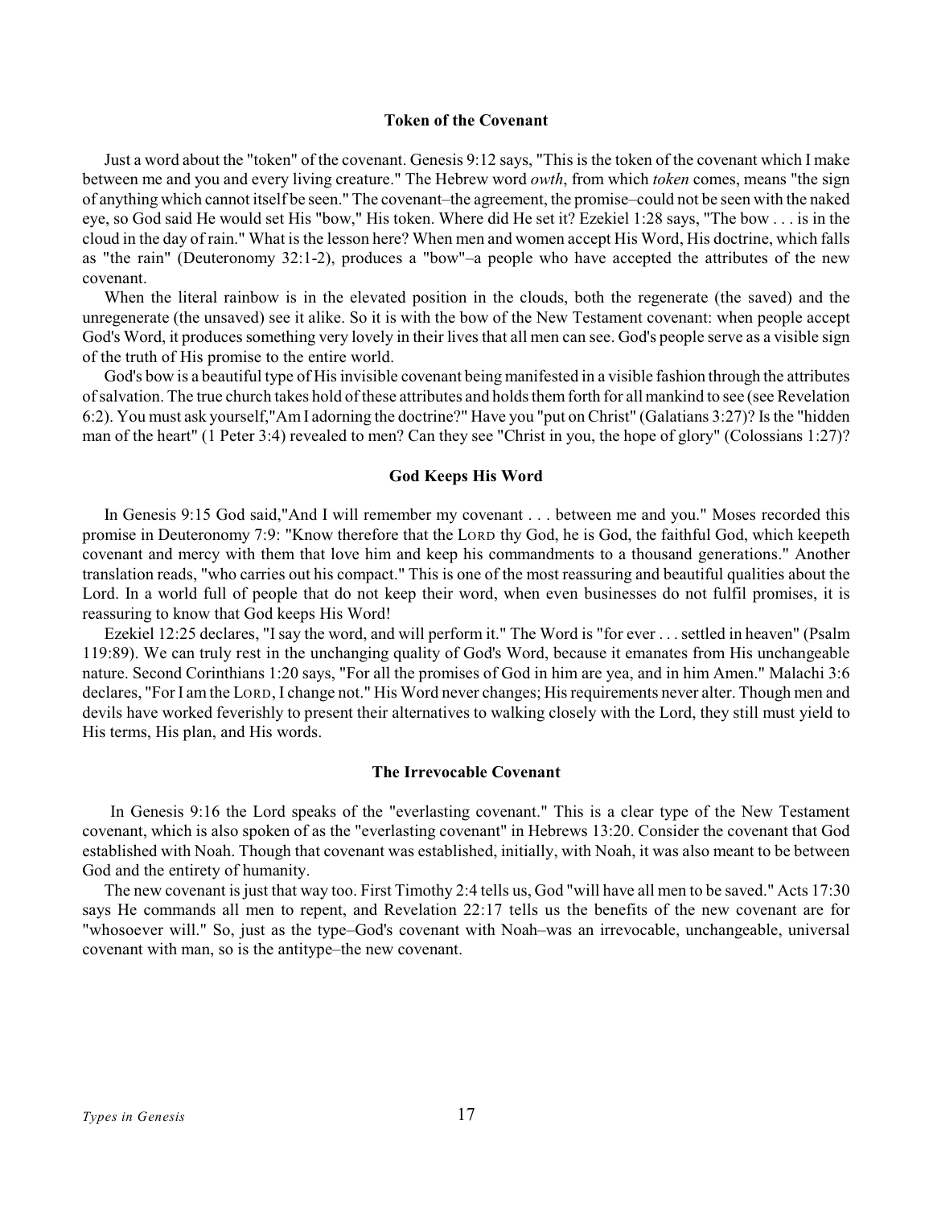### Token of the Covenant

Just a word about the "token" of the covenant. Genesis 9:12 says, "This is the token of the covenant which I make between me and you and every living creature." The Hebrew word *owth*, from which *token* comes, means "the sign of anything which cannot itself be seen." The covenant–the agreement, the promise–could not be seen with the naked eye, so God said He would set His "bow," His token. Where did He set it? Ezekiel 1:28 says, "The bow . . . is in the cloud in the day of rain." What is the lesson here? When men and women accept His Word, His doctrine, which falls as "the rain" (Deuteronomy 32:1-2), produces a "bow"–a people who have accepted the attributes of the new covenant.

When the literal rainbow is in the elevated position in the clouds, both the regenerate (the saved) and the unregenerate (the unsaved) see it alike. So it is with the bow of the New Testament covenant: when people accept God's Word, it produces something very lovely in their lives that all men can see. God's people serve as a visible sign of the truth of His promise to the entire world.

God's bow is a beautiful type of His invisible covenant being manifested in a visible fashion through the attributes of salvation. The true church takes hold of these attributes and holds them forth for all mankind to see (see Revelation 6:2). You must ask yourself,"Am I adorning the doctrine?" Have you "put on Christ" (Galatians 3:27)? Is the "hidden man of the heart" (1 Peter 3:4) revealed to men? Can they see "Christ in you, the hope of glory" (Colossians 1:27)?

### God Keeps His Word

In Genesis 9:15 God said,"And I will remember my covenant . . . between me and you." Moses recorded this promise in Deuteronomy 7:9: "Know therefore that the LORD thy God, he is God, the faithful God, which keepeth covenant and mercy with them that love him and keep his commandments to a thousand generations." Another translation reads, "who carries out his compact." This is one of the most reassuring and beautiful qualities about the Lord. In a world full of people that do not keep their word, when even businesses do not fulfil promises, it is reassuring to know that God keeps His Word!

Ezekiel 12:25 declares, "I say the word, and will perform it." The Word is "for ever . . . settled in heaven" (Psalm 119:89). We can truly rest in the unchanging quality of God's Word, because it emanates from His unchangeable nature. Second Corinthians 1:20 says, "For all the promises of God in him are yea, and in him Amen." Malachi 3:6 declares, "For I am the LORD, I change not." His Word never changes; His requirements never alter. Though men and devils have worked feverishly to present their alternatives to walking closely with the Lord, they still must yield to His terms, His plan, and His words.

### The Irrevocable Covenant

In Genesis 9:16 the Lord speaks of the "everlasting covenant." This is a clear type of the New Testament covenant, which is also spoken of as the "everlasting covenant" in Hebrews 13:20. Consider the covenant that God established with Noah. Though that covenant was established, initially, with Noah, it was also meant to be between God and the entirety of humanity.

The new covenant is just that way too. First Timothy 2:4 tells us, God "will have all men to be saved." Acts 17:30 says He commands all men to repent, and Revelation 22:17 tells us the benefits of the new covenant are for "whosoever will." So, just as the type–God's covenant with Noah–was an irrevocable, unchangeable, universal covenant with man, so is the antitype–the new covenant.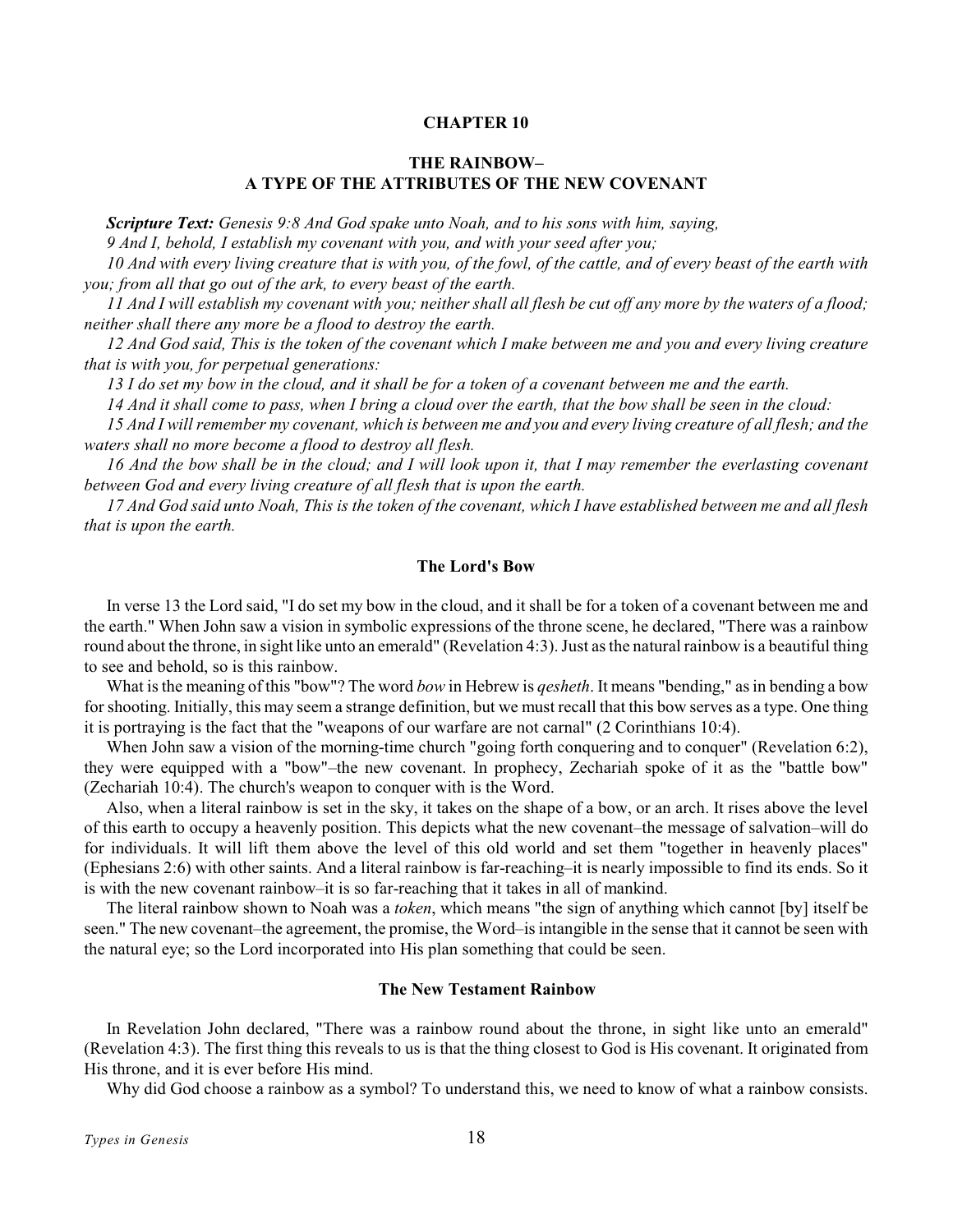# CHAPTER 10

## THE RAINBOW– A TYPE OF THE ATTRIBUTES OF THE NEW COVENANT

***Scripture Text:*** *Genesis 9:8 And God spake unto Noah, and to his sons with him, saying,*

*9 And I, behold, I establish my covenant with you, and with your seed after you;*

*10 And with every living creature that is with you, of the fowl, of the cattle, and of every beast of the earth with you; from all that go out of the ark, to every beast of the earth.*

*11 And I will establish my covenant with you; neither shall all flesh be cut off any more by the waters of a flood; neither shall there any more be a flood to destroy the earth.*

*12 And God said, This is the token of the covenant which I make between me and you and every living creature that is with you, for perpetual generations:*

*13 I do set my bow in the cloud, and it shall be for a token of a covenant between me and the earth.*

*14 And it shall come to pass, when I bring a cloud over the earth, that the bow shall be seen in the cloud:*

*15 And I will remember my covenant, which is between me and you and every living creature of all flesh; and the waters shall no more become a flood to destroy all flesh.*

*16 And the bow shall be in the cloud; and I will look upon it, that I may remember the everlasting covenant between God and every living creature of all flesh that is upon the earth.*

*17 And God said unto Noah, This is the token of the covenant, which I have established between me and all flesh that is upon the earth.*

### The Lord's Bow

In verse 13 the Lord said, "I do set my bow in the cloud, and it shall be for a token of a covenant between me and the earth." When John saw a vision in symbolic expressions of the throne scene, he declared, "There was a rainbow round about the throne, in sight like unto an emerald" (Revelation 4:3). Just as the natural rainbow is a beautiful thing to see and behold, so is this rainbow.

What is the meaning of this "bow"? The word *bow* in Hebrew is *qesheth*. It means "bending," as in bending a bow for shooting. Initially, this may seem a strange definition, but we must recall that this bow serves as a type. One thing it is portraying is the fact that the "weapons of our warfare are not carnal" (2 Corinthians 10:4).

When John saw a vision of the morning-time church "going forth conquering and to conquer" (Revelation 6:2), they were equipped with a "bow"–the new covenant. In prophecy, Zechariah spoke of it as the "battle bow" (Zechariah 10:4). The church's weapon to conquer with is the Word.

Also, when a literal rainbow is set in the sky, it takes on the shape of a bow, or an arch. It rises above the level of this earth to occupy a heavenly position. This depicts what the new covenant–the message of salvation–will do for individuals. It will lift them above the level of this old world and set them "together in heavenly places" (Ephesians 2:6) with other saints. And a literal rainbow is far-reaching–it is nearly impossible to find its ends. So it is with the new covenant rainbow–it is so far-reaching that it takes in all of mankind.

The literal rainbow shown to Noah was a *token*, which means "the sign of anything which cannot [by] itself be seen." The new covenant–the agreement, the promise, the Word–is intangible in the sense that it cannot be seen with the natural eye; so the Lord incorporated into His plan something that could be seen.

### The New Testament Rainbow

In Revelation John declared, "There was a rainbow round about the throne, in sight like unto an emerald" (Revelation 4:3). The first thing this reveals to us is that the thing closest to God is His covenant. It originated from His throne, and it is ever before His mind.

Why did God choose a rainbow as a symbol? To understand this, we need to know of what a rainbow consists.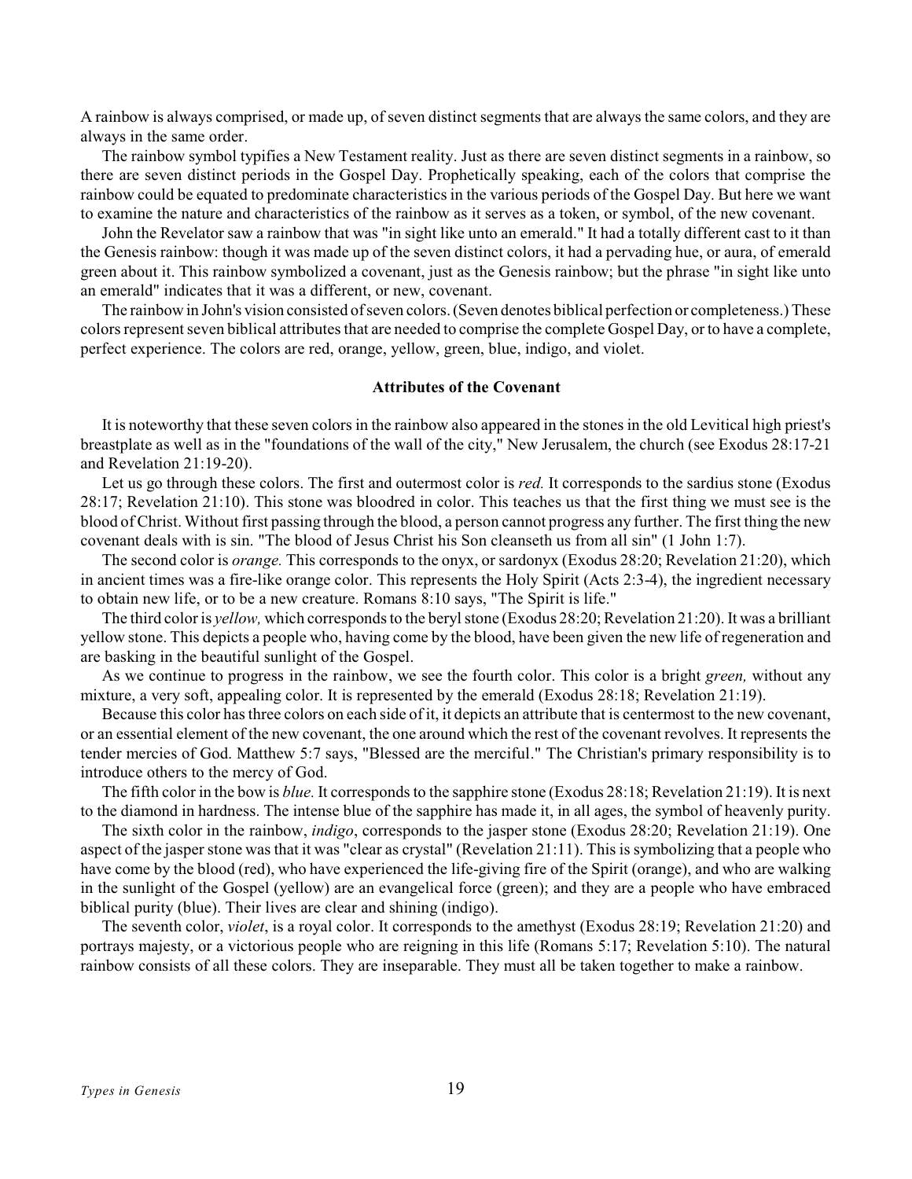A rainbow is always comprised, or made up, of seven distinct segments that are always the same colors, and they are always in the same order.

The rainbow symbol typifies a New Testament reality. Just as there are seven distinct segments in a rainbow, so there are seven distinct periods in the Gospel Day. Prophetically speaking, each of the colors that comprise the rainbow could be equated to predominate characteristics in the various periods of the Gospel Day. But here we want to examine the nature and characteristics of the rainbow as it serves as a token, or symbol, of the new covenant.

John the Revelator saw a rainbow that was "in sight like unto an emerald." It had a totally different cast to it than the Genesis rainbow: though it was made up of the seven distinct colors, it had a pervading hue, or aura, of emerald green about it. This rainbow symbolized a covenant, just as the Genesis rainbow; but the phrase "in sight like unto an emerald" indicates that it was a different, or new, covenant.

The rainbow in John's vision consisted of seven colors. (Seven denotes biblical perfection or completeness.) These colors represent seven biblical attributes that are needed to comprise the complete Gospel Day, or to have a complete, perfect experience. The colors are red, orange, yellow, green, blue, indigo, and violet.

**Attributes of the Covenant**

It is noteworthy that these seven colors in the rainbow also appeared in the stones in the old Levitical high priest's breastplate as well as in the "foundations of the wall of the city," New Jerusalem, the church (see Exodus 28:17-21 and Revelation 21:19-20).

Let us go through these colors. The first and outermost color is *red.* It corresponds to the sardius stone (Exodus 28:17; Revelation 21:10). This stone was bloodred in color. This teaches us that the first thing we must see is the blood of Christ. Without first passing through the blood, a person cannot progress any further. The first thing the new covenant deals with is sin. "The blood of Jesus Christ his Son cleanseth us from all sin" (1 John 1:7).

The second color is *orange.* This corresponds to the onyx, or sardonyx (Exodus 28:20; Revelation 21:20), which in ancient times was a fire-like orange color. This represents the Holy Spirit (Acts 2:3-4), the ingredient necessary to obtain new life, or to be a new creature. Romans 8:10 says, "The Spirit is life."

The third color is *yellow,* which corresponds to the beryl stone (Exodus 28:20; Revelation 21:20). It was a brilliant yellow stone. This depicts a people who, having come by the blood, have been given the new life of regeneration and are basking in the beautiful sunlight of the Gospel.

As we continue to progress in the rainbow, we see the fourth color. This color is a bright *green,* without any mixture, a very soft, appealing color. It is represented by the emerald (Exodus 28:18; Revelation 21:19).

Because this color has three colors on each side of it, it depicts an attribute that is centermost to the new covenant, or an essential element of the new covenant, the one around which the rest of the covenant revolves. It represents the tender mercies of God. Matthew 5:7 says, "Blessed are the merciful." The Christian's primary responsibility is to introduce others to the mercy of God.

The fifth color in the bow is *blue.* It corresponds to the sapphire stone (Exodus 28:18; Revelation 21:19). It is next to the diamond in hardness. The intense blue of the sapphire has made it, in all ages, the symbol of heavenly purity.

The sixth color in the rainbow, *indigo*, corresponds to the jasper stone (Exodus 28:20; Revelation 21:19). One aspect of the jasper stone was that it was "clear as crystal" (Revelation 21:11). This is symbolizing that a people who have come by the blood (red), who have experienced the life-giving fire of the Spirit (orange), and who are walking in the sunlight of the Gospel (yellow) are an evangelical force (green); and they are a people who have embraced biblical purity (blue). Their lives are clear and shining (indigo).

The seventh color, *violet*, is a royal color. It corresponds to the amethyst (Exodus 28:19; Revelation 21:20) and portrays majesty, or a victorious people who are reigning in this life (Romans 5:17; Revelation 5:10). The natural rainbow consists of all these colors. They are inseparable. They must all be taken together to make a rainbow.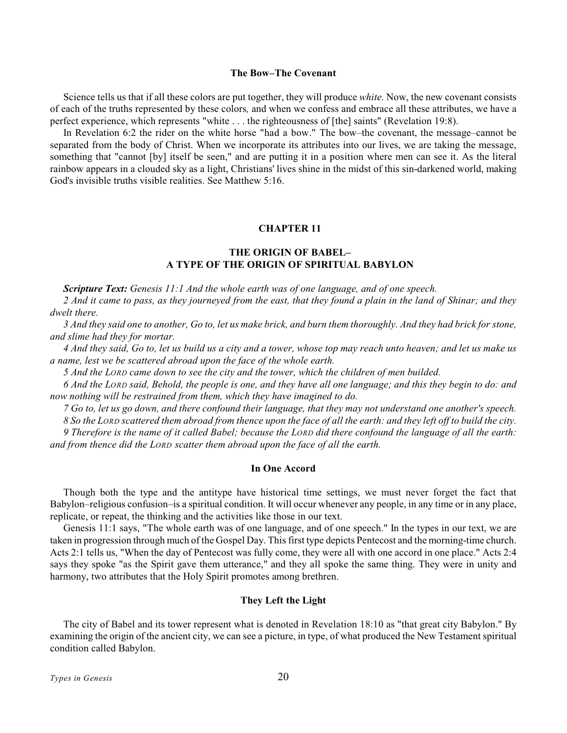### The Bow–The Covenant

Science tells us that if all these colors are put together, they will produce *white.* Now, the new covenant consists of each of the truths represented by these colors*,* and when we confess and embrace all these attributes, we have a perfect experience, which represents "white . . . the righteousness of [the] saints" (Revelation 19:8).

In Revelation 6:2 the rider on the white horse "had a bow." The bow–the covenant, the message–cannot be separated from the body of Christ. When we incorporate its attributes into our lives, we are taking the message, something that "cannot [by] itself be seen," and are putting it in a position where men can see it. As the literal rainbow appears in a clouded sky as a light, Christians' lives shine in the midst of this sin-darkened world, making God's invisible truths visible realities. See Matthew 5:16.

## CHAPTER 11

## THE ORIGIN OF BABEL– A TYPE OF THE ORIGIN OF SPIRITUAL BABYLON

***Scripture Text:*** *Genesis 11:1 And the whole earth was of one language, and of one speech.*

*2 And it came to pass, as they journeyed from the east, that they found a plain in the land of Shinar; and they dwelt there.*

*3 And they said one to another, Go to, let us make brick, and burn them thoroughly. And they had brick for stone, and slime had they for mortar.*

*4 And they said, Go to, let us build us a city and a tower, whose top may reach unto heaven; and let us make us a name, lest we be scattered abroad upon the face of the whole earth.*

*5 And the LORD came down to see the city and the tower, which the children of men builded.*

*6 And the LORD said, Behold, the people is one, and they have all one language; and this they begin to do: and now nothing will be restrained from them, which they have imagined to do.*

*7 Go to, let us go down, and there confound their language, that they may not understand one another's speech.*

*8 So the LORD scattered them abroad from thence upon the face of all the earth: and they left off to build the city.*

*9 Therefore is the name of it called Babel; because the LORD did there confound the language of all the earth: and from thence did the LORD scatter them abroad upon the face of all the earth.*

### In One Accord

Though both the type and the antitype have historical time settings, we must never forget the fact that Babylon–religious confusion–is a spiritual condition. It will occur whenever any people, in any time or in any place, replicate, or repeat, the thinking and the activities like those in our text.

Genesis 11:1 says, "The whole earth was of one language, and of one speech." In the types in our text, we are taken in progression through much of the Gospel Day. This first type depicts Pentecost and the morning-time church. Acts 2:1 tells us, "When the day of Pentecost was fully come, they were all with one accord in one place." Acts 2:4 says they spoke "as the Spirit gave them utterance," and they all spoke the same thing. They were in unity and harmony, two attributes that the Holy Spirit promotes among brethren.

### They Left the Light

The city of Babel and its tower represent what is denoted in Revelation 18:10 as "that great city Babylon." By examining the origin of the ancient city, we can see a picture, in type, of what produced the New Testament spiritual condition called Babylon.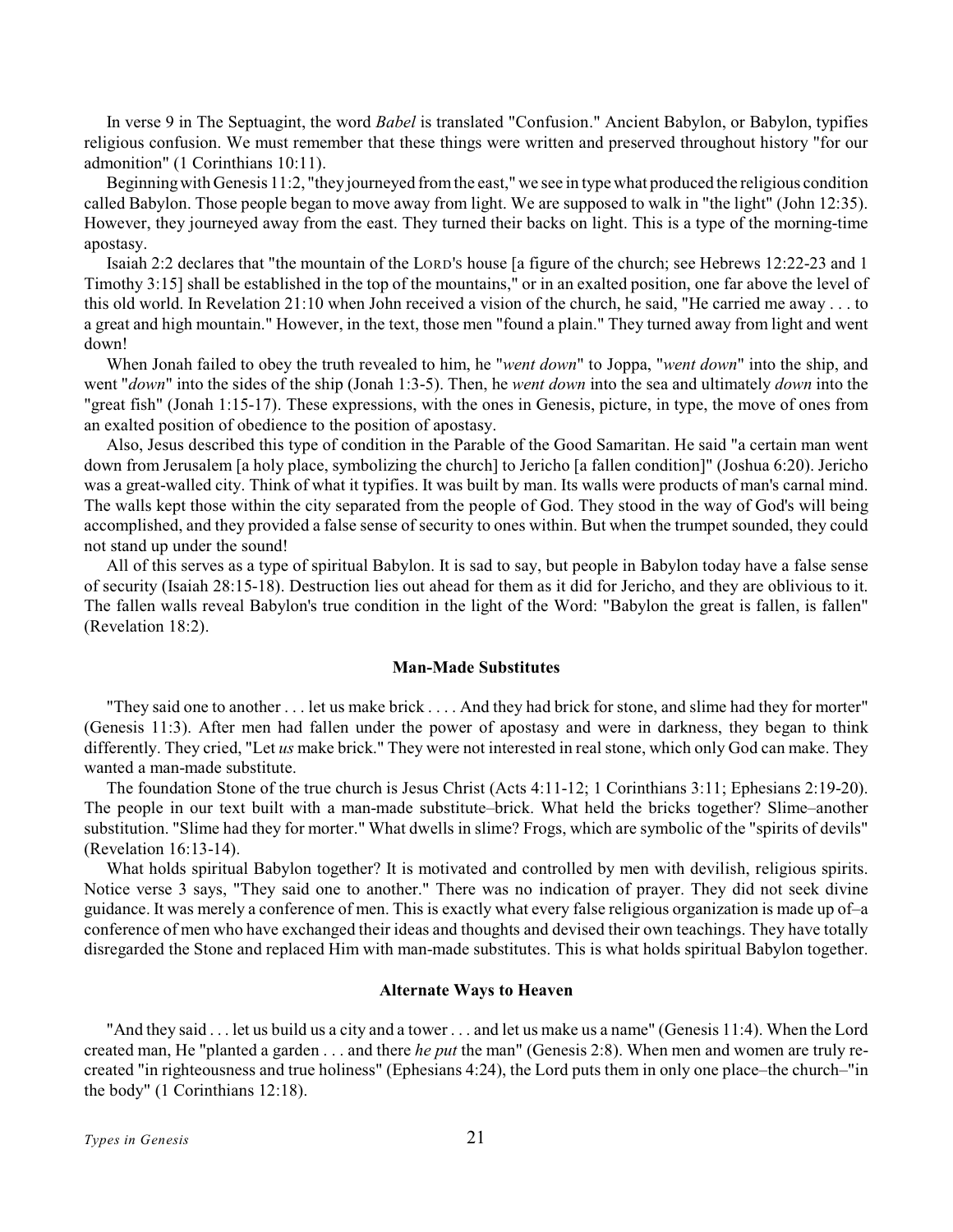In verse 9 in The Septuagint, the word *Babel* is translated "Confusion." Ancient Babylon, or Babylon, typifies religious confusion. We must remember that these things were written and preserved throughout history "for our admonition" (1 Corinthians 10:11).

Beginning with Genesis 11:2, "they journeyed from the east," we see in type what produced the religious condition called Babylon. Those people began to move away from light. We are supposed to walk in "the light" (John 12:35). However, they journeyed away from the east. They turned their backs on light. This is a type of the morning-time apostasy.

Isaiah 2:2 declares that "the mountain of the LORD'S house [a figure of the church; see Hebrews 12:22-23 and 1 Timothy 3:15] shall be established in the top of the mountains," or in an exalted position, one far above the level of this old world. In Revelation 21:10 when John received a vision of the church, he said, "He carried me away . . . to a great and high mountain." However, in the text, those men "found a plain." They turned away from light and went down!

When Jonah failed to obey the truth revealed to him, he "*went down*" to Joppa, "*went down*" into the ship, and went "*down*" into the sides of the ship (Jonah 1:3-5). Then, he *went down* into the sea and ultimately *down* into the "great fish" (Jonah 1:15-17). These expressions, with the ones in Genesis, picture, in type, the move of ones from an exalted position of obedience to the position of apostasy.

Also, Jesus described this type of condition in the Parable of the Good Samaritan. He said "a certain man went down from Jerusalem [a holy place, symbolizing the church] to Jericho [a fallen condition]" (Joshua 6:20). Jericho was a great-walled city. Think of what it typifies. It was built by man. Its walls were products of man's carnal mind. The walls kept those within the city separated from the people of God. They stood in the way of God's will being accomplished, and they provided a false sense of security to ones within. But when the trumpet sounded, they could not stand up under the sound!

All of this serves as a type of spiritual Babylon. It is sad to say, but people in Babylon today have a false sense of security (Isaiah 28:15-18). Destruction lies out ahead for them as it did for Jericho, and they are oblivious to it. The fallen walls reveal Babylon's true condition in the light of the Word: "Babylon the great is fallen, is fallen" (Revelation 18:2).

### Man-Made Substitutes

"They said one to another . . . let us make brick . . . . And they had brick for stone, and slime had they for morter" (Genesis 11:3). After men had fallen under the power of apostasy and were in darkness, they began to think differently. They cried, "Let *us* make brick." They were not interested in real stone, which only God can make. They wanted a man-made substitute.

The foundation Stone of the true church is Jesus Christ (Acts 4:11-12; 1 Corinthians 3:11; Ephesians 2:19-20). The people in our text built with a man-made substitute–brick. What held the bricks together? Slime–another substitution. "Slime had they for morter." What dwells in slime? Frogs, which are symbolic of the "spirits of devils" (Revelation 16:13-14).

What holds spiritual Babylon together? It is motivated and controlled by men with devilish, religious spirits. Notice verse 3 says, "They said one to another." There was no indication of prayer. They did not seek divine guidance. It was merely a conference of men. This is exactly what every false religious organization is made up of–a conference of men who have exchanged their ideas and thoughts and devised their own teachings. They have totally disregarded the Stone and replaced Him with man-made substitutes. This is what holds spiritual Babylon together.

### Alternate Ways to Heaven

"And they said . . . let us build us a city and a tower . . . and let us make us a name" (Genesis 11:4). When the Lord created man, He "planted a garden . . . and there *he put* the man" (Genesis 2:8). When men and women are truly re-created "in righteousness and true holiness" (Ephesians 4:24), the Lord puts them in only one place–the church–"in the body" (1 Corinthians 12:18).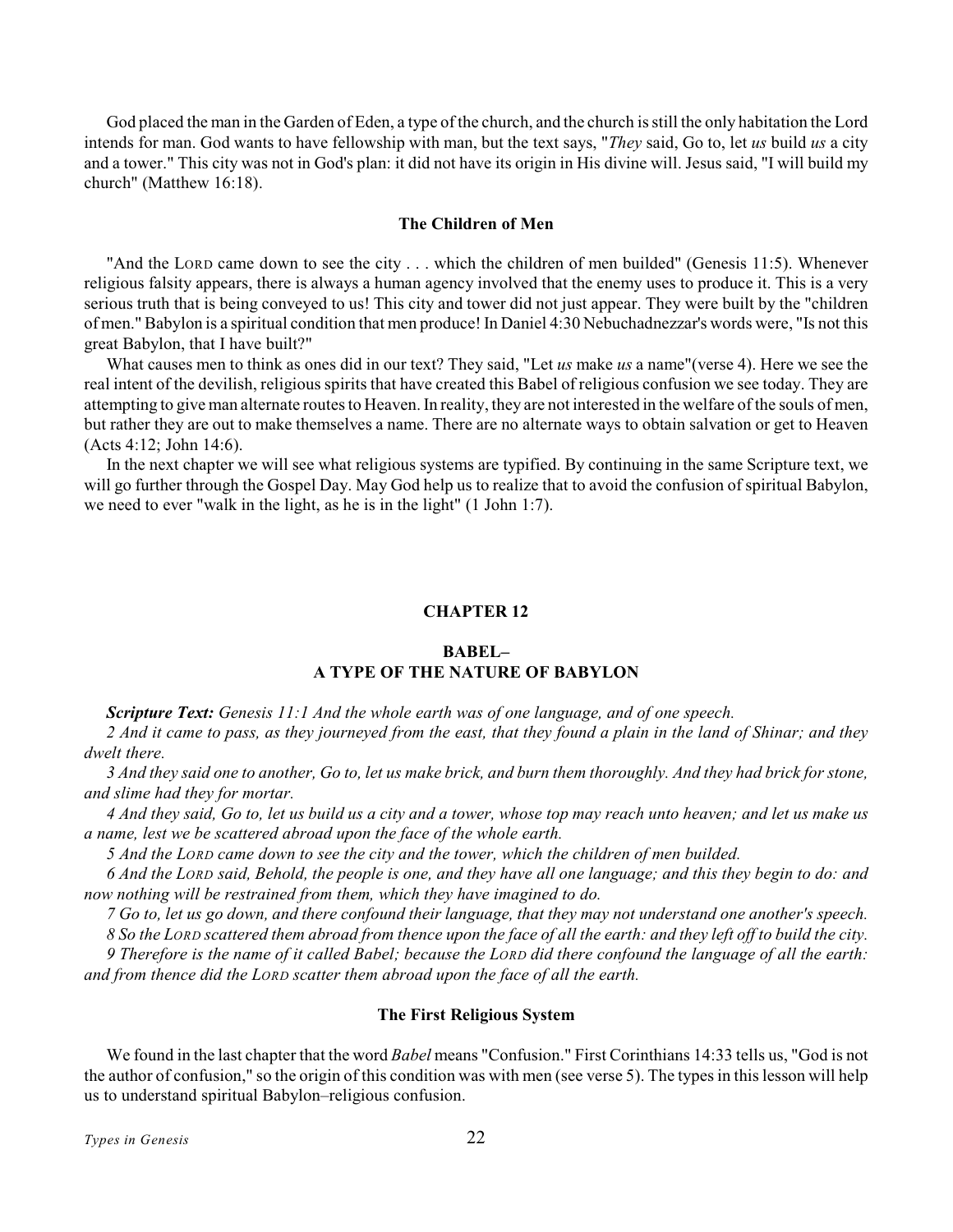God placed the man in the Garden of Eden, a type of the church, and the church is still the only habitation the Lord intends for man. God wants to have fellowship with man, but the text says, "*They* said, Go to, let *us* build *us* a city and a tower." This city was not in God's plan: it did not have its origin in His divine will. Jesus said, "I will build my church" (Matthew 16:18).

### The Children of Men

"And the LORD came down to see the city . . . which the children of men builded" (Genesis 11:5). Whenever religious falsity appears, there is always a human agency involved that the enemy uses to produce it. This is a very serious truth that is being conveyed to us! This city and tower did not just appear. They were built by the "children of men." Babylon is a spiritual condition that men produce! In Daniel 4:30 Nebuchadnezzar's words were, "Is not this great Babylon, that I have built?"

What causes men to think as ones did in our text? They said, "Let *us* make *us* a name"(verse 4). Here we see the real intent of the devilish, religious spirits that have created this Babel of religious confusion we see today. They are attempting to give man alternate routes to Heaven. In reality, they are not interested in the welfare of the souls of men, but rather they are out to make themselves a name. There are no alternate ways to obtain salvation or get to Heaven (Acts 4:12; John 14:6).

In the next chapter we will see what religious systems are typified. By continuing in the same Scripture text, we will go further through the Gospel Day. May God help us to realize that to avoid the confusion of spiritual Babylon, we need to ever "walk in the light, as he is in the light" (1 John 1:7).

## CHAPTER 12

## BABEL–
## A TYPE OF THE NATURE OF BABYLON

***Scripture Text:*** *Genesis 11:1 And the whole earth was of one language, and of one speech.*

*2 And it came to pass, as they journeyed from the east, that they found a plain in the land of Shinar; and they dwelt there.*

*3 And they said one to another, Go to, let us make brick, and burn them thoroughly. And they had brick for stone, and slime had they for mortar.*

*4 And they said, Go to, let us build us a city and a tower, whose top may reach unto heaven; and let us make us a name, lest we be scattered abroad upon the face of the whole earth.*

*5 And the LORD came down to see the city and the tower, which the children of men builded.*

*6 And the LORD said, Behold, the people is one, and they have all one language; and this they begin to do: and now nothing will be restrained from them, which they have imagined to do.*

*7 Go to, let us go down, and there confound their language, that they may not understand one another's speech.*

*8 So the LORD scattered them abroad from thence upon the face of all the earth: and they left off to build the city.*

*9 Therefore is the name of it called Babel; because the LORD did there confound the language of all the earth: and from thence did the LORD scatter them abroad upon the face of all the earth.*

### The First Religious System

We found in the last chapter that the word *Babel* means "Confusion." First Corinthians 14:33 tells us, "God is not the author of confusion," so the origin of this condition was with men (see verse 5). The types in this lesson will help us to understand spiritual Babylon–religious confusion.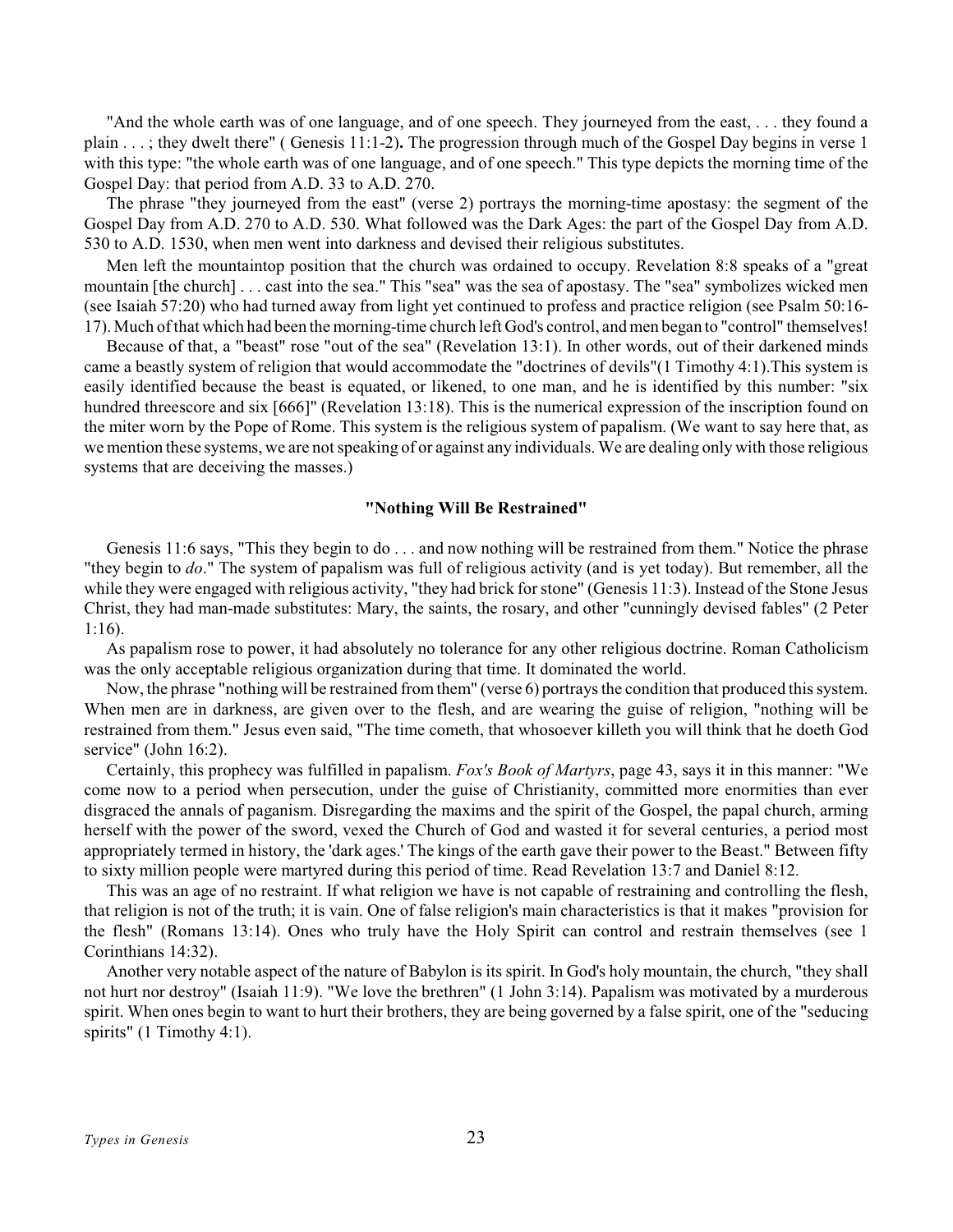"And the whole earth was of one language, and of one speech. They journeyed from the east, . . . they found a plain . . . ; they dwelt there" ( Genesis 11:1-2)**.** The progression through much of the Gospel Day begins in verse 1 with this type: "the whole earth was of one language, and of one speech." This type depicts the morning time of the Gospel Day: that period from A.D. 33 to A.D. 270.

The phrase "they journeyed from the east" (verse 2) portrays the morning-time apostasy: the segment of the Gospel Day from A.D. 270 to A.D. 530. What followed was the Dark Ages: the part of the Gospel Day from A.D. 530 to A.D. 1530, when men went into darkness and devised their religious substitutes.

Men left the mountaintop position that the church was ordained to occupy. Revelation 8:8 speaks of a "great mountain [the church] . . . cast into the sea." This "sea" was the sea of apostasy. The "sea" symbolizes wicked men (see Isaiah 57:20) who had turned away from light yet continued to profess and practice religion (see Psalm 50:16-17). Much of that which had been the morning-time church left God's control, and men began to "control" themselves!

Because of that, a "beast" rose "out of the sea" (Revelation 13:1). In other words, out of their darkened minds came a beastly system of religion that would accommodate the "doctrines of devils"(1 Timothy 4:1).This system is easily identified because the beast is equated, or likened, to one man, and he is identified by this number: "six hundred threescore and six [666]" (Revelation 13:18). This is the numerical expression of the inscription found on the miter worn by the Pope of Rome. This system is the religious system of papalism. (We want to say here that, as we mention these systems, we are not speaking of or against any individuals. We are dealing only with those religious systems that are deceiving the masses.)

## "Nothing Will Be Restrained"

Genesis 11:6 says, "This they begin to do . . . and now nothing will be restrained from them." Notice the phrase "they begin to *do*." The system of papalism was full of religious activity (and is yet today). But remember, all the while they were engaged with religious activity, "they had brick for stone" (Genesis 11:3). Instead of the Stone Jesus Christ, they had man-made substitutes: Mary, the saints, the rosary, and other "cunningly devised fables" (2 Peter 1:16).

As papalism rose to power, it had absolutely no tolerance for any other religious doctrine. Roman Catholicism was the only acceptable religious organization during that time. It dominated the world.

Now, the phrase "nothing will be restrained from them" (verse 6) portrays the condition that produced this system. When men are in darkness, are given over to the flesh, and are wearing the guise of religion, "nothing will be restrained from them." Jesus even said, "The time cometh, that whosoever killeth you will think that he doeth God service" (John 16:2).

Certainly, this prophecy was fulfilled in papalism. *Fox's Book of Martyrs*, page 43, says it in this manner: "We come now to a period when persecution, under the guise of Christianity, committed more enormities than ever disgraced the annals of paganism. Disregarding the maxims and the spirit of the Gospel, the papal church, arming herself with the power of the sword, vexed the Church of God and wasted it for several centuries, a period most appropriately termed in history, the 'dark ages.' The kings of the earth gave their power to the Beast." Between fifty to sixty million people were martyred during this period of time. Read Revelation 13:7 and Daniel 8:12.

This was an age of no restraint. If what religion we have is not capable of restraining and controlling the flesh, that religion is not of the truth; it is vain. One of false religion's main characteristics is that it makes "provision for the flesh" (Romans 13:14). Ones who truly have the Holy Spirit can control and restrain themselves (see 1 Corinthians 14:32).

Another very notable aspect of the nature of Babylon is its spirit. In God's holy mountain, the church, "they shall not hurt nor destroy" (Isaiah 11:9). "We love the brethren" (1 John 3:14). Papalism was motivated by a murderous spirit. When ones begin to want to hurt their brothers, they are being governed by a false spirit, one of the "seducing spirits" (1 Timothy 4:1).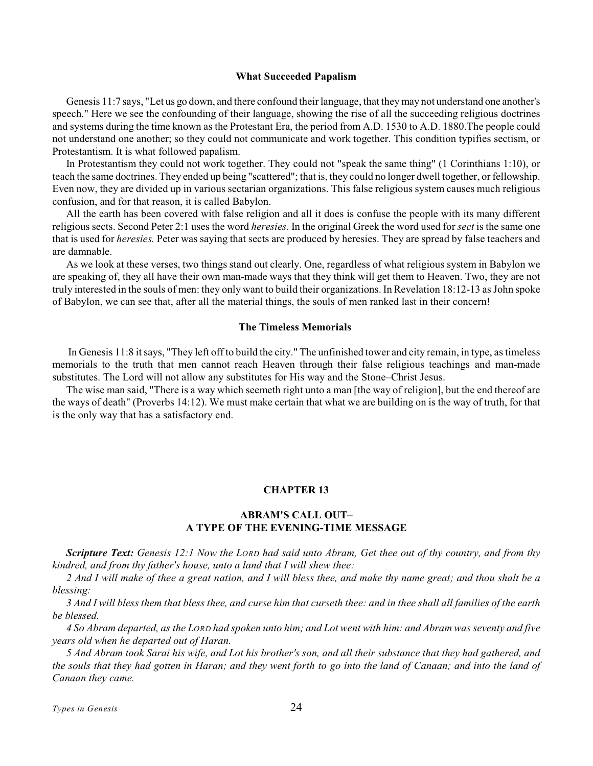### What Succeeded Papalism

Genesis 11:7 says, "Let us go down, and there confound their language, that they may not understand one another's speech." Here we see the confounding of their language, showing the rise of all the succeeding religious doctrines and systems during the time known as the Protestant Era, the period from A.D. 1530 to A.D. 1880.The people could not understand one another; so they could not communicate and work together. This condition typifies sectism, or Protestantism. It is what followed papalism.

In Protestantism they could not work together. They could not "speak the same thing" (1 Corinthians 1:10), or teach the same doctrines. They ended up being "scattered"; that is, they could no longer dwell together, or fellowship. Even now, they are divided up in various sectarian organizations. This false religious system causes much religious confusion, and for that reason, it is called Babylon.

All the earth has been covered with false religion and all it does is confuse the people with its many different religious sects. Second Peter 2:1 uses the word *heresies.* In the original Greek the word used for *sect* is the same one that is used for *heresies.* Peter was saying that sects are produced by heresies. They are spread by false teachers and are damnable.

As we look at these verses, two things stand out clearly. One, regardless of what religious system in Babylon we are speaking of, they all have their own man-made ways that they think will get them to Heaven. Two, they are not truly interested in the souls of men: they only want to build their organizations. In Revelation 18:12-13 as John spoke of Babylon, we can see that, after all the material things, the souls of men ranked last in their concern!

### The Timeless Memorials

In Genesis 11:8 it says, "They left off to build the city." The unfinished tower and city remain, in type, as timeless memorials to the truth that men cannot reach Heaven through their false religious teachings and man-made substitutes. The Lord will not allow any substitutes for His way and the Stone–Christ Jesus.

The wise man said, "There is a way which seemeth right unto a man [the way of religion], but the end thereof are the ways of death" (Proverbs 14:12). We must make certain that what we are building on is the way of truth, for that is the only way that has a satisfactory end.

## CHAPTER 13

## ABRAM'S CALL OUT– A TYPE OF THE EVENING-TIME MESSAGE

***Scripture Text:*** *Genesis 12:1 Now the LORD had said unto Abram, Get thee out of thy country, and from thy kindred, and from thy father's house, unto a land that I will shew thee:*

*2 And I will make of thee a great nation, and I will bless thee, and make thy name great; and thou shalt be a blessing:*

*3 And I will bless them that bless thee, and curse him that curseth thee: and in thee shall all families of the earth be blessed.*

*4 So Abram departed, as the LORD had spoken unto him; and Lot went with him: and Abram was seventy and five years old when he departed out of Haran.*

*5 And Abram took Sarai his wife, and Lot his brother's son, and all their substance that they had gathered, and the souls that they had gotten in Haran; and they went forth to go into the land of Canaan; and into the land of Canaan they came.*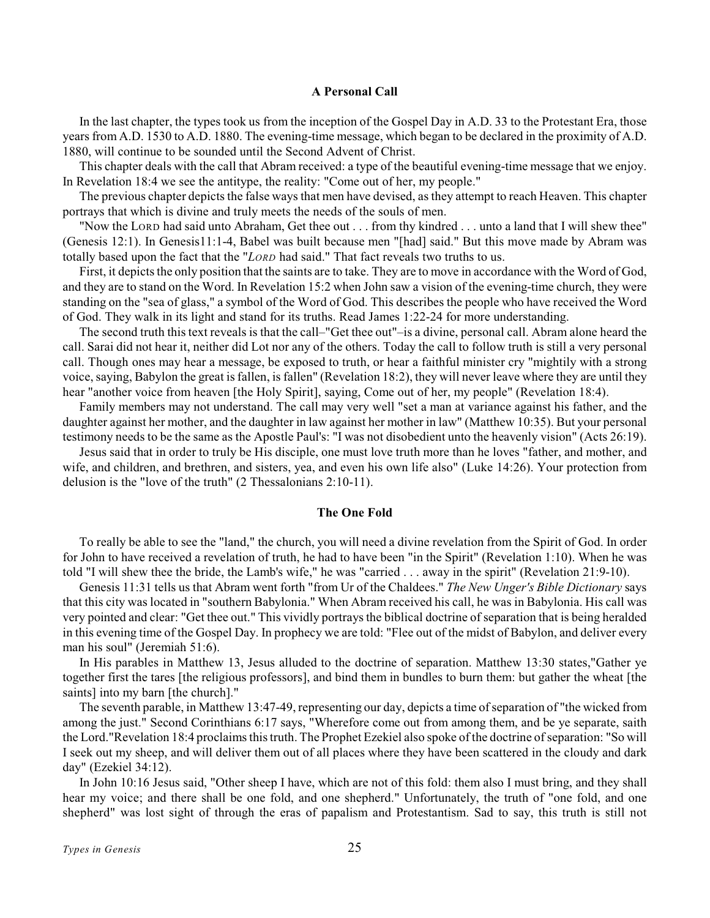### A Personal Call

In the last chapter, the types took us from the inception of the Gospel Day in A.D. 33 to the Protestant Era, those years from A.D. 1530 to A.D. 1880. The evening-time message, which began to be declared in the proximity of A.D. 1880, will continue to be sounded until the Second Advent of Christ.

This chapter deals with the call that Abram received: a type of the beautiful evening-time message that we enjoy. In Revelation 18:4 we see the antitype, the reality: "Come out of her, my people."

The previous chapter depicts the false ways that men have devised, as they attempt to reach Heaven. This chapter portrays that which is divine and truly meets the needs of the souls of men.

"Now the LORD had said unto Abraham, Get thee out . . . from thy kindred . . . unto a land that I will shew thee" (Genesis 12:1). In Genesis11:1-4, Babel was built because men "[had] said." But this move made by Abram was totally based upon the fact that the "*LORD* had said." That fact reveals two truths to us.

First, it depicts the only position that the saints are to take. They are to move in accordance with the Word of God, and they are to stand on the Word. In Revelation 15:2 when John saw a vision of the evening-time church, they were standing on the "sea of glass," a symbol of the Word of God. This describes the people who have received the Word of God. They walk in its light and stand for its truths. Read James 1:22-24 for more understanding.

The second truth this text reveals is that the call–"Get thee out"–is a divine, personal call. Abram alone heard the call. Sarai did not hear it, neither did Lot nor any of the others. Today the call to follow truth is still a very personal call. Though ones may hear a message, be exposed to truth, or hear a faithful minister cry "mightily with a strong voice, saying, Babylon the great is fallen, is fallen" (Revelation 18:2), they will never leave where they are until they hear "another voice from heaven [the Holy Spirit], saying, Come out of her, my people" (Revelation 18:4).

Family members may not understand. The call may very well "set a man at variance against his father, and the daughter against her mother, and the daughter in law against her mother in law" (Matthew 10:35). But your personal testimony needs to be the same as the Apostle Paul's: "I was not disobedient unto the heavenly vision" (Acts 26:19).

Jesus said that in order to truly be His disciple, one must love truth more than he loves "father, and mother, and wife, and children, and brethren, and sisters, yea, and even his own life also" (Luke 14:26). Your protection from delusion is the "love of the truth" (2 Thessalonians 2:10-11).

### The One Fold

To really be able to see the "land," the church, you will need a divine revelation from the Spirit of God. In order for John to have received a revelation of truth, he had to have been "in the Spirit" (Revelation 1:10). When he was told "I will shew thee the bride, the Lamb's wife," he was "carried . . . away in the spirit" (Revelation 21:9-10).

Genesis 11:31 tells us that Abram went forth "from Ur of the Chaldees." *The New Unger's Bible Dictionary* says that this city was located in "southern Babylonia." When Abram received his call, he was in Babylonia. His call was very pointed and clear: "Get thee out." This vividly portrays the biblical doctrine of separation that is being heralded in this evening time of the Gospel Day. In prophecy we are told: "Flee out of the midst of Babylon, and deliver every man his soul" (Jeremiah 51:6).

In His parables in Matthew 13, Jesus alluded to the doctrine of separation. Matthew 13:30 states,"Gather ye together first the tares [the religious professors], and bind them in bundles to burn them: but gather the wheat [the saints] into my barn [the church]."

The seventh parable, in Matthew 13:47-49, representing our day, depicts a time of separation of "the wicked from among the just." Second Corinthians 6:17 says, "Wherefore come out from among them, and be ye separate, saith the Lord."Revelation 18:4 proclaims this truth. The Prophet Ezekiel also spoke of the doctrine of separation: "So will I seek out my sheep, and will deliver them out of all places where they have been scattered in the cloudy and dark day" (Ezekiel 34:12).

In John 10:16 Jesus said, "Other sheep I have, which are not of this fold: them also I must bring, and they shall hear my voice; and there shall be one fold, and one shepherd." Unfortunately, the truth of "one fold, and one shepherd" was lost sight of through the eras of papalism and Protestantism. Sad to say, this truth is still not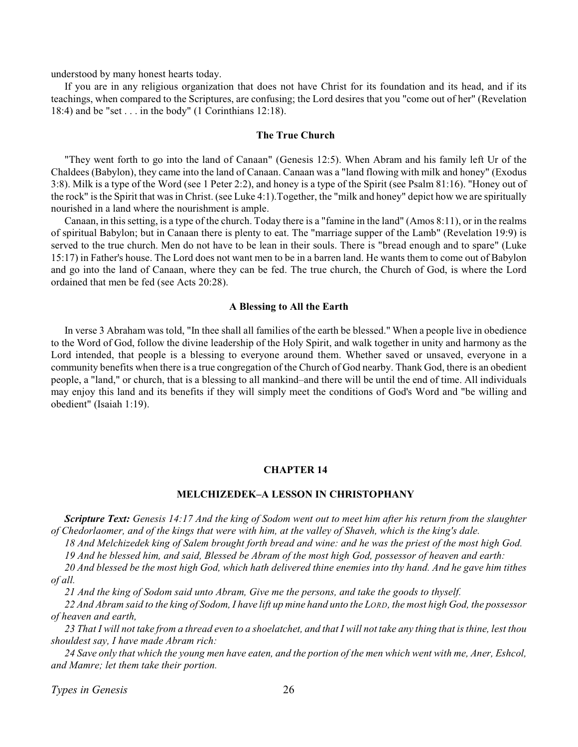understood by many honest hearts today.

If you are in any religious organization that does not have Christ for its foundation and its head, and if its teachings, when compared to the Scriptures, are confusing; the Lord desires that you "come out of her" (Revelation 18:4) and be "set . . . in the body" (1 Corinthians 12:18).

### The True Church

"They went forth to go into the land of Canaan" (Genesis 12:5). When Abram and his family left Ur of the Chaldees (Babylon), they came into the land of Canaan. Canaan was a "land flowing with milk and honey" (Exodus 3:8). Milk is a type of the Word (see 1 Peter 2:2), and honey is a type of the Spirit (see Psalm 81:16). "Honey out of the rock" is the Spirit that was in Christ. (see Luke 4:1).Together, the "milk and honey" depict how we are spiritually nourished in a land where the nourishment is ample.

Canaan, in this setting, is a type of the church. Today there is a "famine in the land" (Amos 8:11), or in the realms of spiritual Babylon; but in Canaan there is plenty to eat. The "marriage supper of the Lamb" (Revelation 19:9) is served to the true church. Men do not have to be lean in their souls. There is "bread enough and to spare" (Luke 15:17) in Father's house. The Lord does not want men to be in a barren land. He wants them to come out of Babylon and go into the land of Canaan, where they can be fed. The true church, the Church of God, is where the Lord ordained that men be fed (see Acts 20:28).

### A Blessing to All the Earth

In verse 3 Abraham was told, "In thee shall all families of the earth be blessed." When a people live in obedience to the Word of God, follow the divine leadership of the Holy Spirit, and walk together in unity and harmony as the Lord intended, that people is a blessing to everyone around them. Whether saved or unsaved, everyone in a community benefits when there is a true congregation of the Church of God nearby. Thank God, there is an obedient people, a "land," or church, that is a blessing to all mankind–and there will be until the end of time. All individuals may enjoy this land and its benefits if they will simply meet the conditions of God's Word and "be willing and obedient" (Isaiah 1:19).

## CHAPTER 14

## MELCHIZEDEK–A LESSON IN CHRISTOPHANY

***Scripture Text:*** *Genesis 14:17 And the king of Sodom went out to meet him after his return from the slaughter of Chedorlaomer, and of the kings that were with him, at the valley of Shaveh, which is the king's dale.*

*18 And Melchizedek king of Salem brought forth bread and wine: and he was the priest of the most high God.*

*19 And he blessed him, and said, Blessed be Abram of the most high God, possessor of heaven and earth:*

*20 And blessed be the most high God, which hath delivered thine enemies into thy hand. And he gave him tithes of all.*

*21 And the king of Sodom said unto Abram, Give me the persons, and take the goods to thyself.*

*22 And Abram said to the king of Sodom, I have lift up mine hand unto the LORD, the most high God, the possessor of heaven and earth,*

*23 That I will not take from a thread even to a shoelatchet, and that I will not take any thing that is thine, lest thou shouldest say, I have made Abram rich:*

*24 Save only that which the young men have eaten, and the portion of the men which went with me, Aner, Eshcol, and Mamre; let them take their portion.*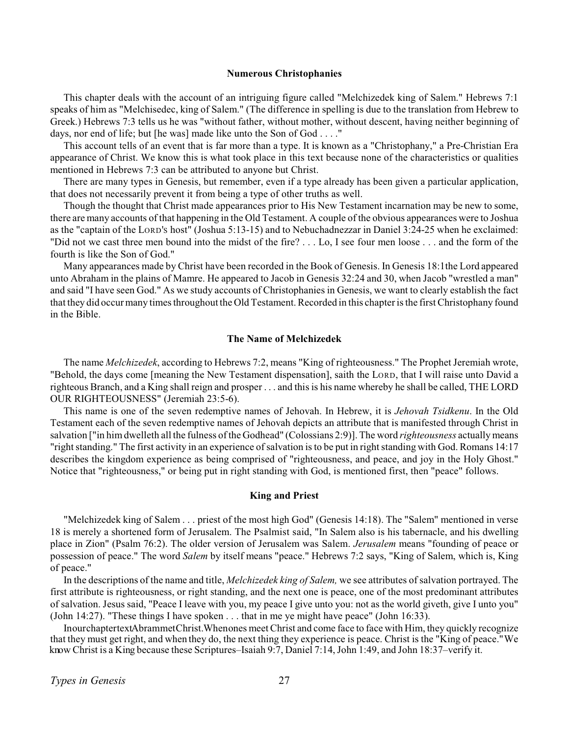### Numerous Christophanies

This chapter deals with the account of an intriguing figure called "Melchizedek king of Salem." Hebrews 7:1 speaks of him as "Melchisedec, king of Salem." (The difference in spelling is due to the translation from Hebrew to Greek.) Hebrews 7:3 tells us he was "without father, without mother, without descent, having neither beginning of days, nor end of life; but [he was] made like unto the Son of God . . . ."

This account tells of an event that is far more than a type. It is known as a "Christophany," a Pre-Christian Era appearance of Christ. We know this is what took place in this text because none of the characteristics or qualities mentioned in Hebrews 7:3 can be attributed to anyone but Christ.

There are many types in Genesis, but remember, even if a type already has been given a particular application, that does not necessarily prevent it from being a type of other truths as well.

Though the thought that Christ made appearances prior to His New Testament incarnation may be new to some, there are many accounts of that happening in the Old Testament. A couple of the obvious appearances were to Joshua as the "captain of the LORD's host" (Joshua 5:13-15) and to Nebuchadnezzar in Daniel 3:24-25 when he exclaimed: "Did not we cast three men bound into the midst of the fire? . . . Lo, I see four men loose . . . and the form of the fourth is like the Son of God."

Many appearances made by Christ have been recorded in the Book of Genesis. In Genesis 18:1the Lord appeared unto Abraham in the plains of Mamre. He appeared to Jacob in Genesis 32:24 and 30, when Jacob "wrestled a man" and said "I have seen God." As we study accounts of Christophanies in Genesis, we want to clearly establish the fact that they did occur many times throughout the Old Testament. Recorded in this chapter is the first Christophany found in the Bible.

### The Name of Melchizedek

The name *Melchizedek*, according to Hebrews 7:2, means "King of righteousness." The Prophet Jeremiah wrote, "Behold, the days come [meaning the New Testament dispensation], saith the LORD, that I will raise unto David a righteous Branch, and a King shall reign and prosper . . . and this is his name whereby he shall be called, THE LORD OUR RIGHTEOUSNESS" (Jeremiah 23:5-6).

This name is one of the seven redemptive names of Jehovah. In Hebrew, it is *Jehovah Tsidkenu*. In the Old Testament each of the seven redemptive names of Jehovah depicts an attribute that is manifested through Christ in salvation ["in him dwelleth all the fulness of the Godhead" (Colossians 2:9)]. The word *righteousness* actually means "right standing." The first activity in an experience of salvation is to be put in right standing with God. Romans 14:17 describes the kingdom experience as being comprised of "righteousness, and peace, and joy in the Holy Ghost." Notice that "righteousness," or being put in right standing with God, is mentioned first, then "peace" follows.

### King and Priest

"Melchizedek king of Salem . . . priest of the most high God" (Genesis 14:18). The "Salem" mentioned in verse 18 is merely a shortened form of Jerusalem. The Psalmist said, "In Salem also is his tabernacle, and his dwelling place in Zion" (Psalm 76:2). The older version of Jerusalem was Salem. *Jerusalem* means "founding of peace or possession of peace." The word *Salem* by itself means "peace." Hebrews 7:2 says, "King of Salem, which is, King of peace."

In the descriptions of the name and title, *Melchizedek king of Salem,* we see attributes of salvation portrayed. The first attribute is righteousness, or right standing, and the next one is peace, one of the most predominant attributes of salvation. Jesus said, "Peace I leave with you, my peace I give unto you: not as the world giveth, give I unto you" (John 14:27). "These things I have spoken . . . that in me ye might have peace" (John 16:33).

In our chapter text Abram met Christ. When ones meet Christ and come face to face with Him, they quickly recognize that they must get right, and when they do, the next thing they experience is peace. Christ is the "King of peace." We know Christ is a King because these Scriptures–Isaiah 9:7, Daniel 7:14, John 1:49, and John 18:37–verify it.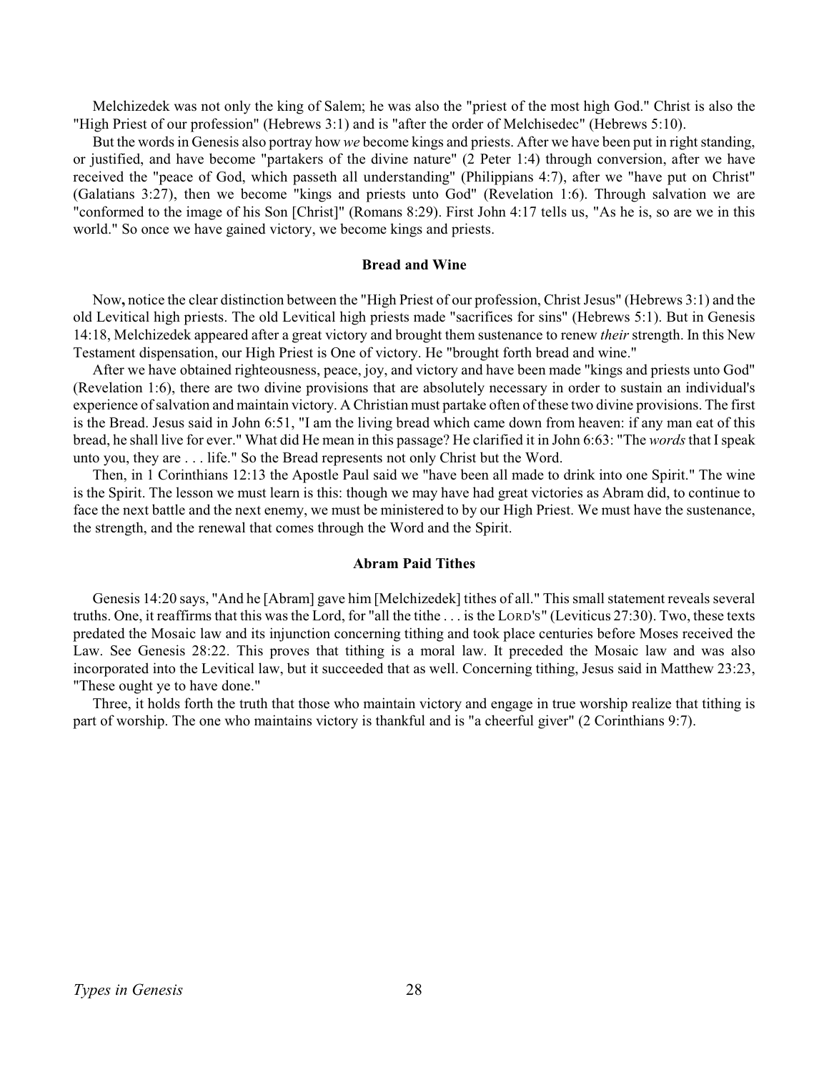Melchizedek was not only the king of Salem; he was also the "priest of the most high God." Christ is also the "High Priest of our profession" (Hebrews 3:1) and is "after the order of Melchisedec" (Hebrews 5:10).

But the words in Genesis also portray how *we* become kings and priests. After we have been put in right standing, or justified, and have become "partakers of the divine nature" (2 Peter 1:4) through conversion, after we have received the "peace of God, which passeth all understanding" (Philippians 4:7), after we "have put on Christ" (Galatians 3:27), then we become "kings and priests unto God" (Revelation 1:6). Through salvation we are "conformed to the image of his Son [Christ]" (Romans 8:29). First John 4:17 tells us, "As he is, so are we in this world." So once we have gained victory, we become kings and priests.

### Bread and Wine

Now**,** notice the clear distinction between the "High Priest of our profession, Christ Jesus" (Hebrews 3:1) and the old Levitical high priests. The old Levitical high priests made "sacrifices for sins" (Hebrews 5:1). But in Genesis 14:18, Melchizedek appeared after a great victory and brought them sustenance to renew *their* strength. In this New Testament dispensation, our High Priest is One of victory. He "brought forth bread and wine."

After we have obtained righteousness, peace, joy, and victory and have been made "kings and priests unto God" (Revelation 1:6), there are two divine provisions that are absolutely necessary in order to sustain an individual's experience of salvation and maintain victory. A Christian must partake often of these two divine provisions. The first is the Bread. Jesus said in John 6:51, "I am the living bread which came down from heaven: if any man eat of this bread, he shall live for ever." What did He mean in this passage? He clarified it in John 6:63: "The *words* that I speak unto you, they are . . . life." So the Bread represents not only Christ but the Word.

Then, in 1 Corinthians 12:13 the Apostle Paul said we "have been all made to drink into one Spirit." The wine is the Spirit. The lesson we must learn is this: though we may have had great victories as Abram did, to continue to face the next battle and the next enemy, we must be ministered to by our High Priest. We must have the sustenance, the strength, and the renewal that comes through the Word and the Spirit.

### Abram Paid Tithes

Genesis 14:20 says, "And he [Abram] gave him [Melchizedek] tithes of all." This small statement reveals several truths. One, it reaffirms that this was the Lord, for "all the tithe . . . is the LORD'S" (Leviticus 27:30). Two, these texts predated the Mosaic law and its injunction concerning tithing and took place centuries before Moses received the Law. See Genesis 28:22. This proves that tithing is a moral law. It preceded the Mosaic law and was also incorporated into the Levitical law, but it succeeded that as well. Concerning tithing, Jesus said in Matthew 23:23, "These ought ye to have done."

Three, it holds forth the truth that those who maintain victory and engage in true worship realize that tithing is part of worship. The one who maintains victory is thankful and is "a cheerful giver" (2 Corinthians 9:7).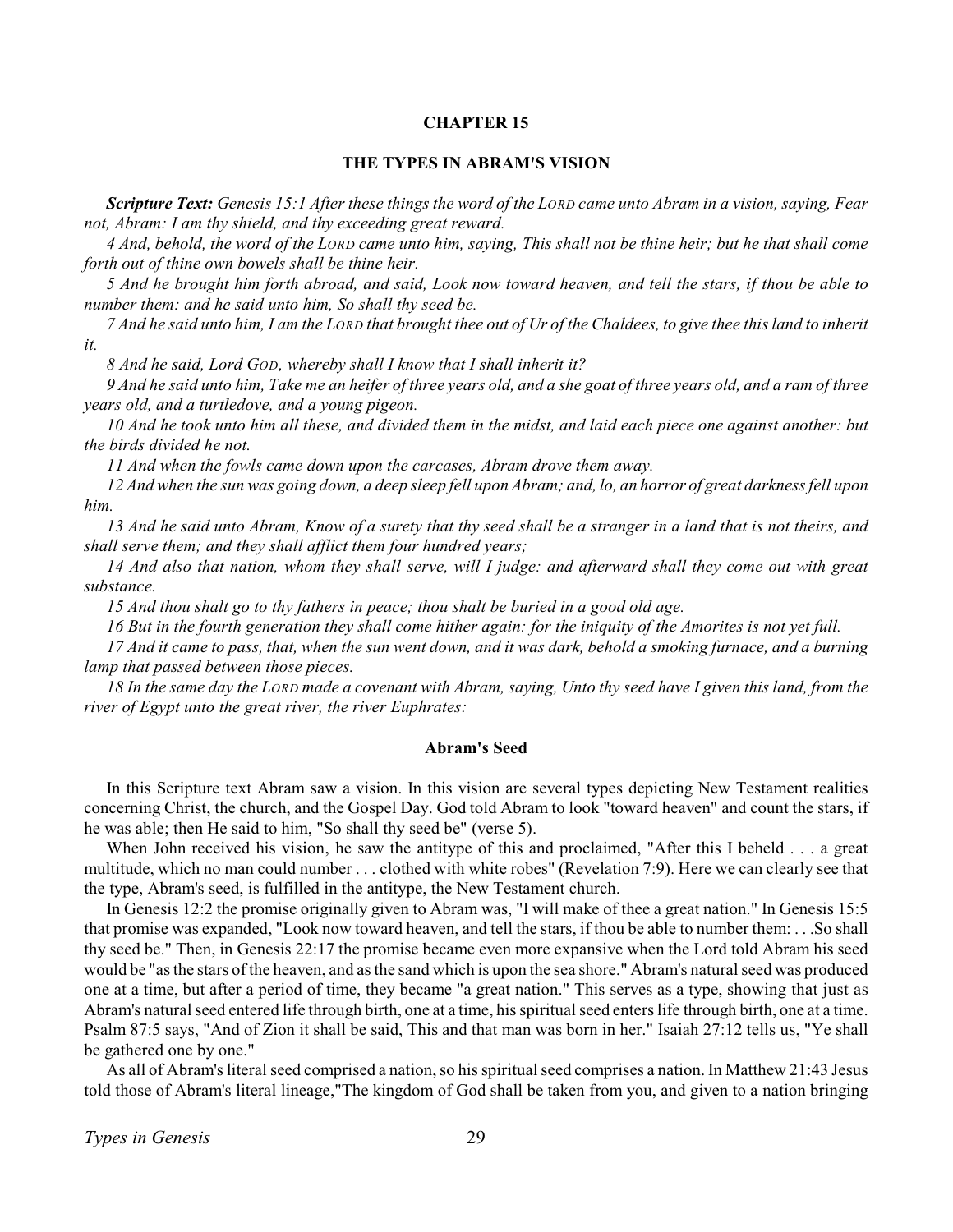## CHAPTER 15

## THE TYPES IN ABRAM'S VISION

***Scripture Text:*** *Genesis 15:1 After these things the word of the LORD came unto Abram in a vision, saying, Fear not, Abram: I am thy shield, and thy exceeding great reward.*

*4 And, behold, the word of the LORD came unto him, saying, This shall not be thine heir; but he that shall come forth out of thine own bowels shall be thine heir.*

*5 And he brought him forth abroad, and said, Look now toward heaven, and tell the stars, if thou be able to number them: and he said unto him, So shall thy seed be.*

*7 And he said unto him, I am the LORD that brought thee out of Ur of the Chaldees, to give thee this land to inherit it.*

*8 And he said, Lord GOD, whereby shall I know that I shall inherit it?*

*9 And he said unto him, Take me an heifer of three years old, and a she goat of three years old, and a ram of three years old, and a turtledove, and a young pigeon.*

*10 And he took unto him all these, and divided them in the midst, and laid each piece one against another: but the birds divided he not.*

*11 And when the fowls came down upon the carcases, Abram drove them away.*

*12 And when the sun was going down, a deep sleep fell upon Abram; and, lo, an horror of great darkness fell upon him.*

*13 And he said unto Abram, Know of a surety that thy seed shall be a stranger in a land that is not theirs, and shall serve them; and they shall afflict them four hundred years;*

*14 And also that nation, whom they shall serve, will I judge: and afterward shall they come out with great substance.*

*15 And thou shalt go to thy fathers in peace; thou shalt be buried in a good old age.*

*16 But in the fourth generation they shall come hither again: for the iniquity of the Amorites is not yet full.*

*17 And it came to pass, that, when the sun went down, and it was dark, behold a smoking furnace, and a burning lamp that passed between those pieces.*

*18 In the same day the LORD made a covenant with Abram, saying, Unto thy seed have I given this land, from the river of Egypt unto the great river, the river Euphrates:*

### Abram's Seed

In this Scripture text Abram saw a vision. In this vision are several types depicting New Testament realities concerning Christ, the church, and the Gospel Day. God told Abram to look "toward heaven" and count the stars, if he was able; then He said to him, "So shall thy seed be" (verse 5).

When John received his vision, he saw the antitype of this and proclaimed, "After this I beheld . . . a great multitude, which no man could number . . . clothed with white robes" (Revelation 7:9). Here we can clearly see that the type, Abram's seed, is fulfilled in the antitype, the New Testament church.

In Genesis 12:2 the promise originally given to Abram was, "I will make of thee a great nation." In Genesis 15:5 that promise was expanded, "Look now toward heaven, and tell the stars, if thou be able to number them: . . .So shall thy seed be." Then, in Genesis 22:17 the promise became even more expansive when the Lord told Abram his seed would be "as the stars of the heaven, and as the sand which is upon the sea shore." Abram's natural seed was produced one at a time, but after a period of time, they became "a great nation." This serves as a type, showing that just as Abram's natural seed entered life through birth, one at a time, his spiritual seed enters life through birth, one at a time. Psalm 87:5 says, "And of Zion it shall be said, This and that man was born in her." Isaiah 27:12 tells us, "Ye shall be gathered one by one."

As all of Abram's literal seed comprised a nation, so his spiritual seed comprises a nation. In Matthew 21:43 Jesus told those of Abram's literal lineage,"The kingdom of God shall be taken from you, and given to a nation bringing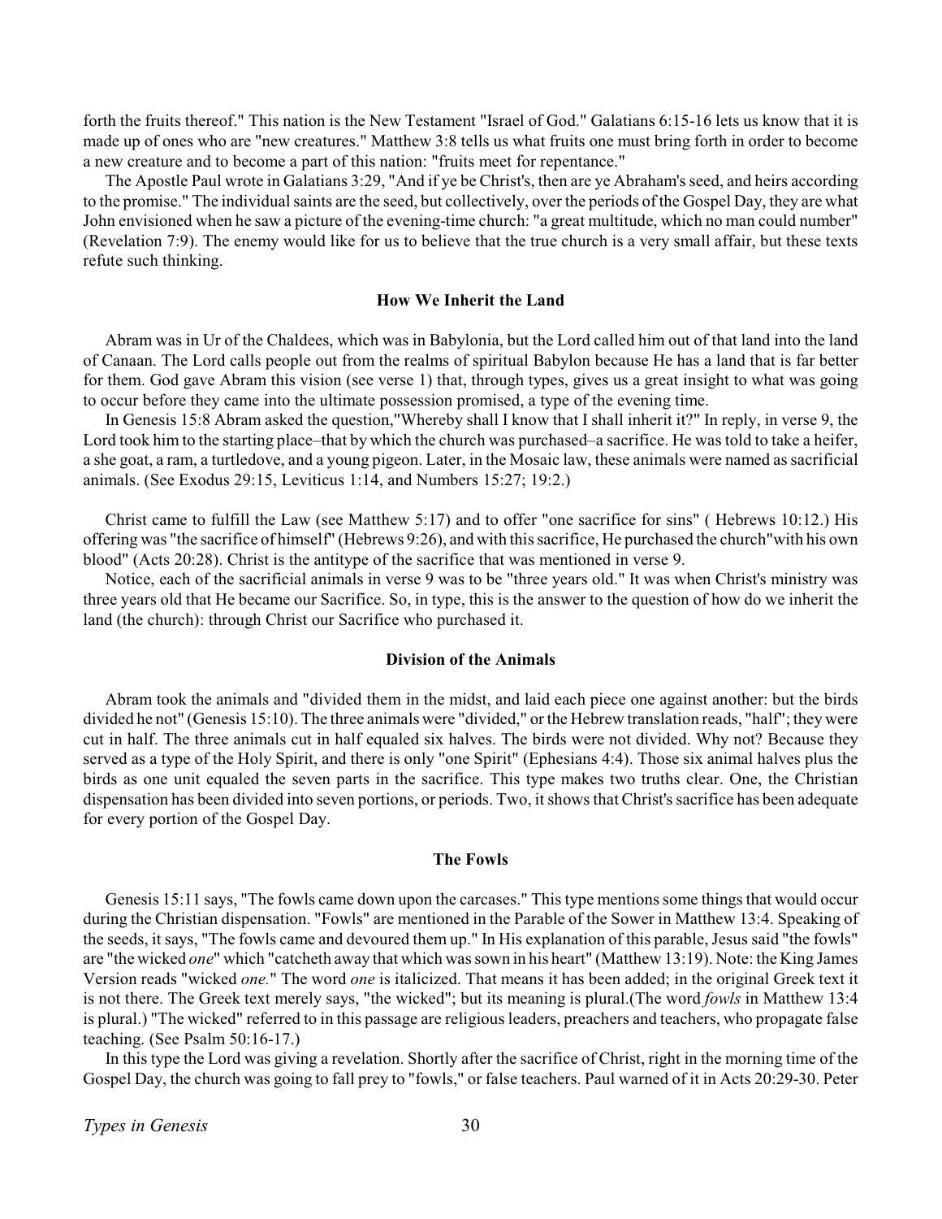forth the fruits thereof." This nation is the New Testament "Israel of God." Galatians 6:15-16 lets us know that it is made up of ones who are "new creatures." Matthew 3:8 tells us what fruits one must bring forth in order to become a new creature and to become a part of this nation: "fruits meet for repentance."

The Apostle Paul wrote in Galatians 3:29, "And if ye be Christ's, then are ye Abraham's seed, and heirs according to the promise." The individual saints are the seed, but collectively, over the periods of the Gospel Day, they are what John envisioned when he saw a picture of the evening-time church: "a great multitude, which no man could number" (Revelation 7:9). The enemy would like for us to believe that the true church is a very small affair, but these texts refute such thinking.

### How We Inherit the Land

Abram was in Ur of the Chaldees, which was in Babylonia, but the Lord called him out of that land into the land of Canaan. The Lord calls people out from the realms of spiritual Babylon because He has a land that is far better for them. God gave Abram this vision (see verse 1) that, through types, gives us a great insight to what was going to occur before they came into the ultimate possession promised, a type of the evening time.

In Genesis 15:8 Abram asked the question,"Whereby shall I know that I shall inherit it?" In reply, in verse 9, the Lord took him to the starting place–that by which the church was purchased–a sacrifice. He was told to take a heifer, a she goat, a ram, a turtledove, and a young pigeon. Later, in the Mosaic law, these animals were named as sacrificial animals. (See Exodus 29:15, Leviticus 1:14, and Numbers 15:27; 19:2.)

Christ came to fulfill the Law (see Matthew 5:17) and to offer "one sacrifice for sins" ( Hebrews 10:12.) His offering was "the sacrifice of himself" (Hebrews 9:26), and with this sacrifice, He purchased the church"with his own blood" (Acts 20:28). Christ is the antitype of the sacrifice that was mentioned in verse 9.

Notice, each of the sacrificial animals in verse 9 was to be "three years old." It was when Christ's ministry was three years old that He became our Sacrifice. So, in type, this is the answer to the question of how do we inherit the land (the church): through Christ our Sacrifice who purchased it.

### Division of the Animals

Abram took the animals and "divided them in the midst, and laid each piece one against another: but the birds divided he not" (Genesis 15:10). The three animals were "divided," or the Hebrew translation reads, "half"; they were cut in half. The three animals cut in half equaled six halves. The birds were not divided. Why not? Because they served as a type of the Holy Spirit, and there is only "one Spirit" (Ephesians 4:4). Those six animal halves plus the birds as one unit equaled the seven parts in the sacrifice. This type makes two truths clear. One, the Christian dispensation has been divided into seven portions, or periods. Two, it shows that Christ's sacrifice has been adequate for every portion of the Gospel Day.

### The Fowls

Genesis 15:11 says, "The fowls came down upon the carcases." This type mentions some things that would occur during the Christian dispensation. "Fowls" are mentioned in the Parable of the Sower in Matthew 13:4. Speaking of the seeds, it says, "The fowls came and devoured them up." In His explanation of this parable, Jesus said "the fowls" are "the wicked *one*" which "catcheth away that which was sown in his heart" (Matthew 13:19). Note: the King James Version reads "wicked *one.*" The word *one* is italicized. That means it has been added; in the original Greek text it is not there. The Greek text merely says, "the wicked"; but its meaning is plural.(The word *fowls* in Matthew 13:4 is plural.) "The wicked" referred to in this passage are religious leaders, preachers and teachers, who propagate false teaching. (See Psalm 50:16-17.)

In this type the Lord was giving a revelation. Shortly after the sacrifice of Christ, right in the morning time of the Gospel Day, the church was going to fall prey to "fowls," or false teachers. Paul warned of it in Acts 20:29-30. Peter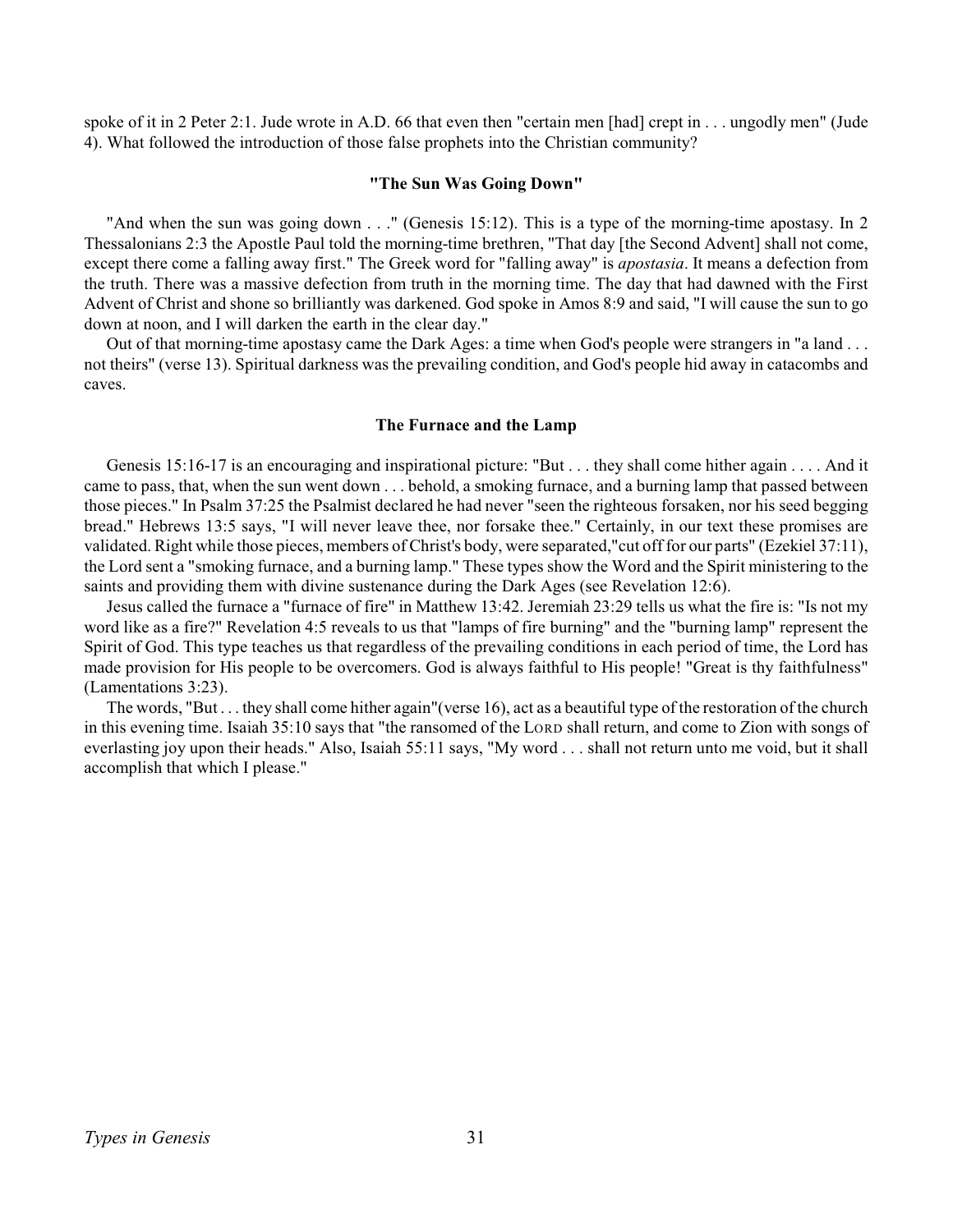spoke of it in 2 Peter 2:1. Jude wrote in A.D. 66 that even then "certain men [had] crept in . . . ungodly men" (Jude 4). What followed the introduction of those false prophets into the Christian community?

#### "The Sun Was Going Down"

"And when the sun was going down . . ." (Genesis 15:12). This is a type of the morning-time apostasy. In 2 Thessalonians 2:3 the Apostle Paul told the morning-time brethren, "That day [the Second Advent] shall not come, except there come a falling away first." The Greek word for "falling away" is *apostasia*. It means a defection from the truth. There was a massive defection from truth in the morning time. The day that had dawned with the First Advent of Christ and shone so brilliantly was darkened. God spoke in Amos 8:9 and said, "I will cause the sun to go down at noon, and I will darken the earth in the clear day."

Out of that morning-time apostasy came the Dark Ages: a time when God's people were strangers in "a land . . . not theirs" (verse 13). Spiritual darkness was the prevailing condition, and God's people hid away in catacombs and caves.

#### The Furnace and the Lamp

Genesis 15:16-17 is an encouraging and inspirational picture: "But . . . they shall come hither again . . . . And it came to pass, that, when the sun went down . . . behold, a smoking furnace, and a burning lamp that passed between those pieces." In Psalm 37:25 the Psalmist declared he had never "seen the righteous forsaken, nor his seed begging bread." Hebrews 13:5 says, "I will never leave thee, nor forsake thee." Certainly, in our text these promises are validated. Right while those pieces, members of Christ's body, were separated,"cut off for our parts" (Ezekiel 37:11), the Lord sent a "smoking furnace, and a burning lamp." These types show the Word and the Spirit ministering to the saints and providing them with divine sustenance during the Dark Ages (see Revelation 12:6).

Jesus called the furnace a "furnace of fire" in Matthew 13:42. Jeremiah 23:29 tells us what the fire is: "Is not my word like as a fire?" Revelation 4:5 reveals to us that "lamps of fire burning" and the "burning lamp" represent the Spirit of God. This type teaches us that regardless of the prevailing conditions in each period of time, the Lord has made provision for His people to be overcomers. God is always faithful to His people! "Great is thy faithfulness" (Lamentations 3:23).

The words, "But . . . they shall come hither again"(verse 16), act as a beautiful type of the restoration of the church in this evening time. Isaiah 35:10 says that "the ransomed of the LORD shall return, and come to Zion with songs of everlasting joy upon their heads." Also, Isaiah 55:11 says, "My word . . . shall not return unto me void, but it shall accomplish that which I please."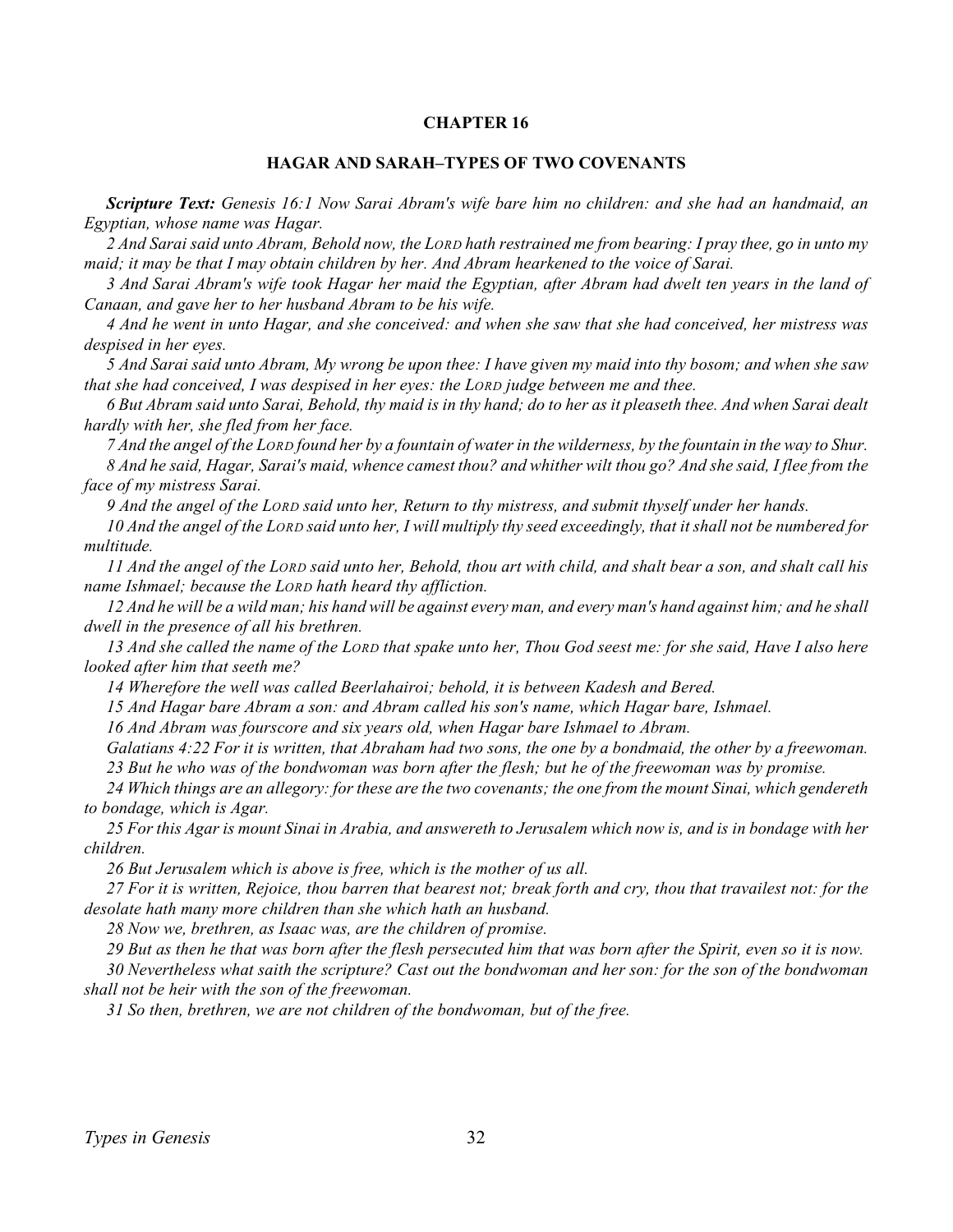## CHAPTER 16

### HAGAR AND SARAH–TYPES OF TWO COVENANTS

***Scripture Text:*** *Genesis 16:1 Now Sarai Abram's wife bare him no children: and she had an handmaid, an Egyptian, whose name was Hagar.*

*2 And Sarai said unto Abram, Behold now, the LORD hath restrained me from bearing: I pray thee, go in unto my maid; it may be that I may obtain children by her. And Abram hearkened to the voice of Sarai.*

*3 And Sarai Abram's wife took Hagar her maid the Egyptian, after Abram had dwelt ten years in the land of Canaan, and gave her to her husband Abram to be his wife.*

*4 And he went in unto Hagar, and she conceived: and when she saw that she had conceived, her mistress was despised in her eyes.*

*5 And Sarai said unto Abram, My wrong be upon thee: I have given my maid into thy bosom; and when she saw that she had conceived, I was despised in her eyes: the LORD judge between me and thee.*

*6 But Abram said unto Sarai, Behold, thy maid is in thy hand; do to her as it pleaseth thee. And when Sarai dealt hardly with her, she fled from her face.*

*7 And the angel of the LORD found her by a fountain of water in the wilderness, by the fountain in the way to Shur.*

*8 And he said, Hagar, Sarai's maid, whence camest thou? and whither wilt thou go? And she said, I flee from the face of my mistress Sarai.*

*9 And the angel of the LORD said unto her, Return to thy mistress, and submit thyself under her hands.*

*10 And the angel of the LORD said unto her, I will multiply thy seed exceedingly, that it shall not be numbered for multitude.*

*11 And the angel of the LORD said unto her, Behold, thou art with child, and shalt bear a son, and shalt call his name Ishmael; because the LORD hath heard thy affliction.*

*12 And he will be a wild man; his hand will be against every man, and every man's hand against him; and he shall dwell in the presence of all his brethren.*

*13 And she called the name of the LORD that spake unto her, Thou God seest me: for she said, Have I also here looked after him that seeth me?*

*14 Wherefore the well was called Beerlahairoi; behold, it is between Kadesh and Bered.*

*15 And Hagar bare Abram a son: and Abram called his son's name, which Hagar bare, Ishmael.*

*16 And Abram was fourscore and six years old, when Hagar bare Ishmael to Abram.*

*Galatians 4:22 For it is written, that Abraham had two sons, the one by a bondmaid, the other by a freewoman.*

*23 But he who was of the bondwoman was born after the flesh; but he of the freewoman was by promise.*

*24 Which things are an allegory: for these are the two covenants; the one from the mount Sinai, which gendereth to bondage, which is Agar.*

*25 For this Agar is mount Sinai in Arabia, and answereth to Jerusalem which now is, and is in bondage with her children.*

*26 But Jerusalem which is above is free, which is the mother of us all.*

*27 For it is written, Rejoice, thou barren that bearest not; break forth and cry, thou that travailest not: for the desolate hath many more children than she which hath an husband.*

*28 Now we, brethren, as Isaac was, are the children of promise.*

*29 But as then he that was born after the flesh persecuted him that was born after the Spirit, even so it is now.*

*30 Nevertheless what saith the scripture? Cast out the bondwoman and her son: for the son of the bondwoman shall not be heir with the son of the freewoman.*

*31 So then, brethren, we are not children of the bondwoman, but of the free.*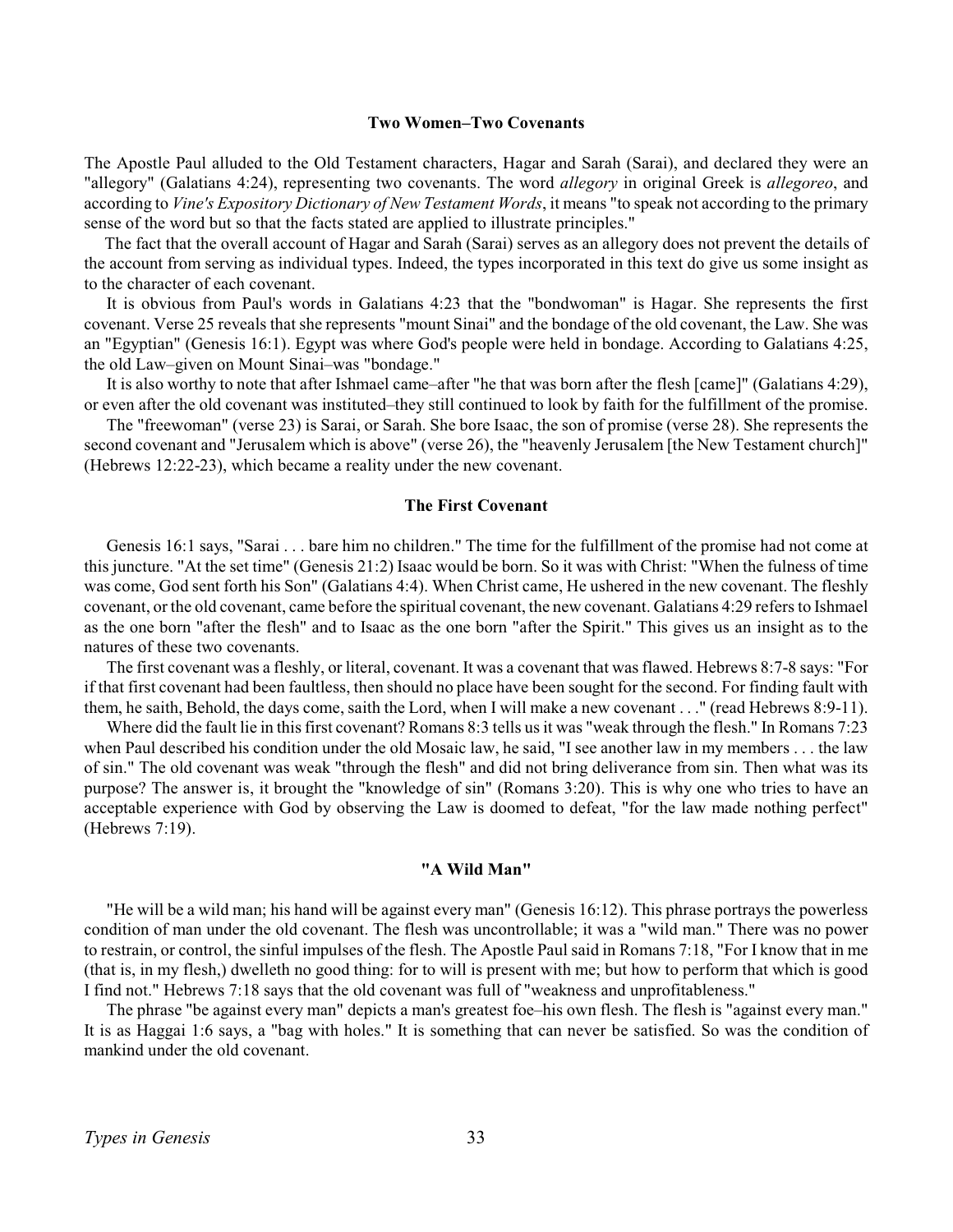### Two Women–Two Covenants

The Apostle Paul alluded to the Old Testament characters, Hagar and Sarah (Sarai), and declared they were an "allegory" (Galatians 4:24), representing two covenants. The word *allegory* in original Greek is *allegoreo*, and according to *Vine's Expository Dictionary of New Testament Words*, it means "to speak not according to the primary sense of the word but so that the facts stated are applied to illustrate principles."

The fact that the overall account of Hagar and Sarah (Sarai) serves as an allegory does not prevent the details of the account from serving as individual types. Indeed, the types incorporated in this text do give us some insight as to the character of each covenant.

It is obvious from Paul's words in Galatians 4:23 that the "bondwoman" is Hagar. She represents the first covenant. Verse 25 reveals that she represents "mount Sinai" and the bondage of the old covenant, the Law. She was an "Egyptian" (Genesis 16:1). Egypt was where God's people were held in bondage. According to Galatians 4:25, the old Law–given on Mount Sinai–was "bondage."

It is also worthy to note that after Ishmael came–after "he that was born after the flesh [came]" (Galatians 4:29), or even after the old covenant was instituted–they still continued to look by faith for the fulfillment of the promise.

The "freewoman" (verse 23) is Sarai, or Sarah. She bore Isaac, the son of promise (verse 28). She represents the second covenant and "Jerusalem which is above" (verse 26), the "heavenly Jerusalem [the New Testament church]" (Hebrews 12:22-23), which became a reality under the new covenant.

### The First Covenant

Genesis 16:1 says, "Sarai . . . bare him no children." The time for the fulfillment of the promise had not come at this juncture. "At the set time" (Genesis 21:2) Isaac would be born. So it was with Christ: "When the fulness of time was come, God sent forth his Son" (Galatians 4:4). When Christ came, He ushered in the new covenant. The fleshly covenant, or the old covenant, came before the spiritual covenant, the new covenant. Galatians 4:29 refers to Ishmael as the one born "after the flesh" and to Isaac as the one born "after the Spirit." This gives us an insight as to the natures of these two covenants.

The first covenant was a fleshly, or literal, covenant. It was a covenant that was flawed. Hebrews 8:7-8 says: "For if that first covenant had been faultless, then should no place have been sought for the second. For finding fault with them, he saith, Behold, the days come, saith the Lord, when I will make a new covenant . . ." (read Hebrews 8:9-11).

Where did the fault lie in this first covenant? Romans 8:3 tells us it was "weak through the flesh." In Romans 7:23 when Paul described his condition under the old Mosaic law, he said, "I see another law in my members . . . the law of sin." The old covenant was weak "through the flesh" and did not bring deliverance from sin. Then what was its purpose? The answer is, it brought the "knowledge of sin" (Romans 3:20). This is why one who tries to have an acceptable experience with God by observing the Law is doomed to defeat, "for the law made nothing perfect" (Hebrews 7:19).

### "A Wild Man"

"He will be a wild man; his hand will be against every man" (Genesis 16:12). This phrase portrays the powerless condition of man under the old covenant. The flesh was uncontrollable; it was a "wild man." There was no power to restrain, or control, the sinful impulses of the flesh. The Apostle Paul said in Romans 7:18, "For I know that in me (that is, in my flesh,) dwelleth no good thing: for to will is present with me; but how to perform that which is good I find not." Hebrews 7:18 says that the old covenant was full of "weakness and unprofitableness."

The phrase "be against every man" depicts a man's greatest foe–his own flesh. The flesh is "against every man." It is as Haggai 1:6 says, a "bag with holes." It is something that can never be satisfied. So was the condition of mankind under the old covenant.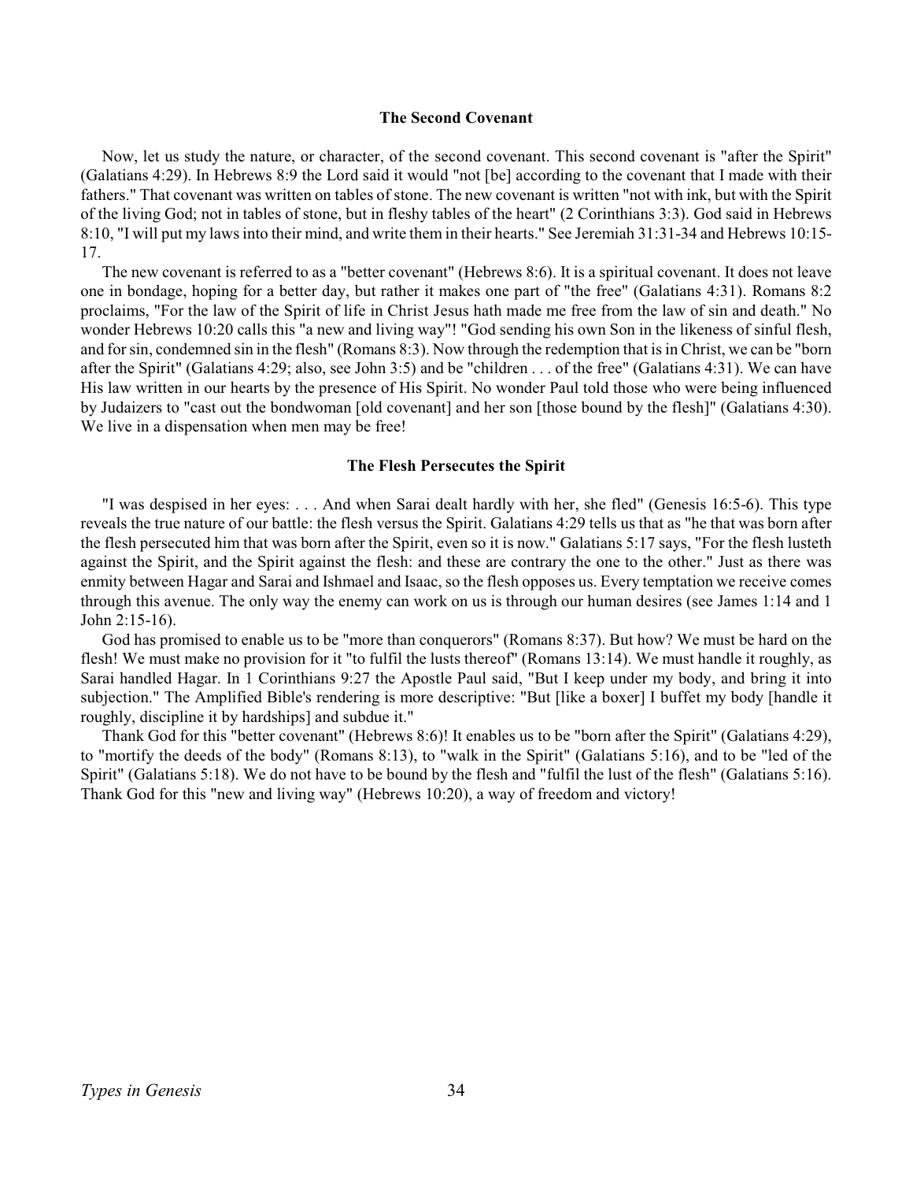### The Second Covenant

Now, let us study the nature, or character, of the second covenant. This second covenant is "after the Spirit" (Galatians 4:29). In Hebrews 8:9 the Lord said it would "not [be] according to the covenant that I made with their fathers." That covenant was written on tables of stone. The new covenant is written "not with ink, but with the Spirit of the living God; not in tables of stone, but in fleshy tables of the heart" (2 Corinthians 3:3). God said in Hebrews 8:10, "I will put my laws into their mind, and write them in their hearts." See Jeremiah 31:31-34 and Hebrews 10:15-17.

The new covenant is referred to as a "better covenant" (Hebrews 8:6). It is a spiritual covenant. It does not leave one in bondage, hoping for a better day, but rather it makes one part of "the free" (Galatians 4:31). Romans 8:2 proclaims, "For the law of the Spirit of life in Christ Jesus hath made me free from the law of sin and death." No wonder Hebrews 10:20 calls this "a new and living way"! "God sending his own Son in the likeness of sinful flesh, and for sin, condemned sin in the flesh" (Romans 8:3). Now through the redemption that is in Christ, we can be "born after the Spirit" (Galatians 4:29; also, see John 3:5) and be "children . . . of the free" (Galatians 4:31). We can have His law written in our hearts by the presence of His Spirit. No wonder Paul told those who were being influenced by Judaizers to "cast out the bondwoman [old covenant] and her son [those bound by the flesh]" (Galatians 4:30). We live in a dispensation when men may be free!

### The Flesh Persecutes the Spirit

"I was despised in her eyes: . . . And when Sarai dealt hardly with her, she fled" (Genesis 16:5-6). This type reveals the true nature of our battle: the flesh versus the Spirit. Galatians 4:29 tells us that as "he that was born after the flesh persecuted him that was born after the Spirit, even so it is now." Galatians 5:17 says, "For the flesh lusteth against the Spirit, and the Spirit against the flesh: and these are contrary the one to the other." Just as there was enmity between Hagar and Sarai and Ishmael and Isaac, so the flesh opposes us. Every temptation we receive comes through this avenue. The only way the enemy can work on us is through our human desires (see James 1:14 and 1 John 2:15-16).

God has promised to enable us to be "more than conquerors" (Romans 8:37). But how? We must be hard on the flesh! We must make no provision for it "to fulfil the lusts thereof" (Romans 13:14). We must handle it roughly, as Sarai handled Hagar. In 1 Corinthians 9:27 the Apostle Paul said, "But I keep under my body, and bring it into subjection." The Amplified Bible's rendering is more descriptive: "But [like a boxer] I buffet my body [handle it roughly, discipline it by hardships] and subdue it."

Thank God for this "better covenant" (Hebrews 8:6)! It enables us to be "born after the Spirit" (Galatians 4:29), to "mortify the deeds of the body" (Romans 8:13), to "walk in the Spirit" (Galatians 5:16), and to be "led of the Spirit" (Galatians 5:18). We do not have to be bound by the flesh and "fulfil the lust of the flesh" (Galatians 5:16). Thank God for this "new and living way" (Hebrews 10:20), a way of freedom and victory!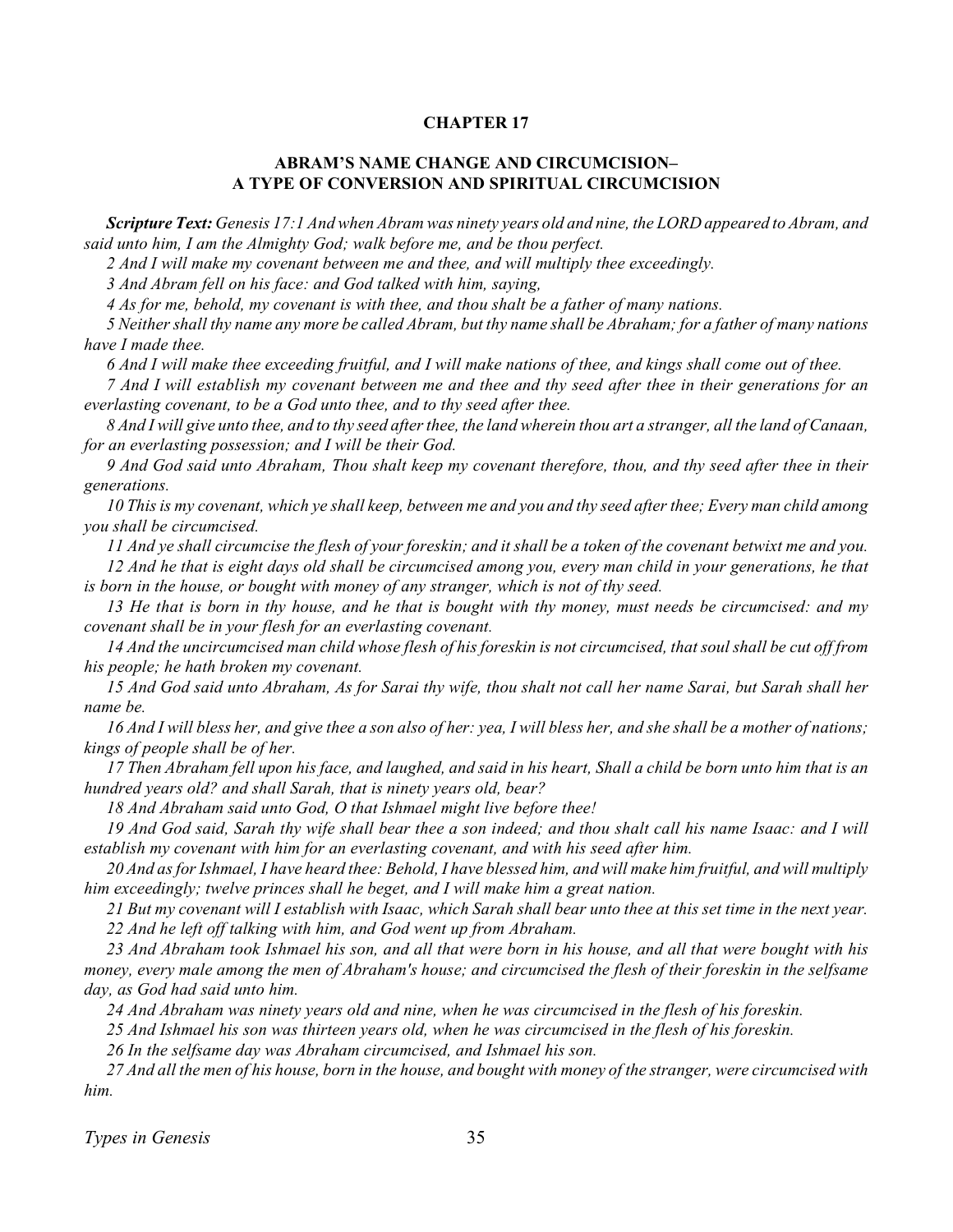## CHAPTER 17

### ABRAM'S NAME CHANGE AND CIRCUMCISION– A TYPE OF CONVERSION AND SPIRITUAL CIRCUMCISION

***Scripture Text:*** *Genesis 17:1 And when Abram was ninety years old and nine, the LORD appeared to Abram, and said unto him, I am the Almighty God; walk before me, and be thou perfect.*

*2 And I will make my covenant between me and thee, and will multiply thee exceedingly.*

*3 And Abram fell on his face: and God talked with him, saying,*

*4 As for me, behold, my covenant is with thee, and thou shalt be a father of many nations.*

*5 Neither shall thy name any more be called Abram, but thy name shall be Abraham; for a father of many nations have I made thee.*

*6 And I will make thee exceeding fruitful, and I will make nations of thee, and kings shall come out of thee.*

*7 And I will establish my covenant between me and thee and thy seed after thee in their generations for an everlasting covenant, to be a God unto thee, and to thy seed after thee.*

*8 And I will give unto thee, and to thy seed after thee, the land wherein thou art a stranger, all the land of Canaan, for an everlasting possession; and I will be their God.*

*9 And God said unto Abraham, Thou shalt keep my covenant therefore, thou, and thy seed after thee in their generations.*

*10 This is my covenant, which ye shall keep, between me and you and thy seed after thee; Every man child among you shall be circumcised.*

*11 And ye shall circumcise the flesh of your foreskin; and it shall be a token of the covenant betwixt me and you.*

*12 And he that is eight days old shall be circumcised among you, every man child in your generations, he that is born in the house, or bought with money of any stranger, which is not of thy seed.*

*13 He that is born in thy house, and he that is bought with thy money, must needs be circumcised: and my covenant shall be in your flesh for an everlasting covenant.*

*14 And the uncircumcised man child whose flesh of his foreskin is not circumcised, that soul shall be cut off from his people; he hath broken my covenant.*

*15 And God said unto Abraham, As for Sarai thy wife, thou shalt not call her name Sarai, but Sarah shall her name be.*

*16 And I will bless her, and give thee a son also of her: yea, I will bless her, and she shall be a mother of nations; kings of people shall be of her.*

*17 Then Abraham fell upon his face, and laughed, and said in his heart, Shall a child be born unto him that is an hundred years old? and shall Sarah, that is ninety years old, bear?*

*18 And Abraham said unto God, O that Ishmael might live before thee!*

*19 And God said, Sarah thy wife shall bear thee a son indeed; and thou shalt call his name Isaac: and I will establish my covenant with him for an everlasting covenant, and with his seed after him.*

*20 And as for Ishmael, I have heard thee: Behold, I have blessed him, and will make him fruitful, and will multiply him exceedingly; twelve princes shall he beget, and I will make him a great nation.*

*21 But my covenant will I establish with Isaac, which Sarah shall bear unto thee at this set time in the next year.*

*22 And he left off talking with him, and God went up from Abraham.*

*23 And Abraham took Ishmael his son, and all that were born in his house, and all that were bought with his money, every male among the men of Abraham's house; and circumcised the flesh of their foreskin in the selfsame day, as God had said unto him.*

*24 And Abraham was ninety years old and nine, when he was circumcised in the flesh of his foreskin.*

*25 And Ishmael his son was thirteen years old, when he was circumcised in the flesh of his foreskin.*

*26 In the selfsame day was Abraham circumcised, and Ishmael his son.*

*27 And all the men of his house, born in the house, and bought with money of the stranger, were circumcised with him.*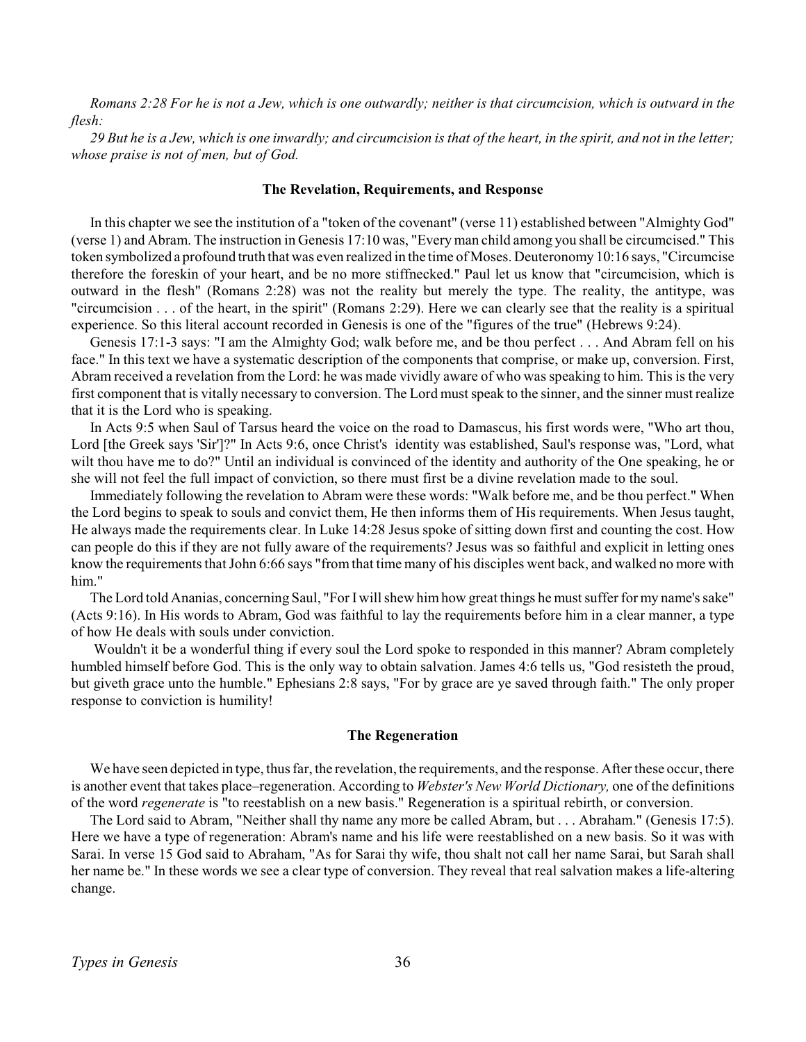*Romans 2:28 For he is not a Jew, which is one outwardly; neither is that circumcision, which is outward in the flesh:*

*29 But he is a Jew, which is one inwardly; and circumcision is that of the heart, in the spirit, and not in the letter; whose praise is not of men, but of God.*

### The Revelation, Requirements, and Response

In this chapter we see the institution of a "token of the covenant" (verse 11) established between "Almighty God" (verse 1) and Abram. The instruction in Genesis 17:10 was, "Every man child among you shall be circumcised." This token symbolized a profound truth that was even realized in the time of Moses. Deuteronomy 10:16 says, "Circumcise therefore the foreskin of your heart, and be no more stiffnecked." Paul let us know that "circumcision, which is outward in the flesh" (Romans 2:28) was not the reality but merely the type. The reality, the antitype, was "circumcision . . . of the heart, in the spirit" (Romans 2:29). Here we can clearly see that the reality is a spiritual experience. So this literal account recorded in Genesis is one of the "figures of the true" (Hebrews 9:24).

Genesis 17:1-3 says: "I am the Almighty God; walk before me, and be thou perfect . . . And Abram fell on his face." In this text we have a systematic description of the components that comprise, or make up, conversion. First, Abram received a revelation from the Lord: he was made vividly aware of who was speaking to him. This is the very first component that is vitally necessary to conversion. The Lord must speak to the sinner, and the sinner must realize that it is the Lord who is speaking.

In Acts 9:5 when Saul of Tarsus heard the voice on the road to Damascus, his first words were, "Who art thou, Lord [the Greek says 'Sir']?" In Acts 9:6, once Christ's identity was established, Saul's response was, "Lord, what wilt thou have me to do?" Until an individual is convinced of the identity and authority of the One speaking, he or she will not feel the full impact of conviction, so there must first be a divine revelation made to the soul.

Immediately following the revelation to Abram were these words: "Walk before me, and be thou perfect." When the Lord begins to speak to souls and convict them, He then informs them of His requirements. When Jesus taught, He always made the requirements clear. In Luke 14:28 Jesus spoke of sitting down first and counting the cost. How can people do this if they are not fully aware of the requirements? Jesus was so faithful and explicit in letting ones know the requirements that John 6:66 says "from that time many of his disciples went back, and walked no more with him."

The Lord told Ananias, concerning Saul, "For I will shew him how great things he must suffer for my name's sake" (Acts 9:16). In His words to Abram, God was faithful to lay the requirements before him in a clear manner, a type of how He deals with souls under conviction.

Wouldn't it be a wonderful thing if every soul the Lord spoke to responded in this manner? Abram completely humbled himself before God. This is the only way to obtain salvation. James 4:6 tells us, "God resisteth the proud, but giveth grace unto the humble." Ephesians 2:8 says, "For by grace are ye saved through faith." The only proper response to conviction is humility!

### The Regeneration

We have seen depicted in type, thus far, the revelation, the requirements, and the response. After these occur, there is another event that takes place–regeneration. According to *Webster's New World Dictionary,* one of the definitions of the word *regenerate* is "to reestablish on a new basis." Regeneration is a spiritual rebirth, or conversion.

The Lord said to Abram, "Neither shall thy name any more be called Abram, but . . . Abraham." (Genesis 17:5). Here we have a type of regeneration: Abram's name and his life were reestablished on a new basis. So it was with Sarai. In verse 15 God said to Abraham, "As for Sarai thy wife, thou shalt not call her name Sarai, but Sarah shall her name be." In these words we see a clear type of conversion. They reveal that real salvation makes a life-altering change.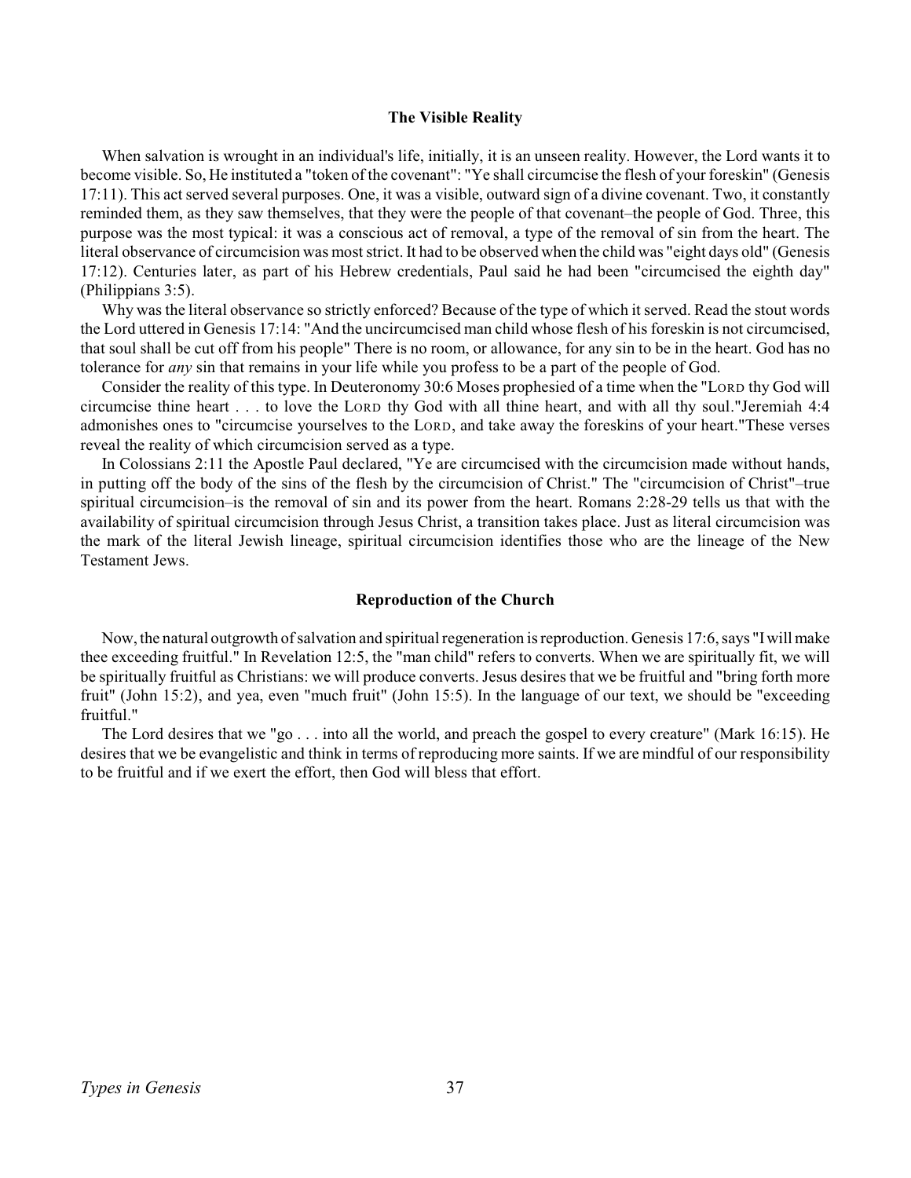### The Visible Reality

When salvation is wrought in an individual's life, initially, it is an unseen reality. However, the Lord wants it to become visible. So, He instituted a "token of the covenant": "Ye shall circumcise the flesh of your foreskin" (Genesis 17:11). This act served several purposes. One, it was a visible, outward sign of a divine covenant. Two, it constantly reminded them, as they saw themselves, that they were the people of that covenant–the people of God. Three, this purpose was the most typical: it was a conscious act of removal, a type of the removal of sin from the heart. The literal observance of circumcision was most strict. It had to be observed when the child was "eight days old" (Genesis 17:12). Centuries later, as part of his Hebrew credentials, Paul said he had been "circumcised the eighth day" (Philippians 3:5).

Why was the literal observance so strictly enforced? Because of the type of which it served. Read the stout words the Lord uttered in Genesis 17:14: "And the uncircumcised man child whose flesh of his foreskin is not circumcised, that soul shall be cut off from his people" There is no room, or allowance, for any sin to be in the heart. God has no tolerance for *any* sin that remains in your life while you profess to be a part of the people of God.

Consider the reality of this type. In Deuteronomy 30:6 Moses prophesied of a time when the "LORD thy God will circumcise thine heart . . . to love the LORD thy God with all thine heart, and with all thy soul."Jeremiah 4:4 admonishes ones to "circumcise yourselves to the LORD, and take away the foreskins of your heart."These verses reveal the reality of which circumcision served as a type.

In Colossians 2:11 the Apostle Paul declared, "Ye are circumcised with the circumcision made without hands, in putting off the body of the sins of the flesh by the circumcision of Christ." The "circumcision of Christ"–true spiritual circumcision–is the removal of sin and its power from the heart. Romans 2:28-29 tells us that with the availability of spiritual circumcision through Jesus Christ, a transition takes place. Just as literal circumcision was the mark of the literal Jewish lineage, spiritual circumcision identifies those who are the lineage of the New Testament Jews.

### Reproduction of the Church

Now, the natural outgrowth of salvation and spiritual regeneration is reproduction. Genesis 17:6, says "I will make thee exceeding fruitful." In Revelation 12:5, the "man child" refers to converts. When we are spiritually fit, we will be spiritually fruitful as Christians: we will produce converts. Jesus desires that we be fruitful and "bring forth more fruit" (John 15:2), and yea, even "much fruit" (John 15:5). In the language of our text, we should be "exceeding fruitful."

The Lord desires that we "go . . . into all the world, and preach the gospel to every creature" (Mark 16:15). He desires that we be evangelistic and think in terms of reproducing more saints. If we are mindful of our responsibility to be fruitful and if we exert the effort, then God will bless that effort.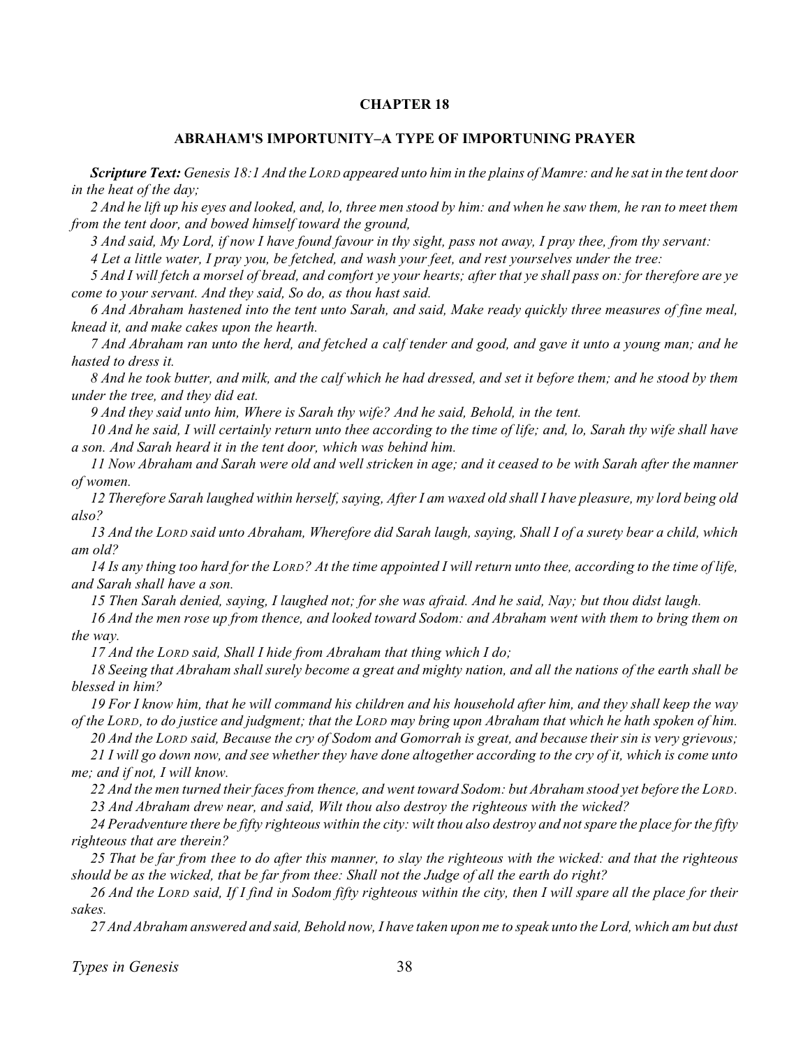## CHAPTER 18

### ABRAHAM'S IMPORTUNITY–A TYPE OF IMPORTUNING PRAYER

***Scripture Text:*** *Genesis 18:1 And the LORD appeared unto him in the plains of Mamre: and he sat in the tent door in the heat of the day;*

*2 And he lift up his eyes and looked, and, lo, three men stood by him: and when he saw them, he ran to meet them from the tent door, and bowed himself toward the ground,*

*3 And said, My Lord, if now I have found favour in thy sight, pass not away, I pray thee, from thy servant:*

*4 Let a little water, I pray you, be fetched, and wash your feet, and rest yourselves under the tree:*

*5 And I will fetch a morsel of bread, and comfort ye your hearts; after that ye shall pass on: for therefore are ye come to your servant. And they said, So do, as thou hast said.*

*6 And Abraham hastened into the tent unto Sarah, and said, Make ready quickly three measures of fine meal, knead it, and make cakes upon the hearth.*

*7 And Abraham ran unto the herd, and fetched a calf tender and good, and gave it unto a young man; and he hasted to dress it.*

*8 And he took butter, and milk, and the calf which he had dressed, and set it before them; and he stood by them under the tree, and they did eat.*

*9 And they said unto him, Where is Sarah thy wife? And he said, Behold, in the tent.*

*10 And he said, I will certainly return unto thee according to the time of life; and, lo, Sarah thy wife shall have a son. And Sarah heard it in the tent door, which was behind him.*

*11 Now Abraham and Sarah were old and well stricken in age; and it ceased to be with Sarah after the manner of women.*

*12 Therefore Sarah laughed within herself, saying, After I am waxed old shall I have pleasure, my lord being old also?*

*13 And the LORD said unto Abraham, Wherefore did Sarah laugh, saying, Shall I of a surety bear a child, which am old?*

*14 Is any thing too hard for the LORD? At the time appointed I will return unto thee, according to the time of life, and Sarah shall have a son.*

*15 Then Sarah denied, saying, I laughed not; for she was afraid. And he said, Nay; but thou didst laugh.*

*16 And the men rose up from thence, and looked toward Sodom: and Abraham went with them to bring them on the way.*

*17 And the LORD said, Shall I hide from Abraham that thing which I do;*

*18 Seeing that Abraham shall surely become a great and mighty nation, and all the nations of the earth shall be blessed in him?*

*19 For I know him, that he will command his children and his household after him, and they shall keep the way of the LORD, to do justice and judgment; that the LORD may bring upon Abraham that which he hath spoken of him.*

*20 And the LORD said, Because the cry of Sodom and Gomorrah is great, and because their sin is very grievous;*

*21 I will go down now, and see whether they have done altogether according to the cry of it, which is come unto me; and if not, I will know.*

*22 And the men turned their faces from thence, and went toward Sodom: but Abraham stood yet before the LORD.*

*23 And Abraham drew near, and said, Wilt thou also destroy the righteous with the wicked?*

*24 Peradventure there be fifty righteous within the city: wilt thou also destroy and not spare the place for the fifty righteous that are therein?*

*25 That be far from thee to do after this manner, to slay the righteous with the wicked: and that the righteous should be as the wicked, that be far from thee: Shall not the Judge of all the earth do right?*

*26 And the LORD said, If I find in Sodom fifty righteous within the city, then I will spare all the place for their sakes.*

*27 And Abraham answered and said, Behold now, I have taken upon me to speak unto the Lord, which am but dust*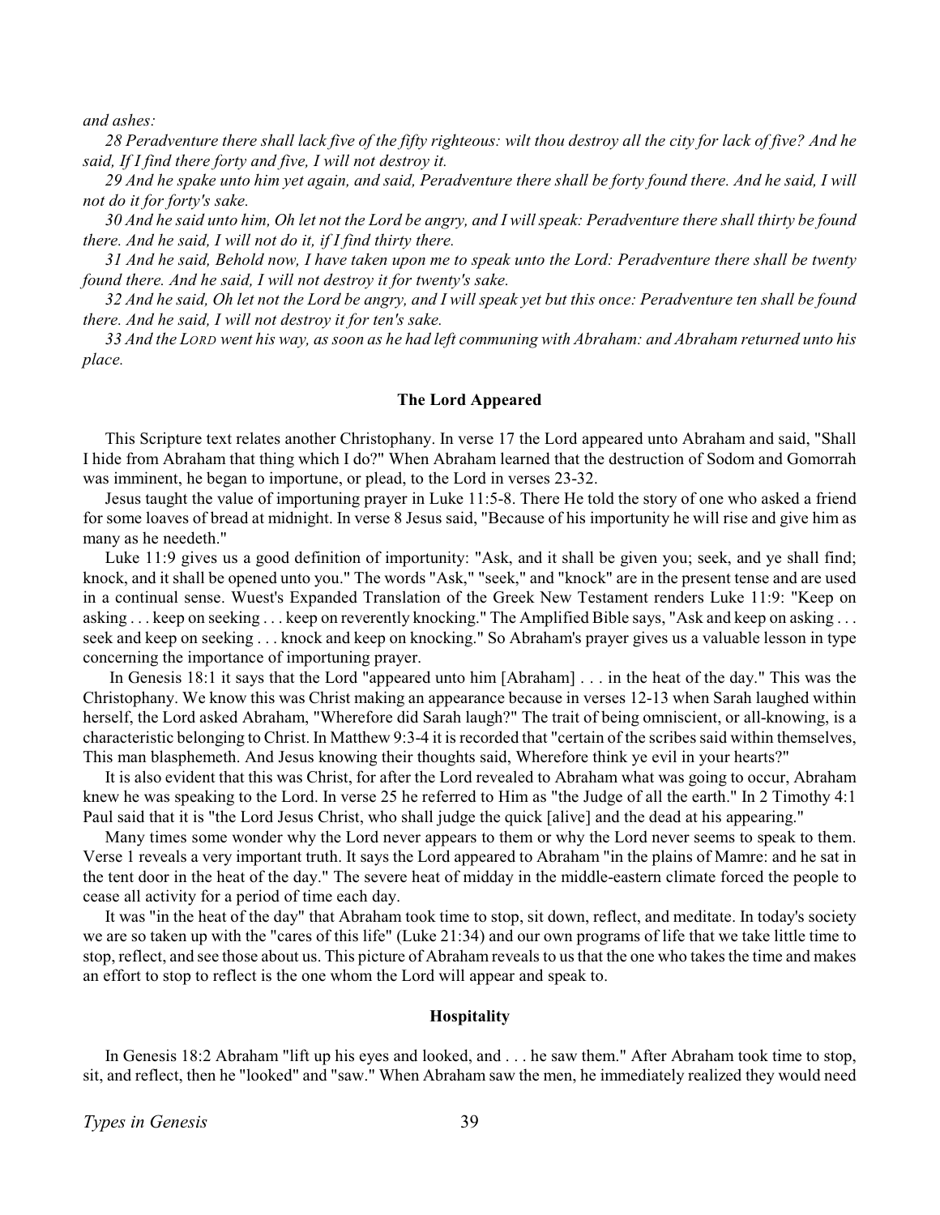*and ashes:*

*28 Peradventure there shall lack five of the fifty righteous: wilt thou destroy all the city for lack of five? And he said, If I find there forty and five, I will not destroy it.*

*29 And he spake unto him yet again, and said, Peradventure there shall be forty found there. And he said, I will not do it for forty's sake.*

*30 And he said unto him, Oh let not the Lord be angry, and I will speak: Peradventure there shall thirty be found there. And he said, I will not do it, if I find thirty there.*

*31 And he said, Behold now, I have taken upon me to speak unto the Lord: Peradventure there shall be twenty found there. And he said, I will not destroy it for twenty's sake.*

*32 And he said, Oh let not the Lord be angry, and I will speak yet but this once: Peradventure ten shall be found there. And he said, I will not destroy it for ten's sake.*

*33 And the LORD went his way, as soon as he had left communing with Abraham: and Abraham returned unto his place.*

### The Lord Appeared

This Scripture text relates another Christophany. In verse 17 the Lord appeared unto Abraham and said, "Shall I hide from Abraham that thing which I do?" When Abraham learned that the destruction of Sodom and Gomorrah was imminent, he began to importune, or plead, to the Lord in verses 23-32.

Jesus taught the value of importuning prayer in Luke 11:5-8. There He told the story of one who asked a friend for some loaves of bread at midnight. In verse 8 Jesus said, "Because of his importunity he will rise and give him as many as he needeth."

Luke 11:9 gives us a good definition of importunity: "Ask, and it shall be given you; seek, and ye shall find; knock, and it shall be opened unto you." The words "Ask," "seek," and "knock" are in the present tense and are used in a continual sense. Wuest's Expanded Translation of the Greek New Testament renders Luke 11:9: "Keep on asking . . . keep on seeking . . . keep on reverently knocking." The Amplified Bible says, "Ask and keep on asking . . . seek and keep on seeking . . . knock and keep on knocking." So Abraham's prayer gives us a valuable lesson in type concerning the importance of importuning prayer.

In Genesis 18:1 it says that the Lord "appeared unto him [Abraham] . . . in the heat of the day." This was the Christophany. We know this was Christ making an appearance because in verses 12-13 when Sarah laughed within herself, the Lord asked Abraham, "Wherefore did Sarah laugh?" The trait of being omniscient, or all-knowing, is a characteristic belonging to Christ. In Matthew 9:3-4 it is recorded that "certain of the scribes said within themselves, This man blasphemeth. And Jesus knowing their thoughts said, Wherefore think ye evil in your hearts?"

It is also evident that this was Christ, for after the Lord revealed to Abraham what was going to occur, Abraham knew he was speaking to the Lord. In verse 25 he referred to Him as "the Judge of all the earth." In 2 Timothy 4:1 Paul said that it is "the Lord Jesus Christ, who shall judge the quick [alive] and the dead at his appearing."

Many times some wonder why the Lord never appears to them or why the Lord never seems to speak to them. Verse 1 reveals a very important truth. It says the Lord appeared to Abraham "in the plains of Mamre: and he sat in the tent door in the heat of the day." The severe heat of midday in the middle-eastern climate forced the people to cease all activity for a period of time each day.

It was "in the heat of the day" that Abraham took time to stop, sit down, reflect, and meditate. In today's society we are so taken up with the "cares of this life" (Luke 21:34) and our own programs of life that we take little time to stop, reflect, and see those about us. This picture of Abraham reveals to us that the one who takes the time and makes an effort to stop to reflect is the one whom the Lord will appear and speak to.

### Hospitality

In Genesis 18:2 Abraham "lift up his eyes and looked, and . . . he saw them." After Abraham took time to stop, sit, and reflect, then he "looked" and "saw." When Abraham saw the men, he immediately realized they would need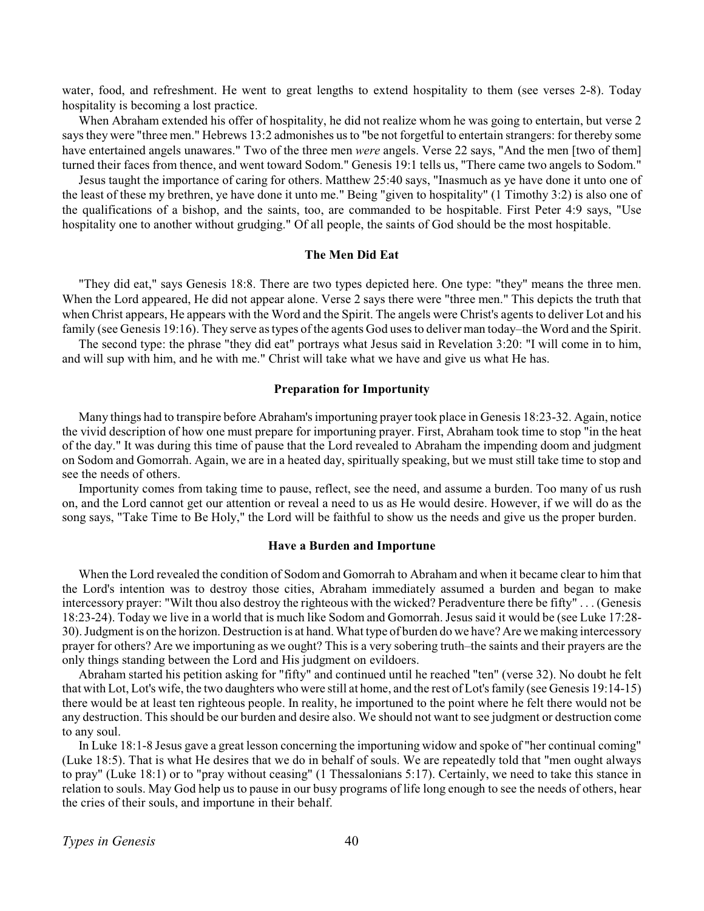water, food, and refreshment. He went to great lengths to extend hospitality to them (see verses 2-8). Today hospitality is becoming a lost practice.

When Abraham extended his offer of hospitality, he did not realize whom he was going to entertain, but verse 2 says they were "three men." Hebrews 13:2 admonishes us to "be not forgetful to entertain strangers: for thereby some have entertained angels unawares." Two of the three men *were* angels. Verse 22 says, "And the men [two of them] turned their faces from thence, and went toward Sodom." Genesis 19:1 tells us, "There came two angels to Sodom."

Jesus taught the importance of caring for others. Matthew 25:40 says, "Inasmuch as ye have done it unto one of the least of these my brethren, ye have done it unto me." Being "given to hospitality" (1 Timothy 3:2) is also one of the qualifications of a bishop, and the saints, too, are commanded to be hospitable. First Peter 4:9 says, "Use hospitality one to another without grudging." Of all people, the saints of God should be the most hospitable.

### The Men Did Eat

"They did eat," says Genesis 18:8. There are two types depicted here. One type: "they" means the three men. When the Lord appeared, He did not appear alone. Verse 2 says there were "three men." This depicts the truth that when Christ appears, He appears with the Word and the Spirit. The angels were Christ's agents to deliver Lot and his family (see Genesis 19:16). They serve as types of the agents God uses to deliver man today–the Word and the Spirit.

The second type: the phrase "they did eat" portrays what Jesus said in Revelation 3:20: "I will come in to him, and will sup with him, and he with me." Christ will take what we have and give us what He has.

### Preparation for Importunity

Many things had to transpire before Abraham's importuning prayer took place in Genesis 18:23-32. Again, notice the vivid description of how one must prepare for importuning prayer. First, Abraham took time to stop "in the heat of the day." It was during this time of pause that the Lord revealed to Abraham the impending doom and judgment on Sodom and Gomorrah. Again, we are in a heated day, spiritually speaking, but we must still take time to stop and see the needs of others.

Importunity comes from taking time to pause, reflect, see the need, and assume a burden. Too many of us rush on, and the Lord cannot get our attention or reveal a need to us as He would desire. However, if we will do as the song says, "Take Time to Be Holy," the Lord will be faithful to show us the needs and give us the proper burden.

### Have a Burden and Importune

When the Lord revealed the condition of Sodom and Gomorrah to Abraham and when it became clear to him that the Lord's intention was to destroy those cities, Abraham immediately assumed a burden and began to make intercessory prayer: "Wilt thou also destroy the righteous with the wicked? Peradventure there be fifty" . . . (Genesis 18:23-24). Today we live in a world that is much like Sodom and Gomorrah. Jesus said it would be (see Luke 17:28-30). Judgment is on the horizon. Destruction is at hand. What type of burden do we have? Are we making intercessory prayer for others? Are we importuning as we ought? This is a very sobering truth–the saints and their prayers are the only things standing between the Lord and His judgment on evildoers.

Abraham started his petition asking for "fifty" and continued until he reached "ten" (verse 32). No doubt he felt that with Lot, Lot's wife, the two daughters who were still at home, and the rest of Lot's family (see Genesis 19:14-15) there would be at least ten righteous people. In reality, he importuned to the point where he felt there would not be any destruction. This should be our burden and desire also. We should not want to see judgment or destruction come to any soul.

In Luke 18:1-8 Jesus gave a great lesson concerning the importuning widow and spoke of "her continual coming" (Luke 18:5). That is what He desires that we do in behalf of souls. We are repeatedly told that "men ought always to pray" (Luke 18:1) or to "pray without ceasing" (1 Thessalonians 5:17). Certainly, we need to take this stance in relation to souls. May God help us to pause in our busy programs of life long enough to see the needs of others, hear the cries of their souls, and importune in their behalf.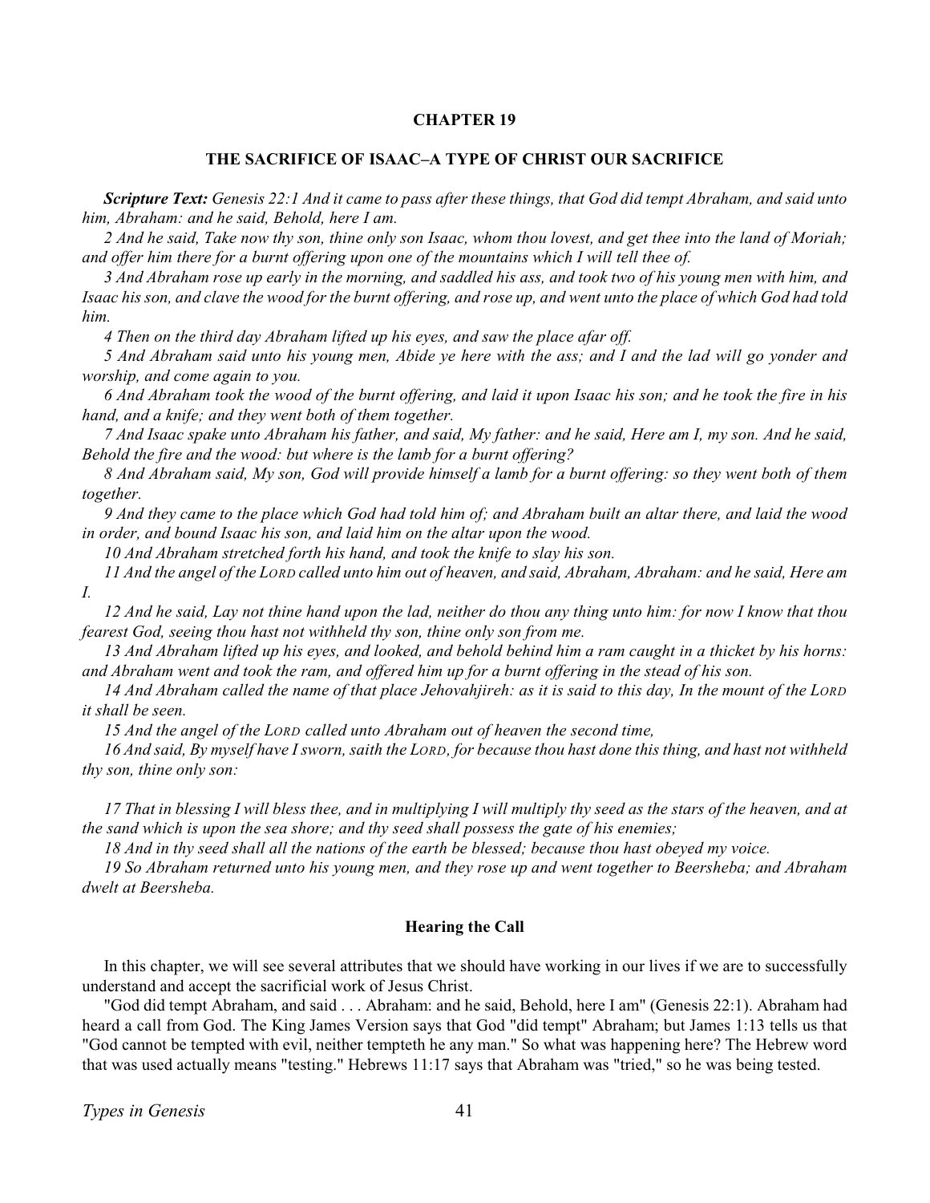# CHAPTER 19

## THE SACRIFICE OF ISAAC–A TYPE OF CHRIST OUR SACRIFICE

***Scripture Text:*** *Genesis 22:1 And it came to pass after these things, that God did tempt Abraham, and said unto him, Abraham: and he said, Behold, here I am.*

*2 And he said, Take now thy son, thine only son Isaac, whom thou lovest, and get thee into the land of Moriah; and offer him there for a burnt offering upon one of the mountains which I will tell thee of.*

*3 And Abraham rose up early in the morning, and saddled his ass, and took two of his young men with him, and Isaac his son, and clave the wood for the burnt offering, and rose up, and went unto the place of which God had told him.*

*4 Then on the third day Abraham lifted up his eyes, and saw the place afar off.*

*5 And Abraham said unto his young men, Abide ye here with the ass; and I and the lad will go yonder and worship, and come again to you.*

*6 And Abraham took the wood of the burnt offering, and laid it upon Isaac his son; and he took the fire in his hand, and a knife; and they went both of them together.*

*7 And Isaac spake unto Abraham his father, and said, My father: and he said, Here am I, my son. And he said, Behold the fire and the wood: but where is the lamb for a burnt offering?*

*8 And Abraham said, My son, God will provide himself a lamb for a burnt offering: so they went both of them together.*

*9 And they came to the place which God had told him of; and Abraham built an altar there, and laid the wood in order, and bound Isaac his son, and laid him on the altar upon the wood.*

*10 And Abraham stretched forth his hand, and took the knife to slay his son.*

*11 And the angel of the LORD called unto him out of heaven, and said, Abraham, Abraham: and he said, Here am I.*

*12 And he said, Lay not thine hand upon the lad, neither do thou any thing unto him: for now I know that thou fearest God, seeing thou hast not withheld thy son, thine only son from me.*

*13 And Abraham lifted up his eyes, and looked, and behold behind him a ram caught in a thicket by his horns: and Abraham went and took the ram, and offered him up for a burnt offering in the stead of his son.*

*14 And Abraham called the name of that place Jehovahjireh: as it is said to this day, In the mount of the LORD it shall be seen.*

*15 And the angel of the LORD called unto Abraham out of heaven the second time,*

*16 And said, By myself have I sworn, saith the LORD, for because thou hast done this thing, and hast not withheld thy son, thine only son:*

*17 That in blessing I will bless thee, and in multiplying I will multiply thy seed as the stars of the heaven, and at the sand which is upon the sea shore; and thy seed shall possess the gate of his enemies;*

*18 And in thy seed shall all the nations of the earth be blessed; because thou hast obeyed my voice.*

*19 So Abraham returned unto his young men, and they rose up and went together to Beersheba; and Abraham dwelt at Beersheba.*

### Hearing the Call

In this chapter, we will see several attributes that we should have working in our lives if we are to successfully understand and accept the sacrificial work of Jesus Christ.

"God did tempt Abraham, and said . . . Abraham: and he said, Behold, here I am" (Genesis 22:1). Abraham had heard a call from God. The King James Version says that God "did tempt" Abraham; but James 1:13 tells us that "God cannot be tempted with evil, neither tempteth he any man." So what was happening here? The Hebrew word that was used actually means "testing." Hebrews 11:17 says that Abraham was "tried," so he was being tested.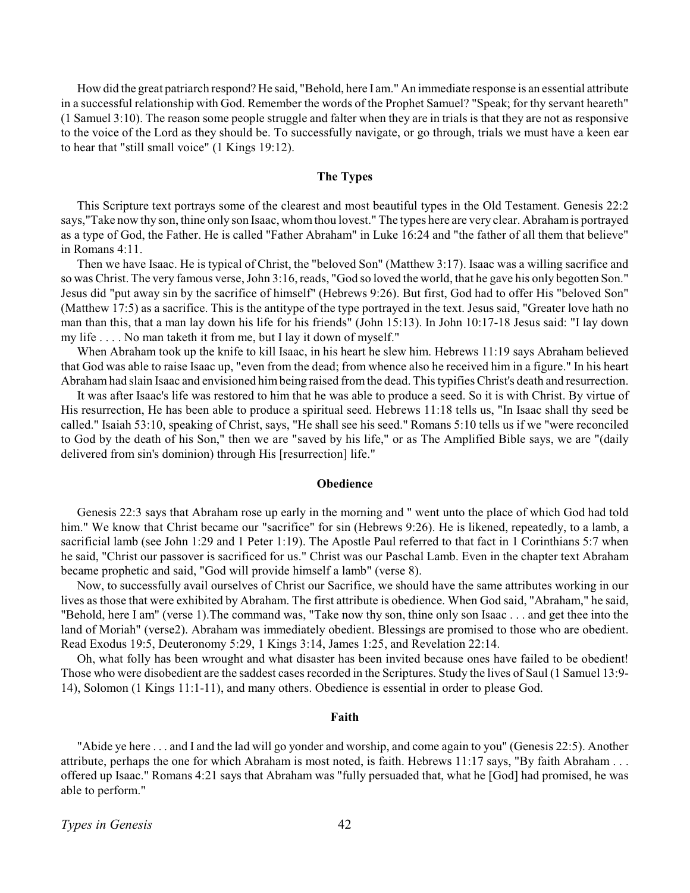How did the great patriarch respond? He said, "Behold, here I am." An immediate response is an essential attribute in a successful relationship with God. Remember the words of the Prophet Samuel? "Speak; for thy servant heareth" (1 Samuel 3:10). The reason some people struggle and falter when they are in trials is that they are not as responsive to the voice of the Lord as they should be. To successfully navigate, or go through, trials we must have a keen ear to hear that "still small voice" (1 Kings 19:12).

### The Types

This Scripture text portrays some of the clearest and most beautiful types in the Old Testament. Genesis 22:2 says,"Take now thy son, thine only son Isaac, whom thou lovest." The types here are very clear. Abraham is portrayed as a type of God, the Father. He is called "Father Abraham" in Luke 16:24 and "the father of all them that believe" in Romans 4:11.

Then we have Isaac. He is typical of Christ, the "beloved Son" (Matthew 3:17). Isaac was a willing sacrifice and so was Christ. The very famous verse, John 3:16, reads, "God so loved the world, that he gave his only begotten Son." Jesus did "put away sin by the sacrifice of himself" (Hebrews 9:26). But first, God had to offer His "beloved Son" (Matthew 17:5) as a sacrifice. This is the antitype of the type portrayed in the text. Jesus said, "Greater love hath no man than this, that a man lay down his life for his friends" (John 15:13). In John 10:17-18 Jesus said: "I lay down my life . . . . No man taketh it from me, but I lay it down of myself."

When Abraham took up the knife to kill Isaac, in his heart he slew him. Hebrews 11:19 says Abraham believed that God was able to raise Isaac up, "even from the dead; from whence also he received him in a figure." In his heart Abraham had slain Isaac and envisioned him being raised from the dead. This typifies Christ's death and resurrection.

It was after Isaac's life was restored to him that he was able to produce a seed. So it is with Christ. By virtue of His resurrection, He has been able to produce a spiritual seed. Hebrews 11:18 tells us, "In Isaac shall thy seed be called." Isaiah 53:10, speaking of Christ, says, "He shall see his seed." Romans 5:10 tells us if we "were reconciled to God by the death of his Son," then we are "saved by his life," or as The Amplified Bible says, we are "(daily delivered from sin's dominion) through His [resurrection] life."

### Obedience

Genesis 22:3 says that Abraham rose up early in the morning and " went unto the place of which God had told him." We know that Christ became our "sacrifice" for sin (Hebrews 9:26). He is likened, repeatedly, to a lamb, a sacrificial lamb (see John 1:29 and 1 Peter 1:19). The Apostle Paul referred to that fact in 1 Corinthians 5:7 when he said, "Christ our passover is sacrificed for us." Christ was our Paschal Lamb. Even in the chapter text Abraham became prophetic and said, "God will provide himself a lamb" (verse 8).

Now, to successfully avail ourselves of Christ our Sacrifice, we should have the same attributes working in our lives as those that were exhibited by Abraham. The first attribute is obedience. When God said, "Abraham," he said, "Behold, here I am" (verse 1).The command was, "Take now thy son, thine only son Isaac . . . and get thee into the land of Moriah" (verse2). Abraham was immediately obedient. Blessings are promised to those who are obedient. Read Exodus 19:5, Deuteronomy 5:29, 1 Kings 3:14, James 1:25, and Revelation 22:14.

Oh, what folly has been wrought and what disaster has been invited because ones have failed to be obedient! Those who were disobedient are the saddest cases recorded in the Scriptures. Study the lives of Saul (1 Samuel 13:9-14), Solomon (1 Kings 11:1-11), and many others. Obedience is essential in order to please God.

### Faith

"Abide ye here . . . and I and the lad will go yonder and worship, and come again to you" (Genesis 22:5). Another attribute, perhaps the one for which Abraham is most noted, is faith. Hebrews 11:17 says, "By faith Abraham . . . offered up Isaac." Romans 4:21 says that Abraham was "fully persuaded that, what he [God] had promised, he was able to perform."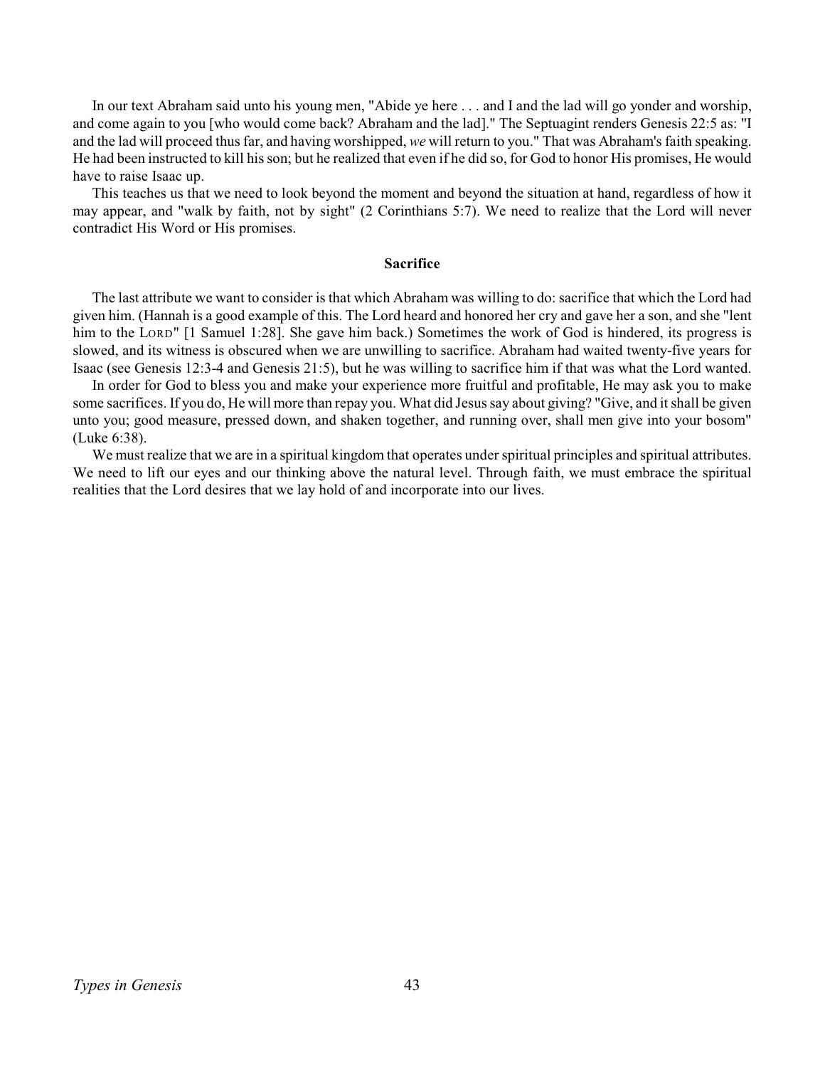In our text Abraham said unto his young men, "Abide ye here . . . and I and the lad will go yonder and worship, and come again to you [who would come back? Abraham and the lad]." The Septuagint renders Genesis 22:5 as: "I and the lad will proceed thus far, and having worshipped, *we* will return to you." That was Abraham's faith speaking. He had been instructed to kill his son; but he realized that even if he did so, for God to honor His promises, He would have to raise Isaac up.

This teaches us that we need to look beyond the moment and beyond the situation at hand, regardless of how it may appear, and "walk by faith, not by sight" (2 Corinthians 5:7). We need to realize that the Lord will never contradict His Word or His promises.

### Sacrifice

The last attribute we want to consider is that which Abraham was willing to do: sacrifice that which the Lord had given him. (Hannah is a good example of this. The Lord heard and honored her cry and gave her a son, and she "lent him to the LORD" [1 Samuel 1:28]. She gave him back.) Sometimes the work of God is hindered, its progress is slowed, and its witness is obscured when we are unwilling to sacrifice. Abraham had waited twenty-five years for Isaac (see Genesis 12:3-4 and Genesis 21:5), but he was willing to sacrifice him if that was what the Lord wanted.

In order for God to bless you and make your experience more fruitful and profitable, He may ask you to make some sacrifices. If you do, He will more than repay you. What did Jesus say about giving? "Give, and it shall be given unto you; good measure, pressed down, and shaken together, and running over, shall men give into your bosom" (Luke 6:38).

We must realize that we are in a spiritual kingdom that operates under spiritual principles and spiritual attributes. We need to lift our eyes and our thinking above the natural level. Through faith, we must embrace the spiritual realities that the Lord desires that we lay hold of and incorporate into our lives.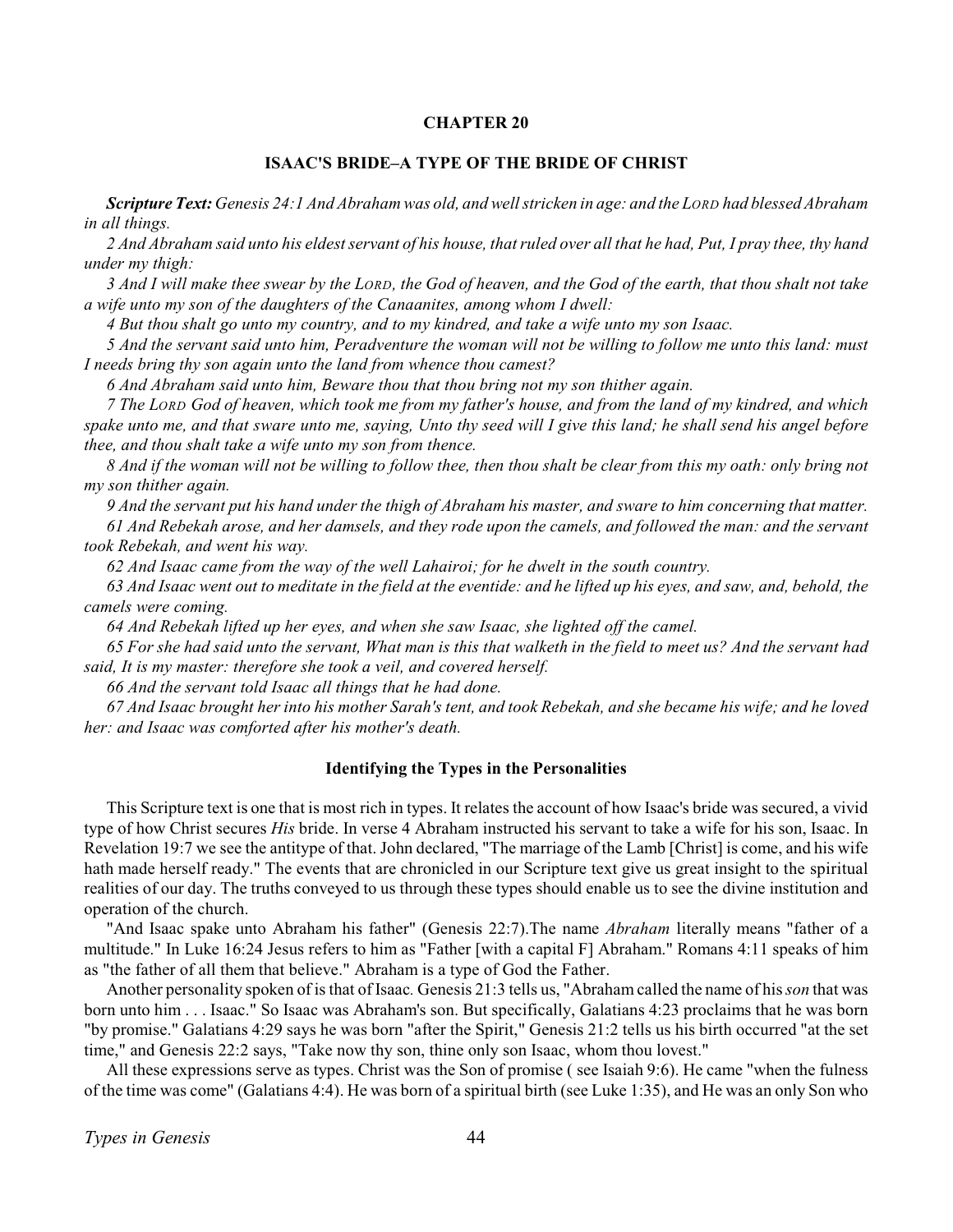## CHAPTER 20

### ISAAC'S BRIDE–A TYPE OF THE BRIDE OF CHRIST

***Scripture Text:*** *Genesis 24:1 And Abraham was old, and well stricken in age: and the LORD had blessed Abraham in all things.*

*2 And Abraham said unto his eldest servant of his house, that ruled over all that he had, Put, I pray thee, thy hand under my thigh:*

*3 And I will make thee swear by the LORD, the God of heaven, and the God of the earth, that thou shalt not take a wife unto my son of the daughters of the Canaanites, among whom I dwell:*

*4 But thou shalt go unto my country, and to my kindred, and take a wife unto my son Isaac.*

*5 And the servant said unto him, Peradventure the woman will not be willing to follow me unto this land: must I needs bring thy son again unto the land from whence thou camest?*

*6 And Abraham said unto him, Beware thou that thou bring not my son thither again.*

*7 The LORD God of heaven, which took me from my father's house, and from the land of my kindred, and which spake unto me, and that sware unto me, saying, Unto thy seed will I give this land; he shall send his angel before thee, and thou shalt take a wife unto my son from thence.*

*8 And if the woman will not be willing to follow thee, then thou shalt be clear from this my oath: only bring not my son thither again.*

*9 And the servant put his hand under the thigh of Abraham his master, and sware to him concerning that matter.*

*61 And Rebekah arose, and her damsels, and they rode upon the camels, and followed the man: and the servant took Rebekah, and went his way.*

*62 And Isaac came from the way of the well Lahairoi; for he dwelt in the south country.*

*63 And Isaac went out to meditate in the field at the eventide: and he lifted up his eyes, and saw, and, behold, the camels were coming.*

*64 And Rebekah lifted up her eyes, and when she saw Isaac, she lighted off the camel.*

*65 For she had said unto the servant, What man is this that walketh in the field to meet us? And the servant had said, It is my master: therefore she took a veil, and covered herself.*

*66 And the servant told Isaac all things that he had done.*

*67 And Isaac brought her into his mother Sarah's tent, and took Rebekah, and she became his wife; and he loved her: and Isaac was comforted after his mother's death.*

### Identifying the Types in the Personalities

This Scripture text is one that is most rich in types. It relates the account of how Isaac's bride was secured, a vivid type of how Christ secures *His* bride. In verse 4 Abraham instructed his servant to take a wife for his son, Isaac. In Revelation 19:7 we see the antitype of that. John declared, "The marriage of the Lamb [Christ] is come, and his wife hath made herself ready." The events that are chronicled in our Scripture text give us great insight to the spiritual realities of our day. The truths conveyed to us through these types should enable us to see the divine institution and operation of the church.

"And Isaac spake unto Abraham his father" (Genesis 22:7).The name *Abraham* literally means "father of a multitude." In Luke 16:24 Jesus refers to him as "Father [with a capital F] Abraham." Romans 4:11 speaks of him as "the father of all them that believe." Abraham is a type of God the Father.

Another personality spoken of is that of Isaac. Genesis 21:3 tells us, "Abraham called the name of his *son* that was born unto him . . . Isaac." So Isaac was Abraham's son. But specifically, Galatians 4:23 proclaims that he was born "by promise." Galatians 4:29 says he was born "after the Spirit," Genesis 21:2 tells us his birth occurred "at the set time," and Genesis 22:2 says, "Take now thy son, thine only son Isaac, whom thou lovest."

All these expressions serve as types. Christ was the Son of promise ( see Isaiah 9:6). He came "when the fulness of the time was come" (Galatians 4:4). He was born of a spiritual birth (see Luke 1:35), and He was an only Son who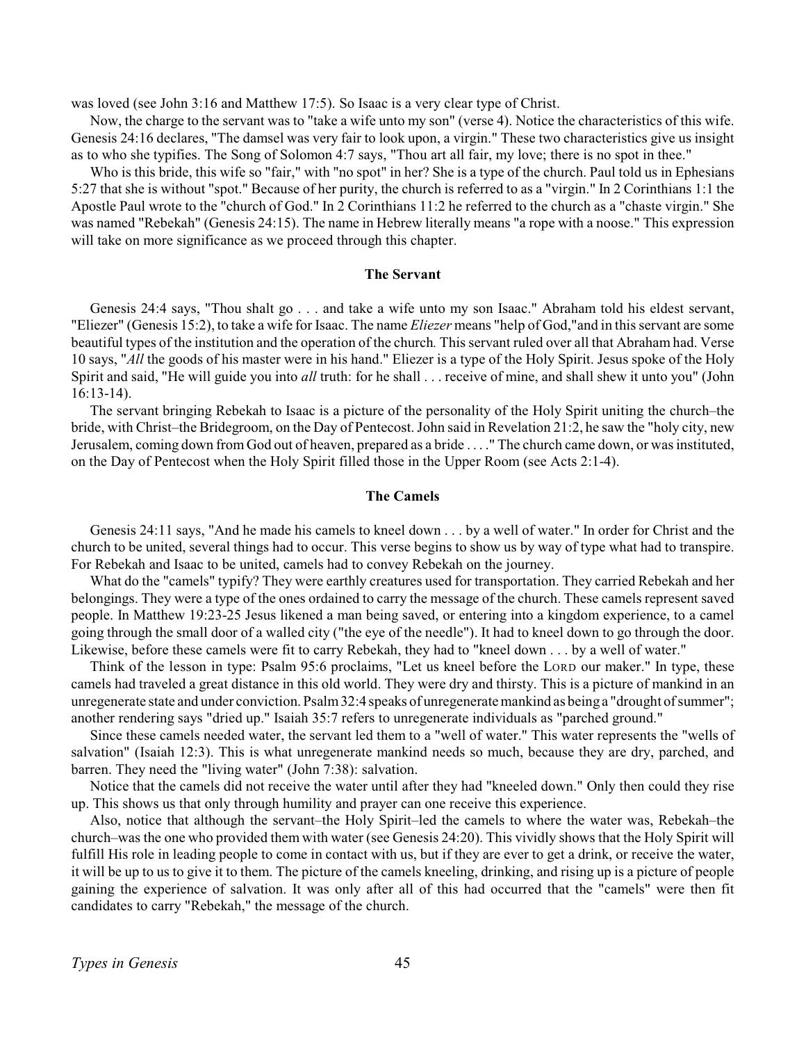was loved (see John 3:16 and Matthew 17:5). So Isaac is a very clear type of Christ.

Now, the charge to the servant was to "take a wife unto my son" (verse 4). Notice the characteristics of this wife. Genesis 24:16 declares, "The damsel was very fair to look upon, a virgin." These two characteristics give us insight as to who she typifies. The Song of Solomon 4:7 says, "Thou art all fair, my love; there is no spot in thee."

Who is this bride, this wife so "fair," with "no spot" in her? She is a type of the church. Paul told us in Ephesians 5:27 that she is without "spot." Because of her purity, the church is referred to as a "virgin." In 2 Corinthians 1:1 the Apostle Paul wrote to the "church of God." In 2 Corinthians 11:2 he referred to the church as a "chaste virgin." She was named "Rebekah" (Genesis 24:15). The name in Hebrew literally means "a rope with a noose." This expression will take on more significance as we proceed through this chapter.

### The Servant

Genesis 24:4 says, "Thou shalt go . . . and take a wife unto my son Isaac." Abraham told his eldest servant, "Eliezer" (Genesis 15:2), to take a wife for Isaac. The name *Eliezer* means "help of God,"and in this servant are some beautiful types of the institution and the operation of the church. This servant ruled over all that Abraham had. Verse 10 says, "*All* the goods of his master were in his hand." Eliezer is a type of the Holy Spirit. Jesus spoke of the Holy Spirit and said, "He will guide you into *all* truth: for he shall . . . receive of mine, and shall shew it unto you" (John 16:13-14).

The servant bringing Rebekah to Isaac is a picture of the personality of the Holy Spirit uniting the church–the bride, with Christ–the Bridegroom, on the Day of Pentecost. John said in Revelation 21:2, he saw the "holy city, new Jerusalem, coming down from God out of heaven, prepared as a bride . . . ." The church came down, or was instituted, on the Day of Pentecost when the Holy Spirit filled those in the Upper Room (see Acts 2:1-4).

### The Camels

Genesis 24:11 says, "And he made his camels to kneel down . . . by a well of water." In order for Christ and the church to be united, several things had to occur. This verse begins to show us by way of type what had to transpire. For Rebekah and Isaac to be united, camels had to convey Rebekah on the journey.

What do the "camels" typify? They were earthly creatures used for transportation. They carried Rebekah and her belongings. They were a type of the ones ordained to carry the message of the church. These camels represent saved people. In Matthew 19:23-25 Jesus likened a man being saved, or entering into a kingdom experience, to a camel going through the small door of a walled city ("the eye of the needle"). It had to kneel down to go through the door. Likewise, before these camels were fit to carry Rebekah, they had to "kneel down . . . by a well of water."

Think of the lesson in type: Psalm 95:6 proclaims, "Let us kneel before the LORD our maker." In type, these camels had traveled a great distance in this old world. They were dry and thirsty. This is a picture of mankind in an unregenerate state and under conviction. Psalm 32:4 speaks of unregenerate mankind as being a "drought of summer"; another rendering says "dried up." Isaiah 35:7 refers to unregenerate individuals as "parched ground."

Since these camels needed water, the servant led them to a "well of water." This water represents the "wells of salvation" (Isaiah 12:3). This is what unregenerate mankind needs so much, because they are dry, parched, and barren. They need the "living water" (John 7:38): salvation.

Notice that the camels did not receive the water until after they had "kneeled down." Only then could they rise up. This shows us that only through humility and prayer can one receive this experience.

Also, notice that although the servant–the Holy Spirit–led the camels to where the water was, Rebekah–the church–was the one who provided them with water (see Genesis 24:20). This vividly shows that the Holy Spirit will fulfill His role in leading people to come in contact with us, but if they are ever to get a drink, or receive the water, it will be up to us to give it to them. The picture of the camels kneeling, drinking, and rising up is a picture of people gaining the experience of salvation. It was only after all of this had occurred that the "camels" were then fit candidates to carry "Rebekah," the message of the church.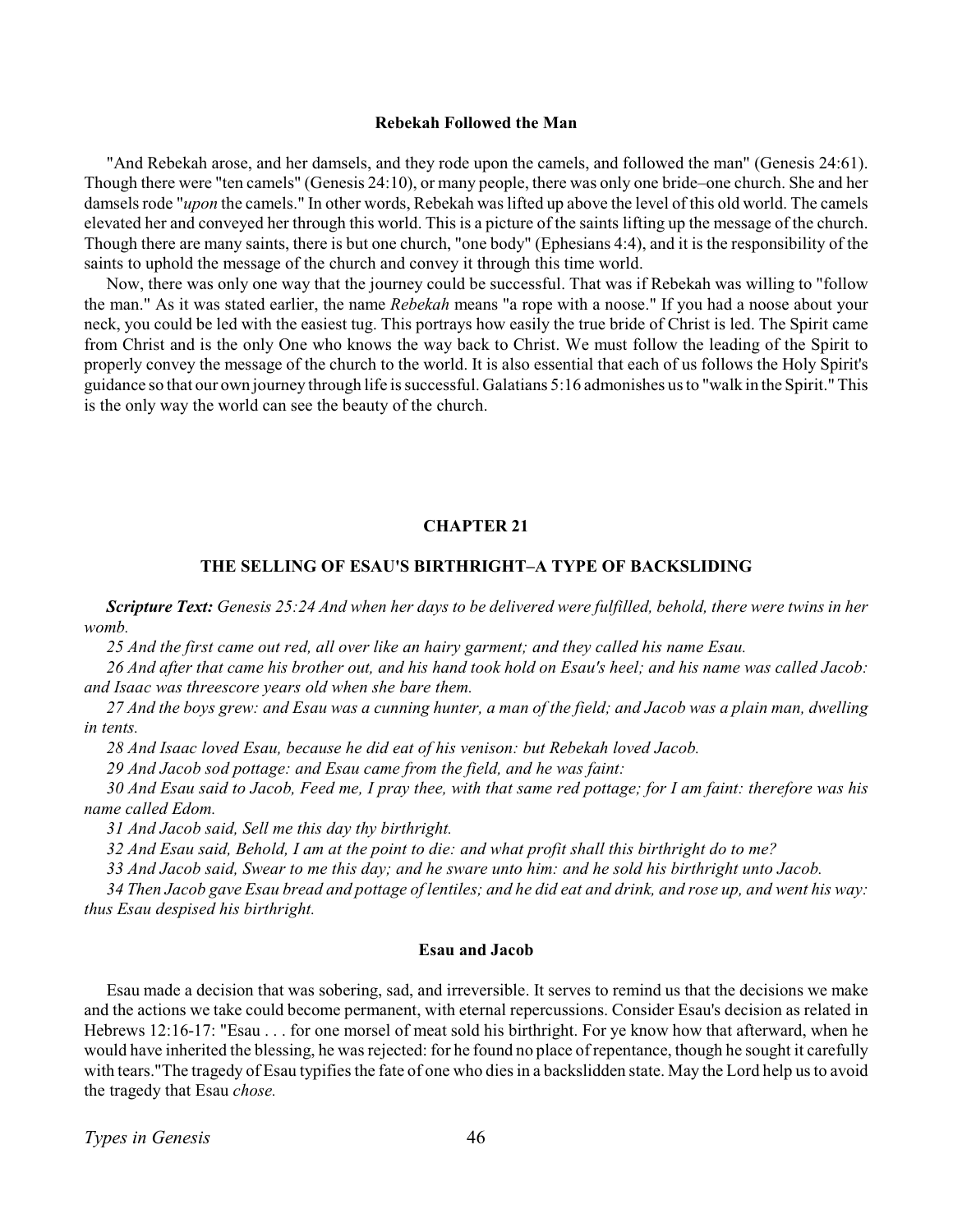### Rebekah Followed the Man

"And Rebekah arose, and her damsels, and they rode upon the camels, and followed the man" (Genesis 24:61). Though there were "ten camels" (Genesis 24:10), or many people, there was only one bride–one church. She and her damsels rode "*upon* the camels." In other words, Rebekah was lifted up above the level of this old world. The camels elevated her and conveyed her through this world. This is a picture of the saints lifting up the message of the church. Though there are many saints, there is but one church, "one body" (Ephesians 4:4), and it is the responsibility of the saints to uphold the message of the church and convey it through this time world.

Now, there was only one way that the journey could be successful. That was if Rebekah was willing to "follow the man." As it was stated earlier, the name *Rebekah* means "a rope with a noose." If you had a noose about your neck, you could be led with the easiest tug. This portrays how easily the true bride of Christ is led. The Spirit came from Christ and is the only One who knows the way back to Christ. We must follow the leading of the Spirit to properly convey the message of the church to the world. It is also essential that each of us follows the Holy Spirit's guidance so that our own journey through life is successful. Galatians 5:16 admonishes us to "walk in the Spirit." This is the only way the world can see the beauty of the church.

## CHAPTER 21

## THE SELLING OF ESAU'S BIRTHRIGHT–A TYPE OF BACKSLIDING

***Scripture Text:*** *Genesis 25:24 And when her days to be delivered were fulfilled, behold, there were twins in her womb.*

*25 And the first came out red, all over like an hairy garment; and they called his name Esau.*

*26 And after that came his brother out, and his hand took hold on Esau's heel; and his name was called Jacob: and Isaac was threescore years old when she bare them.*

*27 And the boys grew: and Esau was a cunning hunter, a man of the field; and Jacob was a plain man, dwelling in tents.*

*28 And Isaac loved Esau, because he did eat of his venison: but Rebekah loved Jacob.*

*29 And Jacob sod pottage: and Esau came from the field, and he was faint:*

*30 And Esau said to Jacob, Feed me, I pray thee, with that same red pottage; for I am faint: therefore was his name called Edom.*

*31 And Jacob said, Sell me this day thy birthright.*

*32 And Esau said, Behold, I am at the point to die: and what profit shall this birthright do to me?*

*33 And Jacob said, Swear to me this day; and he sware unto him: and he sold his birthright unto Jacob.*

*34 Then Jacob gave Esau bread and pottage of lentiles; and he did eat and drink, and rose up, and went his way: thus Esau despised his birthright.*

### Esau and Jacob

Esau made a decision that was sobering, sad, and irreversible. It serves to remind us that the decisions we make and the actions we take could become permanent, with eternal repercussions. Consider Esau's decision as related in Hebrews 12:16-17: "Esau . . . for one morsel of meat sold his birthright. For ye know how that afterward, when he would have inherited the blessing, he was rejected: for he found no place of repentance, though he sought it carefully with tears."The tragedy of Esau typifies the fate of one who dies in a backslidden state. May the Lord help us to avoid the tragedy that Esau *chose.*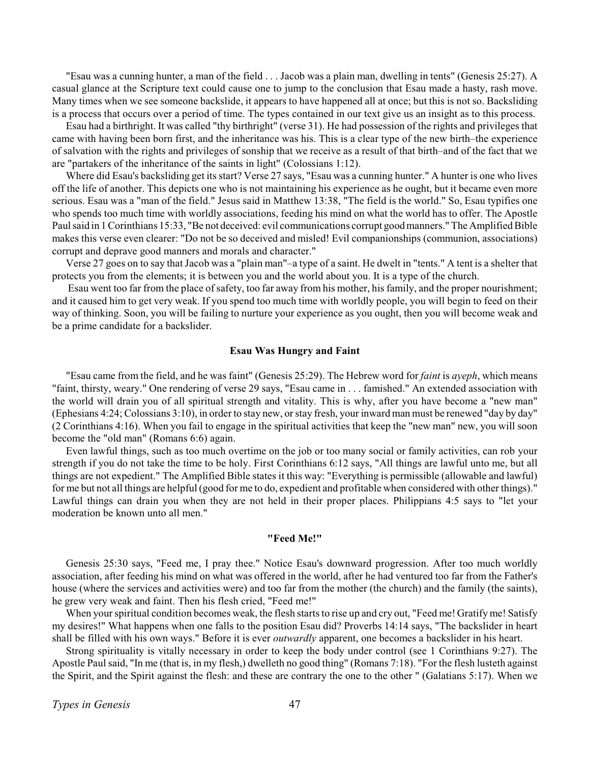"Esau was a cunning hunter, a man of the field . . . Jacob was a plain man, dwelling in tents" (Genesis 25:27). A casual glance at the Scripture text could cause one to jump to the conclusion that Esau made a hasty, rash move. Many times when we see someone backslide, it appears to have happened all at once; but this is not so. Backsliding is a process that occurs over a period of time. The types contained in our text give us an insight as to this process.

Esau had a birthright. It was called "thy birthright" (verse 31). He had possession of the rights and privileges that came with having been born first, and the inheritance was his. This is a clear type of the new birth–the experience of salvation with the rights and privileges of sonship that we receive as a result of that birth–and of the fact that we are "partakers of the inheritance of the saints in light" (Colossians 1:12).

Where did Esau's backsliding get its start? Verse 27 says, "Esau was a cunning hunter." A hunter is one who lives off the life of another. This depicts one who is not maintaining his experience as he ought, but it became even more serious. Esau was a "man of the field." Jesus said in Matthew 13:38, "The field is the world." So, Esau typifies one who spends too much time with worldly associations, feeding his mind on what the world has to offer. The Apostle Paul said in 1 Corinthians 15:33, "Be not deceived: evil communications corrupt good manners." The Amplified Bible makes this verse even clearer: "Do not be so deceived and misled! Evil companionships (communion, associations) corrupt and deprave good manners and morals and character."

Verse 27 goes on to say that Jacob was a "plain man"–a type of a saint. He dwelt in "tents." A tent is a shelter that protects you from the elements; it is between you and the world about you. It is a type of the church.

Esau went too far from the place of safety, too far away from his mother, his family, and the proper nourishment; and it caused him to get very weak. If you spend too much time with worldly people, you will begin to feed on their way of thinking. Soon, you will be failing to nurture your experience as you ought, then you will become weak and be a prime candidate for a backslider.

### Esau Was Hungry and Faint

"Esau came from the field, and he was faint" (Genesis 25:29). The Hebrew word for *faint* is *ayeph*, which means "faint, thirsty, weary." One rendering of verse 29 says, "Esau came in . . . famished." An extended association with the world will drain you of all spiritual strength and vitality. This is why, after you have become a "new man" (Ephesians 4:24; Colossians 3:10), in order to stay new, or stay fresh, your inward man must be renewed "day by day" (2 Corinthians 4:16). When you fail to engage in the spiritual activities that keep the "new man" new, you will soon become the "old man" (Romans 6:6) again.

Even lawful things, such as too much overtime on the job or too many social or family activities, can rob your strength if you do not take the time to be holy. First Corinthians 6:12 says, "All things are lawful unto me, but all things are not expedient." The Amplified Bible states it this way: "Everything is permissible (allowable and lawful) for me but not all things are helpful (good for me to do, expedient and profitable when considered with other things)." Lawful things can drain you when they are not held in their proper places. Philippians 4:5 says to "let your moderation be known unto all men."

### "Feed Me!"

Genesis 25:30 says, "Feed me, I pray thee." Notice Esau's downward progression. After too much worldly association, after feeding his mind on what was offered in the world, after he had ventured too far from the Father's house (where the services and activities were) and too far from the mother (the church) and the family (the saints), he grew very weak and faint. Then his flesh cried, "Feed me!"

When your spiritual condition becomes weak, the flesh starts to rise up and cry out, "Feed me! Gratify me! Satisfy my desires!" What happens when one falls to the position Esau did? Proverbs 14:14 says, "The backslider in heart shall be filled with his own ways." Before it is ever *outwardly* apparent, one becomes a backslider in his heart.

Strong spirituality is vitally necessary in order to keep the body under control (see 1 Corinthians 9:27). The Apostle Paul said, "In me (that is, in my flesh,) dwelleth no good thing" (Romans 7:18). "For the flesh lusteth against the Spirit, and the Spirit against the flesh: and these are contrary the one to the other " (Galatians 5:17). When we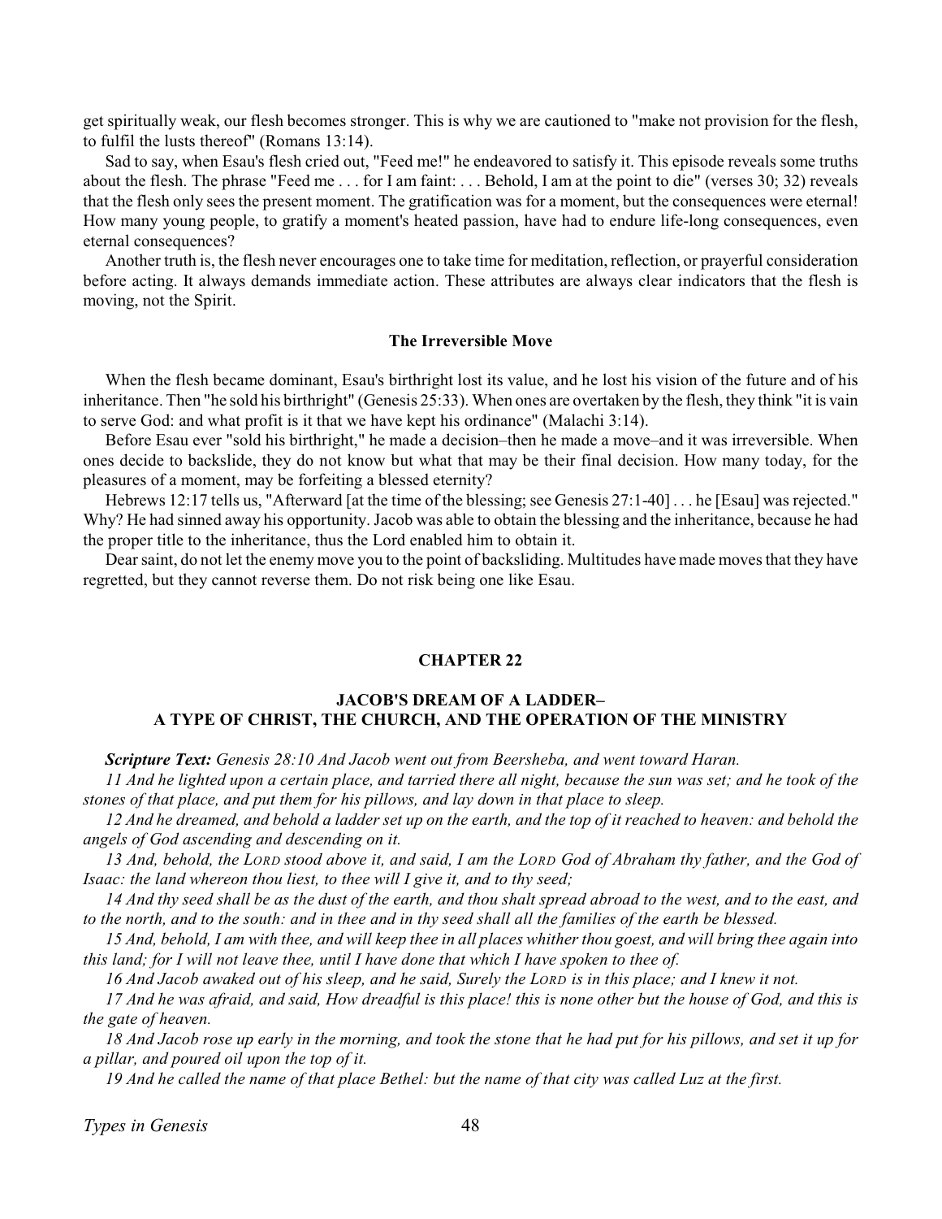get spiritually weak, our flesh becomes stronger. This is why we are cautioned to "make not provision for the flesh, to fulfil the lusts thereof" (Romans 13:14).

Sad to say, when Esau's flesh cried out, "Feed me!" he endeavored to satisfy it. This episode reveals some truths about the flesh. The phrase "Feed me . . . for I am faint: . . . Behold, I am at the point to die" (verses 30; 32) reveals that the flesh only sees the present moment. The gratification was for a moment, but the consequences were eternal! How many young people, to gratify a moment's heated passion, have had to endure life-long consequences, even eternal consequences?

Another truth is, the flesh never encourages one to take time for meditation, reflection, or prayerful consideration before acting. It always demands immediate action. These attributes are always clear indicators that the flesh is moving, not the Spirit.

### The Irreversible Move

When the flesh became dominant, Esau's birthright lost its value, and he lost his vision of the future and of his inheritance. Then "he sold his birthright" (Genesis 25:33). When ones are overtaken by the flesh, they think "it is vain to serve God: and what profit is it that we have kept his ordinance" (Malachi 3:14).

Before Esau ever "sold his birthright," he made a decision–then he made a move–and it was irreversible. When ones decide to backslide, they do not know but what that may be their final decision. How many today, for the pleasures of a moment, may be forfeiting a blessed eternity?

Hebrews 12:17 tells us, "Afterward [at the time of the blessing; see Genesis 27:1-40] . . . he [Esau] was rejected." Why? He had sinned away his opportunity. Jacob was able to obtain the blessing and the inheritance, because he had the proper title to the inheritance, thus the Lord enabled him to obtain it.

Dear saint, do not let the enemy move you to the point of backsliding. Multitudes have made moves that they have regretted, but they cannot reverse them. Do not risk being one like Esau.

## CHAPTER 22

## JACOB'S DREAM OF A LADDER– A TYPE OF CHRIST, THE CHURCH, AND THE OPERATION OF THE MINISTRY

***Scripture Text:*** *Genesis 28:10 And Jacob went out from Beersheba, and went toward Haran.*

*11 And he lighted upon a certain place, and tarried there all night, because the sun was set; and he took of the stones of that place, and put them for his pillows, and lay down in that place to sleep.*

*12 And he dreamed, and behold a ladder set up on the earth, and the top of it reached to heaven: and behold the angels of God ascending and descending on it.*

*13 And, behold, the LORD stood above it, and said, I am the LORD God of Abraham thy father, and the God of Isaac: the land whereon thou liest, to thee will I give it, and to thy seed;*

*14 And thy seed shall be as the dust of the earth, and thou shalt spread abroad to the west, and to the east, and to the north, and to the south: and in thee and in thy seed shall all the families of the earth be blessed.*

*15 And, behold, I am with thee, and will keep thee in all places whither thou goest, and will bring thee again into this land; for I will not leave thee, until I have done that which I have spoken to thee of.*

*16 And Jacob awaked out of his sleep, and he said, Surely the LORD is in this place; and I knew it not.*

*17 And he was afraid, and said, How dreadful is this place! this is none other but the house of God, and this is the gate of heaven.*

*18 And Jacob rose up early in the morning, and took the stone that he had put for his pillows, and set it up for a pillar, and poured oil upon the top of it.*

*19 And he called the name of that place Bethel: but the name of that city was called Luz at the first.*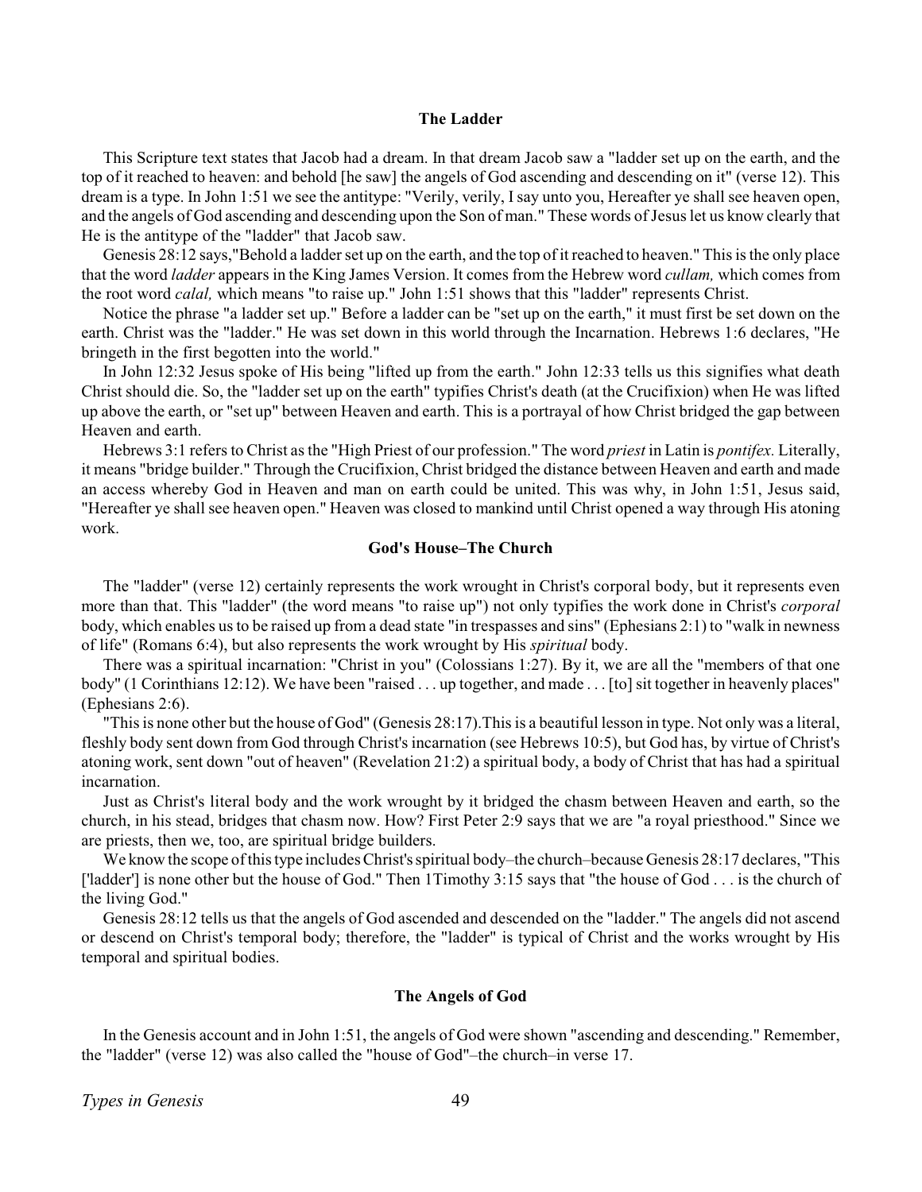### The Ladder

This Scripture text states that Jacob had a dream. In that dream Jacob saw a "ladder set up on the earth, and the top of it reached to heaven: and behold [he saw] the angels of God ascending and descending on it" (verse 12). This dream is a type. In John 1:51 we see the antitype: "Verily, verily, I say unto you, Hereafter ye shall see heaven open, and the angels of God ascending and descending upon the Son of man." These words of Jesus let us know clearly that He is the antitype of the "ladder" that Jacob saw.

Genesis 28:12 says,"Behold a ladder set up on the earth, and the top of it reached to heaven." This is the only place that the word *ladder* appears in the King James Version. It comes from the Hebrew word *cullam,* which comes from the root word *calal,* which means "to raise up." John 1:51 shows that this "ladder" represents Christ.

Notice the phrase "a ladder set up." Before a ladder can be "set up on the earth," it must first be set down on the earth. Christ was the "ladder." He was set down in this world through the Incarnation. Hebrews 1:6 declares, "He bringeth in the first begotten into the world."

In John 12:32 Jesus spoke of His being "lifted up from the earth." John 12:33 tells us this signifies what death Christ should die. So, the "ladder set up on the earth" typifies Christ's death (at the Crucifixion) when He was lifted up above the earth, or "set up" between Heaven and earth. This is a portrayal of how Christ bridged the gap between Heaven and earth.

Hebrews 3:1 refers to Christ as the "High Priest of our profession." The word *priest* in Latin is *pontifex.* Literally, it means "bridge builder." Through the Crucifixion, Christ bridged the distance between Heaven and earth and made an access whereby God in Heaven and man on earth could be united. This was why, in John 1:51, Jesus said, "Hereafter ye shall see heaven open." Heaven was closed to mankind until Christ opened a way through His atoning work.

### God's House–The Church

The "ladder" (verse 12) certainly represents the work wrought in Christ's corporal body, but it represents even more than that. This "ladder" (the word means "to raise up") not only typifies the work done in Christ's *corporal* body, which enables us to be raised up from a dead state "in trespasses and sins" (Ephesians 2:1) to "walk in newness of life" (Romans 6:4), but also represents the work wrought by His *spiritual* body.

There was a spiritual incarnation: "Christ in you" (Colossians 1:27). By it, we are all the "members of that one body" (1 Corinthians 12:12). We have been "raised . . . up together, and made . . . [to] sit together in heavenly places" (Ephesians 2:6).

"This is none other but the house of God" (Genesis 28:17).This is a beautiful lesson in type. Not only was a literal, fleshly body sent down from God through Christ's incarnation (see Hebrews 10:5), but God has, by virtue of Christ's atoning work, sent down "out of heaven" (Revelation 21:2) a spiritual body, a body of Christ that has had a spiritual incarnation.

Just as Christ's literal body and the work wrought by it bridged the chasm between Heaven and earth, so the church, in his stead, bridges that chasm now. How? First Peter 2:9 says that we are "a royal priesthood." Since we are priests, then we, too, are spiritual bridge builders.

We know the scope of this type includes Christ's spiritual body–the church–because Genesis 28:17 declares, "This ['ladder'] is none other but the house of God." Then 1Timothy 3:15 says that "the house of God . . . is the church of the living God."

Genesis 28:12 tells us that the angels of God ascended and descended on the "ladder." The angels did not ascend or descend on Christ's temporal body; therefore, the "ladder" is typical of Christ and the works wrought by His temporal and spiritual bodies.

### The Angels of God

In the Genesis account and in John 1:51, the angels of God were shown "ascending and descending." Remember, the "ladder" (verse 12) was also called the "house of God"–the church–in verse 17.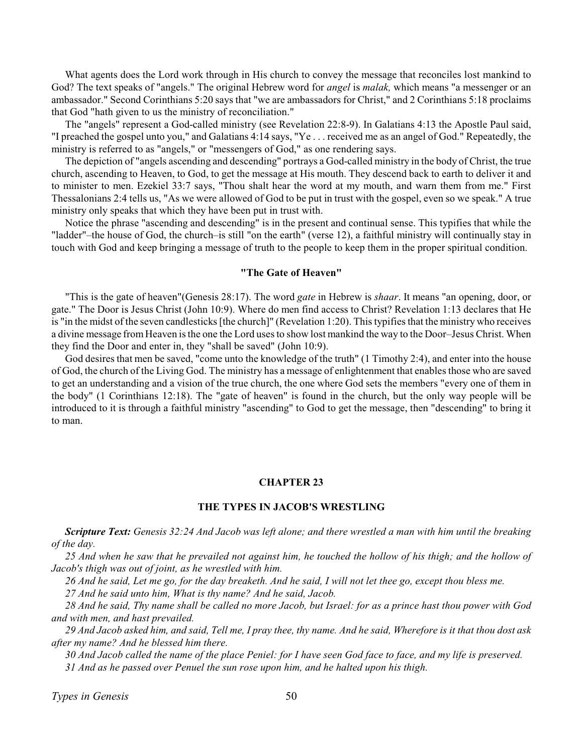What agents does the Lord work through in His church to convey the message that reconciles lost mankind to God? The text speaks of "angels." The original Hebrew word for *angel* is *malak,* which means "a messenger or an ambassador." Second Corinthians 5:20 says that "we are ambassadors for Christ," and 2 Corinthians 5:18 proclaims that God "hath given to us the ministry of reconciliation."

The "angels" represent a God-called ministry (see Revelation 22:8-9). In Galatians 4:13 the Apostle Paul said, "I preached the gospel unto you," and Galatians 4:14 says, "Ye . . . received me as an angel of God." Repeatedly, the ministry is referred to as "angels," or "messengers of God," as one rendering says.

The depiction of "angels ascending and descending" portrays a God-called ministry in the body of Christ, the true church, ascending to Heaven, to God, to get the message at His mouth. They descend back to earth to deliver it and to minister to men. Ezekiel 33:7 says, "Thou shalt hear the word at my mouth, and warn them from me." First Thessalonians 2:4 tells us, "As we were allowed of God to be put in trust with the gospel, even so we speak." A true ministry only speaks that which they have been put in trust with.

Notice the phrase "ascending and descending" is in the present and continual sense. This typifies that while the "ladder"–the house of God, the church–is still "on the earth" (verse 12), a faithful ministry will continually stay in touch with God and keep bringing a message of truth to the people to keep them in the proper spiritual condition.

### "The Gate of Heaven"

"This is the gate of heaven"(Genesis 28:17). The word *gate* in Hebrew is *shaar*. It means "an opening, door, or gate." The Door is Jesus Christ (John 10:9). Where do men find access to Christ? Revelation 1:13 declares that He is "in the midst of the seven candlesticks [the church]" (Revelation 1:20). This typifies that the ministry who receives a divine message from Heaven is the one the Lord uses to show lost mankind the way to the Door–Jesus Christ. When they find the Door and enter in, they "shall be saved" (John 10:9).

God desires that men be saved, "come unto the knowledge of the truth" (1 Timothy 2:4), and enter into the house of God, the church of the Living God. The ministry has a message of enlightenment that enables those who are saved to get an understanding and a vision of the true church, the one where God sets the members "every one of them in the body" (1 Corinthians 12:18). The "gate of heaven" is found in the church, but the only way people will be introduced to it is through a faithful ministry "ascending" to God to get the message, then "descending" to bring it to man.

## CHAPTER 23

## THE TYPES IN JACOB'S WRESTLING

***Scripture Text:*** *Genesis 32:24 And Jacob was left alone; and there wrestled a man with him until the breaking of the day.*

*25 And when he saw that he prevailed not against him, he touched the hollow of his thigh; and the hollow of Jacob's thigh was out of joint, as he wrestled with him.*

*26 And he said, Let me go, for the day breaketh. And he said, I will not let thee go, except thou bless me.*

*27 And he said unto him, What is thy name? And he said, Jacob.*

*28 And he said, Thy name shall be called no more Jacob, but Israel: for as a prince hast thou power with God and with men, and hast prevailed.*

*29 And Jacob asked him, and said, Tell me, I pray thee, thy name. And he said, Wherefore is it that thou dost ask after my name? And he blessed him there.*

*30 And Jacob called the name of the place Peniel: for I have seen God face to face, and my life is preserved.*

*31 And as he passed over Penuel the sun rose upon him, and he halted upon his thigh.*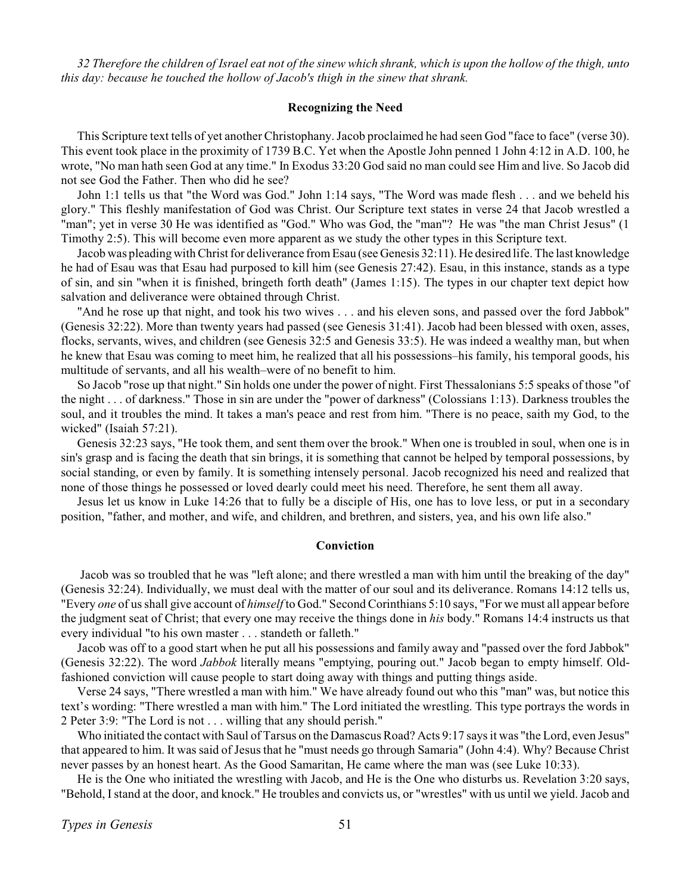*32 Therefore the children of Israel eat not of the sinew which shrank, which is upon the hollow of the thigh, unto this day: because he touched the hollow of Jacob's thigh in the sinew that shrank.*

### Recognizing the Need

This Scripture text tells of yet another Christophany. Jacob proclaimed he had seen God "face to face" (verse 30). This event took place in the proximity of 1739 B.C. Yet when the Apostle John penned 1 John 4:12 in A.D. 100, he wrote, "No man hath seen God at any time." In Exodus 33:20 God said no man could see Him and live. So Jacob did not see God the Father. Then who did he see?

John 1:1 tells us that "the Word was God." John 1:14 says, "The Word was made flesh . . . and we beheld his glory." This fleshly manifestation of God was Christ. Our Scripture text states in verse 24 that Jacob wrestled a "man"; yet in verse 30 He was identified as "God." Who was God, the "man"? He was "the man Christ Jesus" (1 Timothy 2:5). This will become even more apparent as we study the other types in this Scripture text.

Jacob was pleading with Christ for deliverance from Esau (see Genesis 32:11). He desired life. The last knowledge he had of Esau was that Esau had purposed to kill him (see Genesis 27:42). Esau, in this instance, stands as a type of sin, and sin "when it is finished, bringeth forth death" (James 1:15). The types in our chapter text depict how salvation and deliverance were obtained through Christ.

"And he rose up that night, and took his two wives . . . and his eleven sons, and passed over the ford Jabbok" (Genesis 32:22). More than twenty years had passed (see Genesis 31:41). Jacob had been blessed with oxen, asses, flocks, servants, wives, and children (see Genesis 32:5 and Genesis 33:5). He was indeed a wealthy man, but when he knew that Esau was coming to meet him, he realized that all his possessions–his family, his temporal goods, his multitude of servants, and all his wealth–were of no benefit to him.

So Jacob "rose up that night." Sin holds one under the power of night. First Thessalonians 5:5 speaks of those "of the night . . . of darkness." Those in sin are under the "power of darkness" (Colossians 1:13). Darkness troubles the soul, and it troubles the mind. It takes a man's peace and rest from him. "There is no peace, saith my God, to the wicked" (Isaiah 57:21).

Genesis 32:23 says, "He took them, and sent them over the brook." When one is troubled in soul, when one is in sin's grasp and is facing the death that sin brings, it is something that cannot be helped by temporal possessions, by social standing, or even by family. It is something intensely personal. Jacob recognized his need and realized that none of those things he possessed or loved dearly could meet his need. Therefore, he sent them all away.

Jesus let us know in Luke 14:26 that to fully be a disciple of His, one has to love less, or put in a secondary position, "father, and mother, and wife, and children, and brethren, and sisters, yea, and his own life also."

### Conviction

Jacob was so troubled that he was "left alone; and there wrestled a man with him until the breaking of the day" (Genesis 32:24). Individually, we must deal with the matter of our soul and its deliverance. Romans 14:12 tells us, "Every *one* of us shall give account of *himself* to God." Second Corinthians 5:10 says, "For we must all appear before the judgment seat of Christ; that every one may receive the things done in *his* body." Romans 14:4 instructs us that every individual "to his own master . . . standeth or falleth."

Jacob was off to a good start when he put all his possessions and family away and "passed over the ford Jabbok" (Genesis 32:22). The word *Jabbok* literally means "emptying, pouring out." Jacob began to empty himself. Old-fashioned conviction will cause people to start doing away with things and putting things aside.

Verse 24 says, "There wrestled a man with him." We have already found out who this "man" was, but notice this text's wording: "There wrestled a man with him." The Lord initiated the wrestling. This type portrays the words in 2 Peter 3:9: "The Lord is not . . . willing that any should perish."

Who initiated the contact with Saul of Tarsus on the Damascus Road? Acts 9:17 says it was "the Lord, even Jesus" that appeared to him. It was said of Jesus that he "must needs go through Samaria" (John 4:4). Why? Because Christ never passes by an honest heart. As the Good Samaritan, He came where the man was (see Luke 10:33).

He is the One who initiated the wrestling with Jacob, and He is the One who disturbs us. Revelation 3:20 says, "Behold, I stand at the door, and knock." He troubles and convicts us, or "wrestles" with us until we yield. Jacob and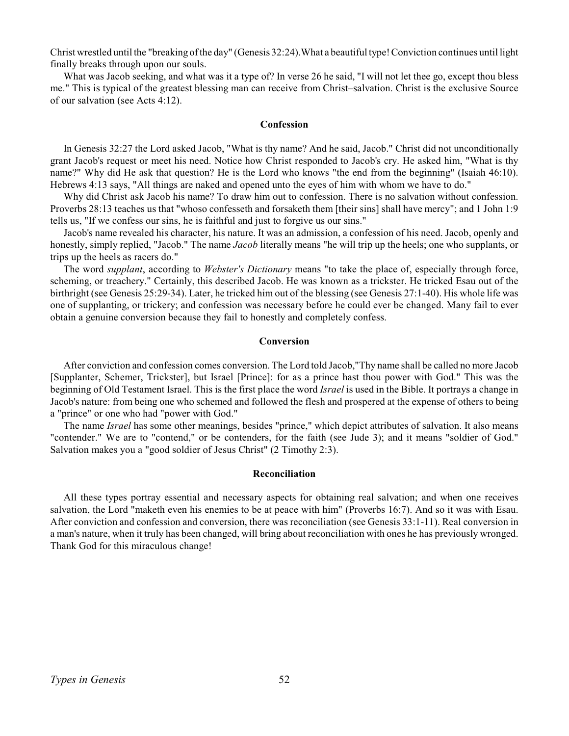Christ wrestled until the "breaking of the day" (Genesis 32:24). What a beautiful type! Conviction continues until light finally breaks through upon our souls.

What was Jacob seeking, and what was it a type of? In verse 26 he said, "I will not let thee go, except thou bless me." This is typical of the greatest blessing man can receive from Christ–salvation. Christ is the exclusive Source of our salvation (see Acts 4:12).

### Confession

In Genesis 32:27 the Lord asked Jacob, "What is thy name? And he said, Jacob." Christ did not unconditionally grant Jacob's request or meet his need. Notice how Christ responded to Jacob's cry. He asked him, "What is thy name?" Why did He ask that question? He is the Lord who knows "the end from the beginning" (Isaiah 46:10). Hebrews 4:13 says, "All things are naked and opened unto the eyes of him with whom we have to do."

Why did Christ ask Jacob his name? To draw him out to confession. There is no salvation without confession. Proverbs 28:13 teaches us that "whoso confesseth and forsaketh them [their sins] shall have mercy"; and 1 John 1:9 tells us, "If we confess our sins, he is faithful and just to forgive us our sins."

Jacob's name revealed his character, his nature. It was an admission, a confession of his need. Jacob, openly and honestly, simply replied, "Jacob." The name *Jacob* literally means "he will trip up the heels; one who supplants, or trips up the heels as racers do."

The word *supplant*, according to *Webster's Dictionary* means "to take the place of, especially through force, scheming, or treachery." Certainly, this described Jacob. He was known as a trickster. He tricked Esau out of the birthright (see Genesis 25:29-34). Later, he tricked him out of the blessing (see Genesis 27:1-40). His whole life was one of supplanting, or trickery; and confession was necessary before he could ever be changed. Many fail to ever obtain a genuine conversion because they fail to honestly and completely confess.

### Conversion

After conviction and confession comes conversion. The Lord told Jacob, "Thy name shall be called no more Jacob [Supplanter, Schemer, Trickster], but Israel [Prince]: for as a prince hast thou power with God." This was the beginning of Old Testament Israel. This is the first place the word *Israel* is used in the Bible. It portrays a change in Jacob's nature: from being one who schemed and followed the flesh and prospered at the expense of others to being a "prince" or one who had "power with God."

The name *Israel* has some other meanings, besides "prince," which depict attributes of salvation. It also means "contender." We are to "contend," or be contenders, for the faith (see Jude 3); and it means "soldier of God." Salvation makes you a "good soldier of Jesus Christ" (2 Timothy 2:3).

### Reconciliation

All these types portray essential and necessary aspects for obtaining real salvation; and when one receives salvation, the Lord "maketh even his enemies to be at peace with him" (Proverbs 16:7). And so it was with Esau. After conviction and confession and conversion, there was reconciliation (see Genesis 33:1-11). Real conversion in a man's nature, when it truly has been changed, will bring about reconciliation with ones he has previously wronged. Thank God for this miraculous change!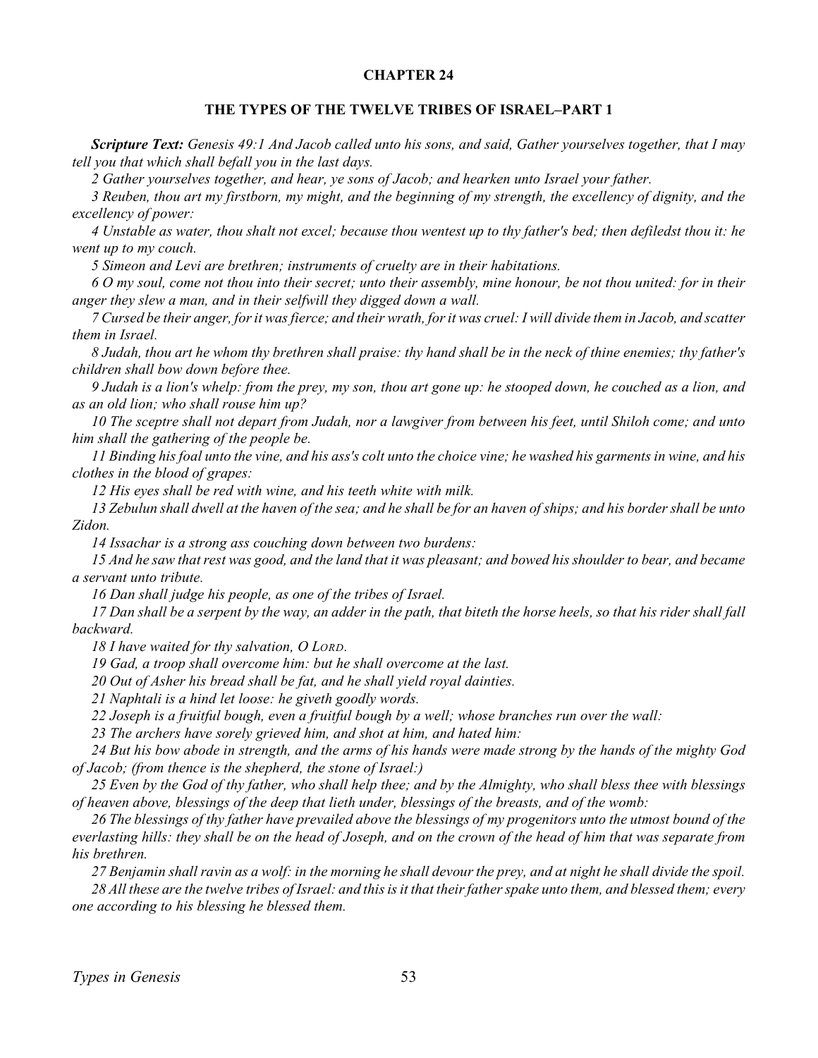## CHAPTER 24

### THE TYPES OF THE TWELVE TRIBES OF ISRAEL–PART 1

***Scripture Text:*** *Genesis 49:1 And Jacob called unto his sons, and said, Gather yourselves together, that I may tell you that which shall befall you in the last days.*

*2 Gather yourselves together, and hear, ye sons of Jacob; and hearken unto Israel your father.*

*3 Reuben, thou art my firstborn, my might, and the beginning of my strength, the excellency of dignity, and the excellency of power:*

*4 Unstable as water, thou shalt not excel; because thou wentest up to thy father's bed; then defiledst thou it: he went up to my couch.*

*5 Simeon and Levi are brethren; instruments of cruelty are in their habitations.*

*6 O my soul, come not thou into their secret; unto their assembly, mine honour, be not thou united: for in their anger they slew a man, and in their selfwill they digged down a wall.*

*7 Cursed be their anger, for it was fierce; and their wrath, for it was cruel: I will divide them in Jacob, and scatter them in Israel.*

*8 Judah, thou art he whom thy brethren shall praise: thy hand shall be in the neck of thine enemies; thy father's children shall bow down before thee.*

*9 Judah is a lion's whelp: from the prey, my son, thou art gone up: he stooped down, he couched as a lion, and as an old lion; who shall rouse him up?*

*10 The sceptre shall not depart from Judah, nor a lawgiver from between his feet, until Shiloh come; and unto him shall the gathering of the people be.*

*11 Binding his foal unto the vine, and his ass's colt unto the choice vine; he washed his garments in wine, and his clothes in the blood of grapes:*

*12 His eyes shall be red with wine, and his teeth white with milk.*

*13 Zebulun shall dwell at the haven of the sea; and he shall be for an haven of ships; and his border shall be unto Zidon.*

*14 Issachar is a strong ass couching down between two burdens:*

*15 And he saw that rest was good, and the land that it was pleasant; and bowed his shoulder to bear, and became a servant unto tribute.*

*16 Dan shall judge his people, as one of the tribes of Israel.*

*17 Dan shall be a serpent by the way, an adder in the path, that biteth the horse heels, so that his rider shall fall backward.*

*18 I have waited for thy salvation, O LORD.*

*19 Gad, a troop shall overcome him: but he shall overcome at the last.*

*20 Out of Asher his bread shall be fat, and he shall yield royal dainties.*

*21 Naphtali is a hind let loose: he giveth goodly words.*

*22 Joseph is a fruitful bough, even a fruitful bough by a well; whose branches run over the wall:*

*23 The archers have sorely grieved him, and shot at him, and hated him:*

*24 But his bow abode in strength, and the arms of his hands were made strong by the hands of the mighty God of Jacob; (from thence is the shepherd, the stone of Israel:)*

*25 Even by the God of thy father, who shall help thee; and by the Almighty, who shall bless thee with blessings of heaven above, blessings of the deep that lieth under, blessings of the breasts, and of the womb:*

*26 The blessings of thy father have prevailed above the blessings of my progenitors unto the utmost bound of the everlasting hills: they shall be on the head of Joseph, and on the crown of the head of him that was separate from his brethren.*

*27 Benjamin shall ravin as a wolf: in the morning he shall devour the prey, and at night he shall divide the spoil.*

*28 All these are the twelve tribes of Israel: and this is it that their father spake unto them, and blessed them; every one according to his blessing he blessed them.*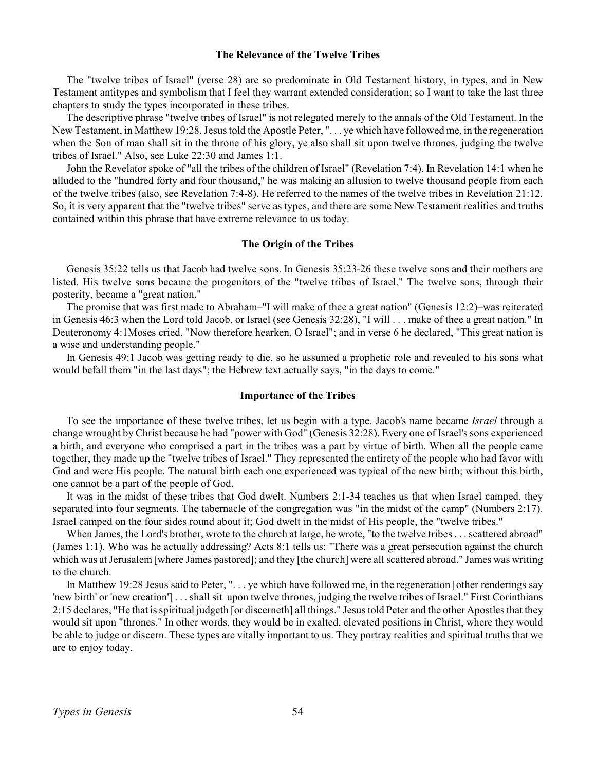## The Relevance of the Twelve Tribes

The "twelve tribes of Israel" (verse 28) are so predominate in Old Testament history, in types, and in New Testament antitypes and symbolism that I feel they warrant extended consideration; so I want to take the last three chapters to study the types incorporated in these tribes.

The descriptive phrase "twelve tribes of Israel" is not relegated merely to the annals of the Old Testament. In the New Testament, in Matthew 19:28, Jesus told the Apostle Peter, ". . . ye which have followed me, in the regeneration when the Son of man shall sit in the throne of his glory, ye also shall sit upon twelve thrones, judging the twelve tribes of Israel." Also, see Luke 22:30 and James 1:1.

John the Revelator spoke of "all the tribes of the children of Israel" (Revelation 7:4). In Revelation 14:1 when he alluded to the "hundred forty and four thousand," he was making an allusion to twelve thousand people from each of the twelve tribes (also, see Revelation 7:4-8). He referred to the names of the twelve tribes in Revelation 21:12. So, it is very apparent that the "twelve tribes" serve as types, and there are some New Testament realities and truths contained within this phrase that have extreme relevance to us today.

## The Origin of the Tribes

Genesis 35:22 tells us that Jacob had twelve sons. In Genesis 35:23-26 these twelve sons and their mothers are listed. His twelve sons became the progenitors of the "twelve tribes of Israel." The twelve sons, through their posterity, became a "great nation."

The promise that was first made to Abraham–"I will make of thee a great nation" (Genesis 12:2)–was reiterated in Genesis 46:3 when the Lord told Jacob, or Israel (see Genesis 32:28), "I will . . . make of thee a great nation." In Deuteronomy 4:1Moses cried, "Now therefore hearken, O Israel"; and in verse 6 he declared, "This great nation is a wise and understanding people."

In Genesis 49:1 Jacob was getting ready to die, so he assumed a prophetic role and revealed to his sons what would befall them "in the last days"; the Hebrew text actually says, "in the days to come."

## Importance of the Tribes

To see the importance of these twelve tribes, let us begin with a type. Jacob's name became *Israel* through a change wrought by Christ because he had "power with God" (Genesis 32:28). Every one of Israel's sons experienced a birth, and everyone who comprised a part in the tribes was a part by virtue of birth. When all the people came together, they made up the "twelve tribes of Israel." They represented the entirety of the people who had favor with God and were His people. The natural birth each one experienced was typical of the new birth; without this birth, one cannot be a part of the people of God.

It was in the midst of these tribes that God dwelt. Numbers 2:1-34 teaches us that when Israel camped, they separated into four segments. The tabernacle of the congregation was "in the midst of the camp" (Numbers 2:17). Israel camped on the four sides round about it; God dwelt in the midst of His people, the "twelve tribes."

When James, the Lord's brother, wrote to the church at large, he wrote, "to the twelve tribes . . . scattered abroad" (James 1:1). Who was he actually addressing? Acts 8:1 tells us: "There was a great persecution against the church which was at Jerusalem [where James pastored]; and they [the church] were all scattered abroad." James was writing to the church.

In Matthew 19:28 Jesus said to Peter, ". . . ye which have followed me, in the regeneration [other renderings say 'new birth' or 'new creation'] . . . shall sit upon twelve thrones, judging the twelve tribes of Israel." First Corinthians 2:15 declares, "He that is spiritual judgeth [or discerneth] all things." Jesus told Peter and the other Apostles that they would sit upon "thrones." In other words, they would be in exalted, elevated positions in Christ, where they would be able to judge or discern. These types are vitally important to us. They portray realities and spiritual truths that we are to enjoy today.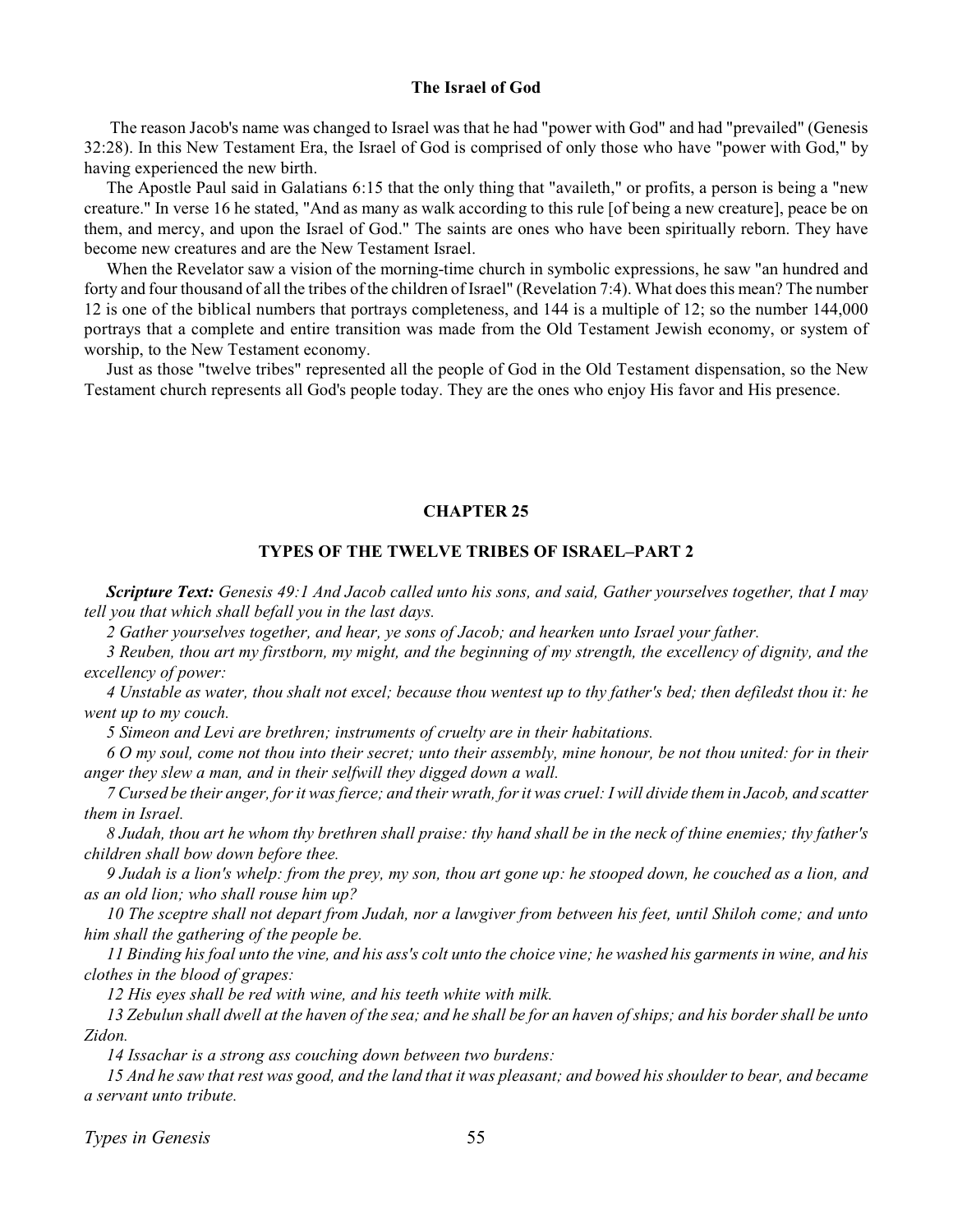### The Israel of God

The reason Jacob's name was changed to Israel was that he had "power with God" and had "prevailed" (Genesis 32:28). In this New Testament Era, the Israel of God is comprised of only those who have "power with God," by having experienced the new birth.

The Apostle Paul said in Galatians 6:15 that the only thing that "availeth," or profits, a person is being a "new creature." In verse 16 he stated, "And as many as walk according to this rule [of being a new creature], peace be on them, and mercy, and upon the Israel of God." The saints are ones who have been spiritually reborn. They have become new creatures and are the New Testament Israel.

When the Revelator saw a vision of the morning-time church in symbolic expressions, he saw "an hundred and forty and four thousand of all the tribes of the children of Israel" (Revelation 7:4). What does this mean? The number 12 is one of the biblical numbers that portrays completeness, and 144 is a multiple of 12; so the number 144,000 portrays that a complete and entire transition was made from the Old Testament Jewish economy, or system of worship, to the New Testament economy.

Just as those "twelve tribes" represented all the people of God in the Old Testament dispensation, so the New Testament church represents all God's people today. They are the ones who enjoy His favor and His presence.

## CHAPTER 25

## TYPES OF THE TWELVE TRIBES OF ISRAEL–PART 2

***Scripture Text:*** *Genesis 49:1 And Jacob called unto his sons, and said, Gather yourselves together, that I may tell you that which shall befall you in the last days.*

*2 Gather yourselves together, and hear, ye sons of Jacob; and hearken unto Israel your father.*

*3 Reuben, thou art my firstborn, my might, and the beginning of my strength, the excellency of dignity, and the excellency of power:*

*4 Unstable as water, thou shalt not excel; because thou wentest up to thy father's bed; then defiledst thou it: he went up to my couch.*

*5 Simeon and Levi are brethren; instruments of cruelty are in their habitations.*

*6 O my soul, come not thou into their secret; unto their assembly, mine honour, be not thou united: for in their anger they slew a man, and in their selfwill they digged down a wall.*

*7 Cursed be their anger, for it was fierce; and their wrath, for it was cruel: I will divide them in Jacob, and scatter them in Israel.*

*8 Judah, thou art he whom thy brethren shall praise: thy hand shall be in the neck of thine enemies; thy father's children shall bow down before thee.*

*9 Judah is a lion's whelp: from the prey, my son, thou art gone up: he stooped down, he couched as a lion, and as an old lion; who shall rouse him up?*

*10 The sceptre shall not depart from Judah, nor a lawgiver from between his feet, until Shiloh come; and unto him shall the gathering of the people be.*

*11 Binding his foal unto the vine, and his ass's colt unto the choice vine; he washed his garments in wine, and his clothes in the blood of grapes:*

*12 His eyes shall be red with wine, and his teeth white with milk.*

*13 Zebulun shall dwell at the haven of the sea; and he shall be for an haven of ships; and his border shall be unto Zidon.*

*14 Issachar is a strong ass couching down between two burdens:*

*15 And he saw that rest was good, and the land that it was pleasant; and bowed his shoulder to bear, and became a servant unto tribute.*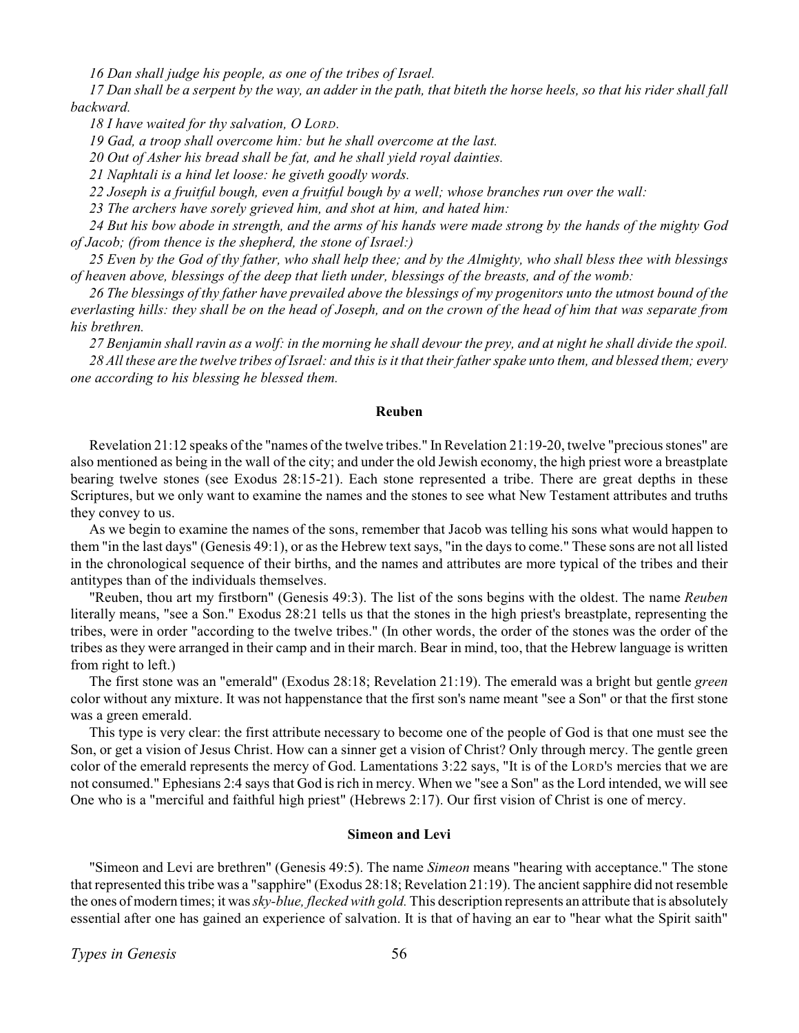*16 Dan shall judge his people, as one of the tribes of Israel.*

*17 Dan shall be a serpent by the way, an adder in the path, that biteth the horse heels, so that his rider shall fall backward.*

*18 I have waited for thy salvation, O LORD.*

*19 Gad, a troop shall overcome him: but he shall overcome at the last.*

*20 Out of Asher his bread shall be fat, and he shall yield royal dainties.*

*21 Naphtali is a hind let loose: he giveth goodly words.*

*22 Joseph is a fruitful bough, even a fruitful bough by a well; whose branches run over the wall:*

*23 The archers have sorely grieved him, and shot at him, and hated him:*

*24 But his bow abode in strength, and the arms of his hands were made strong by the hands of the mighty God of Jacob; (from thence is the shepherd, the stone of Israel:)*

*25 Even by the God of thy father, who shall help thee; and by the Almighty, who shall bless thee with blessings of heaven above, blessings of the deep that lieth under, blessings of the breasts, and of the womb:*

*26 The blessings of thy father have prevailed above the blessings of my progenitors unto the utmost bound of the everlasting hills: they shall be on the head of Joseph, and on the crown of the head of him that was separate from his brethren.*

*27 Benjamin shall ravin as a wolf: in the morning he shall devour the prey, and at night he shall divide the spoil.*

*28 All these are the twelve tribes of Israel: and this is it that their father spake unto them, and blessed them; every one according to his blessing he blessed them.*

### Reuben

Revelation 21:12 speaks of the "names of the twelve tribes." In Revelation 21:19-20, twelve "precious stones" are also mentioned as being in the wall of the city; and under the old Jewish economy, the high priest wore a breastplate bearing twelve stones (see Exodus 28:15-21). Each stone represented a tribe. There are great depths in these Scriptures, but we only want to examine the names and the stones to see what New Testament attributes and truths they convey to us.

As we begin to examine the names of the sons, remember that Jacob was telling his sons what would happen to them "in the last days" (Genesis 49:1), or as the Hebrew text says, "in the days to come." These sons are not all listed in the chronological sequence of their births, and the names and attributes are more typical of the tribes and their antitypes than of the individuals themselves.

"Reuben, thou art my firstborn" (Genesis 49:3). The list of the sons begins with the oldest. The name *Reuben* literally means, "see a Son." Exodus 28:21 tells us that the stones in the high priest's breastplate, representing the tribes, were in order "according to the twelve tribes." (In other words, the order of the stones was the order of the tribes as they were arranged in their camp and in their march. Bear in mind, too, that the Hebrew language is written from right to left.)

The first stone was an "emerald" (Exodus 28:18; Revelation 21:19). The emerald was a bright but gentle *green* color without any mixture. It was not happenstance that the first son's name meant "see a Son" or that the first stone was a green emerald.

This type is very clear: the first attribute necessary to become one of the people of God is that one must see the Son, or get a vision of Jesus Christ. How can a sinner get a vision of Christ? Only through mercy. The gentle green color of the emerald represents the mercy of God. Lamentations 3:22 says, "It is of the LORD'S mercies that we are not consumed." Ephesians 2:4 says that God is rich in mercy. When we "see a Son" as the Lord intended, we will see One who is a "merciful and faithful high priest" (Hebrews 2:17). Our first vision of Christ is one of mercy.

### Simeon and Levi

"Simeon and Levi are brethren" (Genesis 49:5). The name *Simeon* means "hearing with acceptance." The stone that represented this tribe was a "sapphire" (Exodus 28:18; Revelation 21:19). The ancient sapphire did not resemble the ones of modern times; it was *sky-blue, flecked with gold.* This description represents an attribute that is absolutely essential after one has gained an experience of salvation. It is that of having an ear to "hear what the Spirit saith"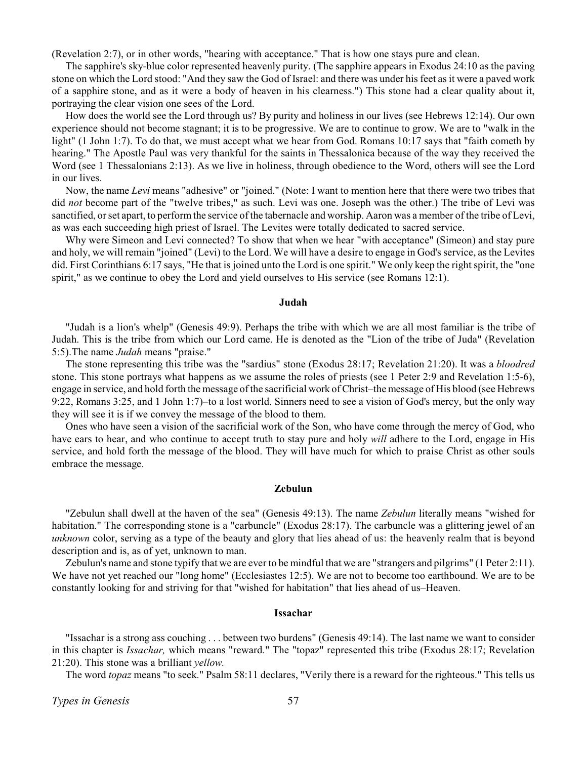(Revelation 2:7), or in other words, "hearing with acceptance." That is how one stays pure and clean.

The sapphire's sky-blue color represented heavenly purity. (The sapphire appears in Exodus 24:10 as the paving stone on which the Lord stood: "And they saw the God of Israel: and there was under his feet as it were a paved work of a sapphire stone, and as it were a body of heaven in his clearness.") This stone had a clear quality about it, portraying the clear vision one sees of the Lord.

How does the world see the Lord through us? By purity and holiness in our lives (see Hebrews 12:14). Our own experience should not become stagnant; it is to be progressive. We are to continue to grow. We are to "walk in the light" (1 John 1:7). To do that, we must accept what we hear from God. Romans 10:17 says that "faith cometh by hearing." The Apostle Paul was very thankful for the saints in Thessalonica because of the way they received the Word (see 1 Thessalonians 2:13). As we live in holiness, through obedience to the Word, others will see the Lord in our lives.

Now, the name *Levi* means "adhesive" or "joined." (Note: I want to mention here that there were two tribes that did *not* become part of the "twelve tribes," as such. Levi was one. Joseph was the other.) The tribe of Levi was sanctified, or set apart, to perform the service of the tabernacle and worship. Aaron was a member of the tribe of Levi, as was each succeeding high priest of Israel. The Levites were totally dedicated to sacred service.

Why were Simeon and Levi connected? To show that when we hear "with acceptance" (Simeon) and stay pure and holy, we will remain "joined" (Levi) to the Lord. We will have a desire to engage in God's service, as the Levites did. First Corinthians 6:17 says, "He that is joined unto the Lord is one spirit." We only keep the right spirit, the "one spirit," as we continue to obey the Lord and yield ourselves to His service (see Romans 12:1).

### Judah

"Judah is a lion's whelp" (Genesis 49:9). Perhaps the tribe with which we are all most familiar is the tribe of Judah. This is the tribe from which our Lord came. He is denoted as the "Lion of the tribe of Juda" (Revelation 5:5).The name *Judah* means "praise."

The stone representing this tribe was the "sardius" stone (Exodus 28:17; Revelation 21:20). It was a *bloodred* stone. This stone portrays what happens as we assume the roles of priests (see 1 Peter 2:9 and Revelation 1:5-6), engage in service, and hold forth the message of the sacrificial work of Christ–the message of His blood (see Hebrews 9:22, Romans 3:25, and 1 John 1:7)–to a lost world. Sinners need to see a vision of God's mercy, but the only way they will see it is if we convey the message of the blood to them.

Ones who have seen a vision of the sacrificial work of the Son, who have come through the mercy of God, who have ears to hear, and who continue to accept truth to stay pure and holy *will* adhere to the Lord, engage in His service, and hold forth the message of the blood. They will have much for which to praise Christ as other souls embrace the message.

### Zebulun

"Zebulun shall dwell at the haven of the sea" (Genesis 49:13). The name *Zebulun* literally means "wished for habitation." The corresponding stone is a "carbuncle" (Exodus 28:17). The carbuncle was a glittering jewel of an *unknown* color, serving as a type of the beauty and glory that lies ahead of us: the heavenly realm that is beyond description and is, as of yet, unknown to man.

Zebulun's name and stone typify that we are ever to be mindful that we are "strangers and pilgrims" (1 Peter 2:11). We have not yet reached our "long home" (Ecclesiastes 12:5). We are not to become too earthbound. We are to be constantly looking for and striving for that "wished for habitation" that lies ahead of us–Heaven.

### Issachar

"Issachar is a strong ass couching . . . between two burdens" (Genesis 49:14). The last name we want to consider in this chapter is *Issachar,* which means "reward." The "topaz" represented this tribe (Exodus 28:17; Revelation 21:20). This stone was a brilliant *yellow.*

The word *topaz* means "to seek." Psalm 58:11 declares, "Verily there is a reward for the righteous." This tells us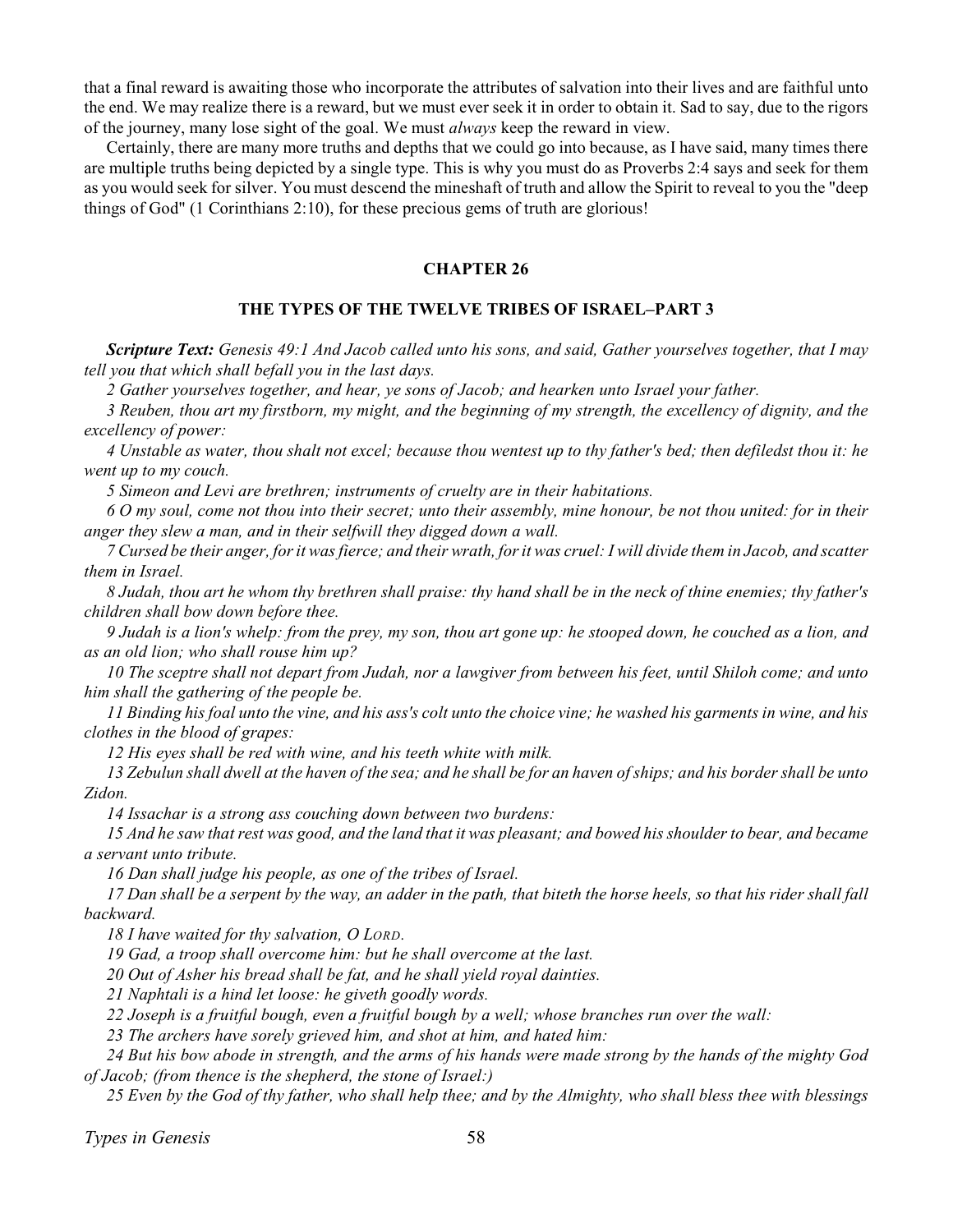that a final reward is awaiting those who incorporate the attributes of salvation into their lives and are faithful unto the end. We may realize there is a reward, but we must ever seek it in order to obtain it. Sad to say, due to the rigors of the journey, many lose sight of the goal. We must *always* keep the reward in view.

Certainly, there are many more truths and depths that we could go into because, as I have said, many times there are multiple truths being depicted by a single type. This is why you must do as Proverbs 2:4 says and seek for them as you would seek for silver. You must descend the mineshaft of truth and allow the Spirit to reveal to you the "deep things of God" (1 Corinthians 2:10), for these precious gems of truth are glorious!

## CHAPTER 26

### THE TYPES OF THE TWELVE TRIBES OF ISRAEL–PART 3

***Scripture Text:*** *Genesis 49:1 And Jacob called unto his sons, and said, Gather yourselves together, that I may tell you that which shall befall you in the last days.*

*2 Gather yourselves together, and hear, ye sons of Jacob; and hearken unto Israel your father.*

*3 Reuben, thou art my firstborn, my might, and the beginning of my strength, the excellency of dignity, and the excellency of power:*

*4 Unstable as water, thou shalt not excel; because thou wentest up to thy father's bed; then defiledst thou it: he went up to my couch.*

*5 Simeon and Levi are brethren; instruments of cruelty are in their habitations.*

*6 O my soul, come not thou into their secret; unto their assembly, mine honour, be not thou united: for in their anger they slew a man, and in their selfwill they digged down a wall.*

*7 Cursed be their anger, for it was fierce; and their wrath, for it was cruel: I will divide them in Jacob, and scatter them in Israel.*

*8 Judah, thou art he whom thy brethren shall praise: thy hand shall be in the neck of thine enemies; thy father's children shall bow down before thee.*

*9 Judah is a lion's whelp: from the prey, my son, thou art gone up: he stooped down, he couched as a lion, and as an old lion; who shall rouse him up?*

*10 The sceptre shall not depart from Judah, nor a lawgiver from between his feet, until Shiloh come; and unto him shall the gathering of the people be.*

*11 Binding his foal unto the vine, and his ass's colt unto the choice vine; he washed his garments in wine, and his clothes in the blood of grapes:*

*12 His eyes shall be red with wine, and his teeth white with milk.*

*13 Zebulun shall dwell at the haven of the sea; and he shall be for an haven of ships; and his border shall be unto Zidon.*

*14 Issachar is a strong ass couching down between two burdens:*

*15 And he saw that rest was good, and the land that it was pleasant; and bowed his shoulder to bear, and became a servant unto tribute.*

*16 Dan shall judge his people, as one of the tribes of Israel.*

*17 Dan shall be a serpent by the way, an adder in the path, that biteth the horse heels, so that his rider shall fall backward.*

*18 I have waited for thy salvation, O LORD.*

*19 Gad, a troop shall overcome him: but he shall overcome at the last.*

*20 Out of Asher his bread shall be fat, and he shall yield royal dainties.*

*21 Naphtali is a hind let loose: he giveth goodly words.*

*22 Joseph is a fruitful bough, even a fruitful bough by a well; whose branches run over the wall:*

*23 The archers have sorely grieved him, and shot at him, and hated him:*

*24 But his bow abode in strength, and the arms of his hands were made strong by the hands of the mighty God of Jacob; (from thence is the shepherd, the stone of Israel:)*

*25 Even by the God of thy father, who shall help thee; and by the Almighty, who shall bless thee with blessings*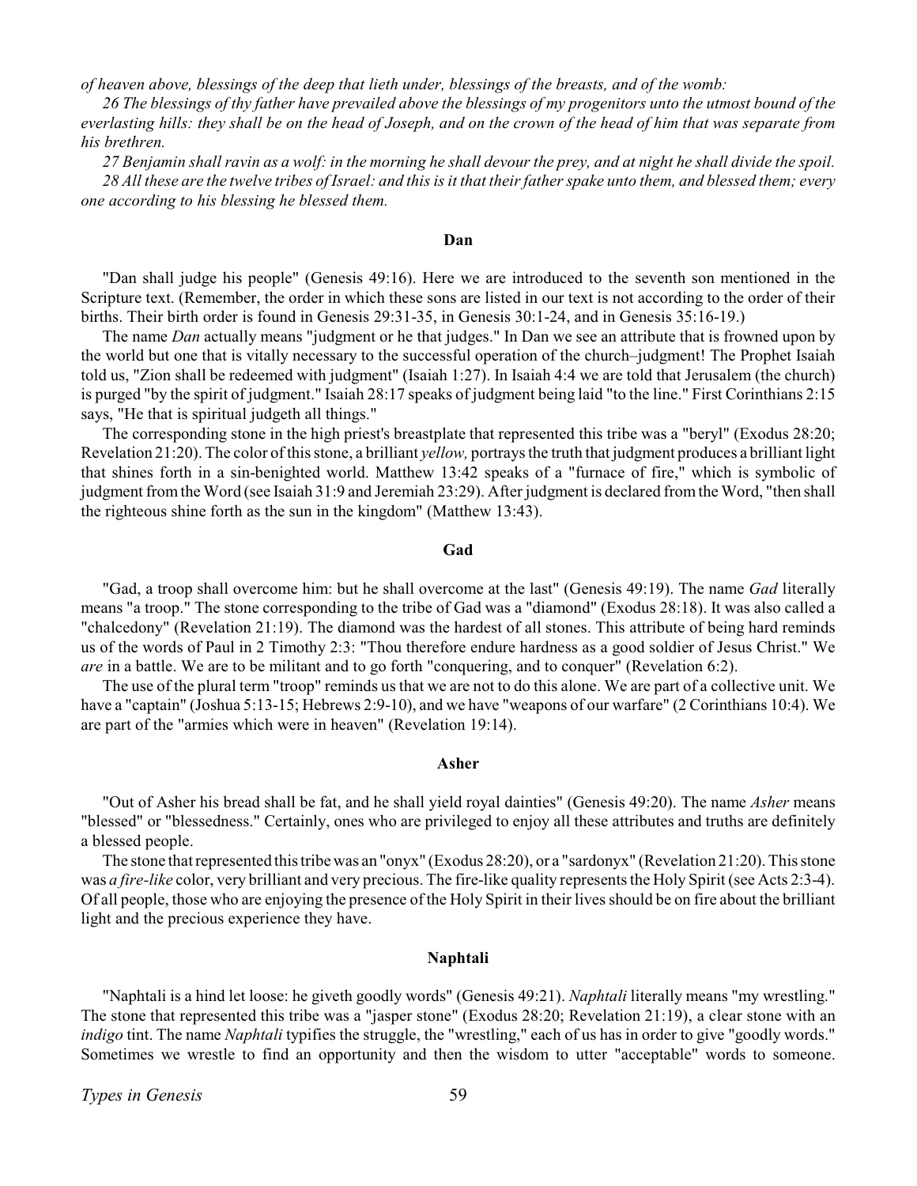*of heaven above, blessings of the deep that lieth under, blessings of the breasts, and of the womb:*

*26 The blessings of thy father have prevailed above the blessings of my progenitors unto the utmost bound of the everlasting hills: they shall be on the head of Joseph, and on the crown of the head of him that was separate from his brethren.*

*27 Benjamin shall ravin as a wolf: in the morning he shall devour the prey, and at night he shall divide the spoil.*

*28 All these are the twelve tribes of Israel: and this is it that their father spake unto them, and blessed them; every one according to his blessing he blessed them.*

**Dan**

"Dan shall judge his people" (Genesis 49:16). Here we are introduced to the seventh son mentioned in the Scripture text. (Remember, the order in which these sons are listed in our text is not according to the order of their births. Their birth order is found in Genesis 29:31-35, in Genesis 30:1-24, and in Genesis 35:16-19.)

The name *Dan* actually means "judgment or he that judges." In Dan we see an attribute that is frowned upon by the world but one that is vitally necessary to the successful operation of the church–judgment! The Prophet Isaiah told us, "Zion shall be redeemed with judgment" (Isaiah 1:27). In Isaiah 4:4 we are told that Jerusalem (the church) is purged "by the spirit of judgment." Isaiah 28:17 speaks of judgment being laid "to the line." First Corinthians 2:15 says, "He that is spiritual judgeth all things."

The corresponding stone in the high priest's breastplate that represented this tribe was a "beryl" (Exodus 28:20; Revelation 21:20). The color of this stone, a brilliant *yellow,* portrays the truth that judgment produces a brilliant light that shines forth in a sin-benighted world. Matthew 13:42 speaks of a "furnace of fire," which is symbolic of judgment from the Word (see Isaiah 31:9 and Jeremiah 23:29). After judgment is declared from the Word, "then shall the righteous shine forth as the sun in the kingdom" (Matthew 13:43).

**Gad**

"Gad, a troop shall overcome him: but he shall overcome at the last" (Genesis 49:19). The name *Gad* literally means "a troop." The stone corresponding to the tribe of Gad was a "diamond" (Exodus 28:18). It was also called a "chalcedony" (Revelation 21:19). The diamond was the hardest of all stones. This attribute of being hard reminds us of the words of Paul in 2 Timothy 2:3: "Thou therefore endure hardness as a good soldier of Jesus Christ." We *are* in a battle. We are to be militant and to go forth "conquering, and to conquer" (Revelation 6:2).

The use of the plural term "troop" reminds us that we are not to do this alone. We are part of a collective unit. We have a "captain" (Joshua 5:13-15; Hebrews 2:9-10), and we have "weapons of our warfare" (2 Corinthians 10:4). We are part of the "armies which were in heaven" (Revelation 19:14).

**Asher**

"Out of Asher his bread shall be fat, and he shall yield royal dainties" (Genesis 49:20). The name *Asher* means "blessed" or "blessedness." Certainly, ones who are privileged to enjoy all these attributes and truths are definitely a blessed people.

The stone that represented this tribe was an "onyx" (Exodus 28:20), or a "sardonyx" (Revelation 21:20). This stone was *a fire-like* color, very brilliant and very precious. The fire-like quality represents the Holy Spirit (see Acts 2:3-4). Of all people, those who are enjoying the presence of the Holy Spirit in their lives should be on fire about the brilliant light and the precious experience they have.

**Naphtali**

"Naphtali is a hind let loose: he giveth goodly words" (Genesis 49:21). *Naphtali* literally means "my wrestling." The stone that represented this tribe was a "jasper stone" (Exodus 28:20; Revelation 21:19), a clear stone with an *indigo* tint. The name *Naphtali* typifies the struggle, the "wrestling," each of us has in order to give "goodly words." Sometimes we wrestle to find an opportunity and then the wisdom to utter "acceptable" words to someone.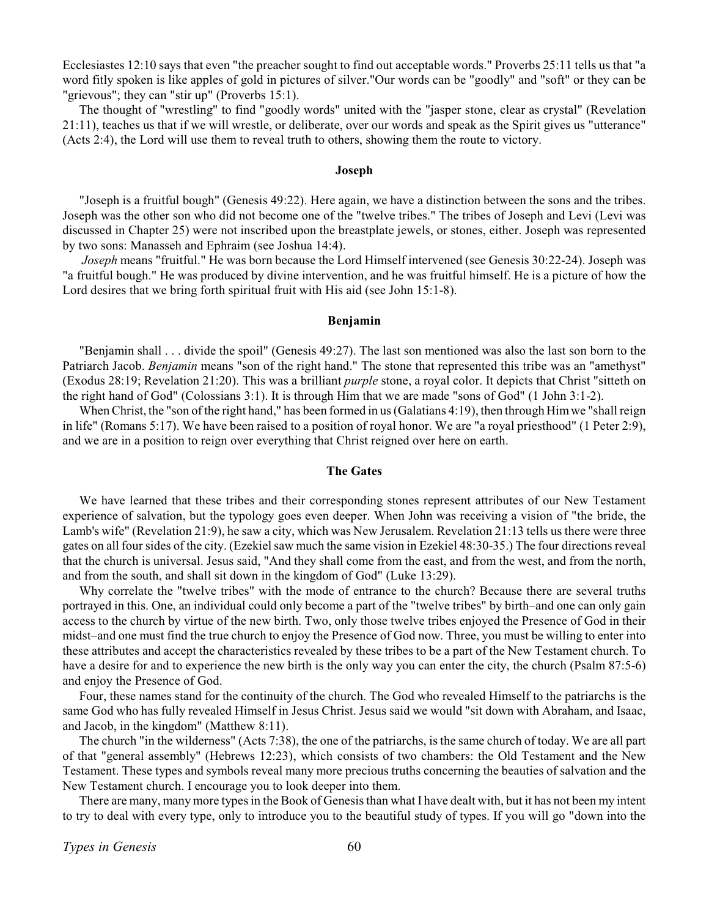Ecclesiastes 12:10 says that even "the preacher sought to find out acceptable words." Proverbs 25:11 tells us that "a word fitly spoken is like apples of gold in pictures of silver."Our words can be "goodly" and "soft" or they can be "grievous"; they can "stir up" (Proverbs 15:1).

The thought of "wrestling" to find "goodly words" united with the "jasper stone, clear as crystal" (Revelation 21:11), teaches us that if we will wrestle, or deliberate, over our words and speak as the Spirit gives us "utterance" (Acts 2:4), the Lord will use them to reveal truth to others, showing them the route to victory.

### Joseph

"Joseph is a fruitful bough" (Genesis 49:22). Here again, we have a distinction between the sons and the tribes. Joseph was the other son who did not become one of the "twelve tribes." The tribes of Joseph and Levi (Levi was discussed in Chapter 25) were not inscribed upon the breastplate jewels, or stones, either. Joseph was represented by two sons: Manasseh and Ephraim (see Joshua 14:4).

*Joseph* means "fruitful." He was born because the Lord Himself intervened (see Genesis 30:22-24). Joseph was "a fruitful bough." He was produced by divine intervention, and he was fruitful himself. He is a picture of how the Lord desires that we bring forth spiritual fruit with His aid (see John 15:1-8).

### Benjamin

"Benjamin shall . . . divide the spoil" (Genesis 49:27). The last son mentioned was also the last son born to the Patriarch Jacob. *Benjamin* means "son of the right hand." The stone that represented this tribe was an "amethyst" (Exodus 28:19; Revelation 21:20). This was a brilliant *purple* stone, a royal color. It depicts that Christ "sitteth on the right hand of God" (Colossians 3:1). It is through Him that we are made "sons of God" (1 John 3:1-2).

When Christ, the "son of the right hand," has been formed in us (Galatians 4:19), then through Him we "shall reign in life" (Romans 5:17). We have been raised to a position of royal honor. We are "a royal priesthood" (1 Peter 2:9), and we are in a position to reign over everything that Christ reigned over here on earth.

### The Gates

We have learned that these tribes and their corresponding stones represent attributes of our New Testament experience of salvation, but the typology goes even deeper. When John was receiving a vision of "the bride, the Lamb's wife" (Revelation 21:9), he saw a city, which was New Jerusalem. Revelation 21:13 tells us there were three gates on all four sides of the city. (Ezekiel saw much the same vision in Ezekiel 48:30-35.) The four directions reveal that the church is universal. Jesus said, "And they shall come from the east, and from the west, and from the north, and from the south, and shall sit down in the kingdom of God" (Luke 13:29).

Why correlate the "twelve tribes" with the mode of entrance to the church? Because there are several truths portrayed in this. One, an individual could only become a part of the "twelve tribes" by birth–and one can only gain access to the church by virtue of the new birth. Two, only those twelve tribes enjoyed the Presence of God in their midst–and one must find the true church to enjoy the Presence of God now. Three, you must be willing to enter into these attributes and accept the characteristics revealed by these tribes to be a part of the New Testament church. To have a desire for and to experience the new birth is the only way you can enter the city, the church (Psalm 87:5-6) and enjoy the Presence of God.

Four, these names stand for the continuity of the church. The God who revealed Himself to the patriarchs is the same God who has fully revealed Himself in Jesus Christ. Jesus said we would "sit down with Abraham, and Isaac, and Jacob, in the kingdom" (Matthew 8:11).

The church "in the wilderness" (Acts 7:38), the one of the patriarchs, is the same church of today. We are all part of that "general assembly" (Hebrews 12:23), which consists of two chambers: the Old Testament and the New Testament. These types and symbols reveal many more precious truths concerning the beauties of salvation and the New Testament church. I encourage you to look deeper into them.

There are many, many more types in the Book of Genesis than what I have dealt with, but it has not been my intent to try to deal with every type, only to introduce you to the beautiful study of types. If you will go "down into the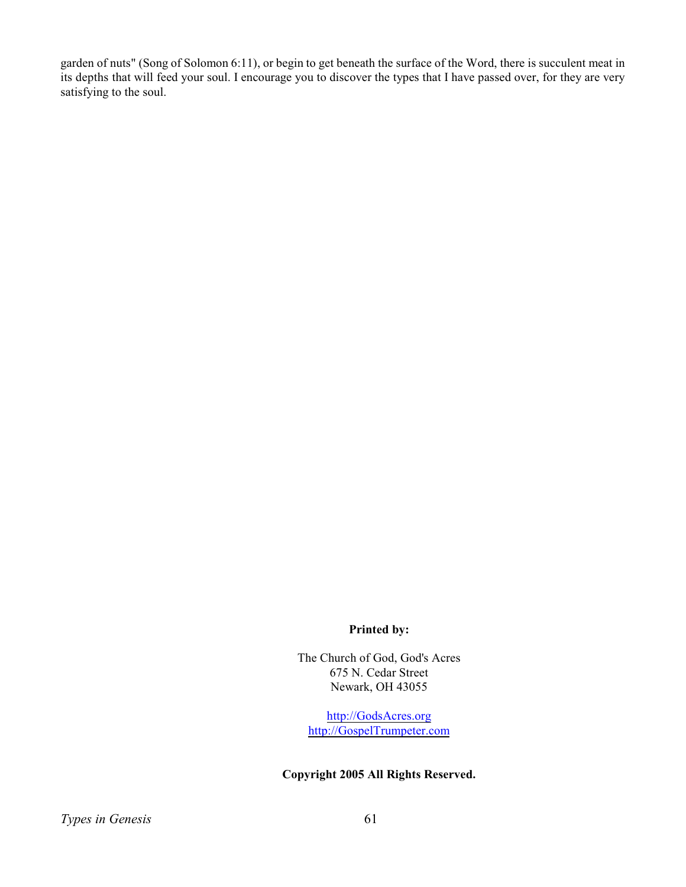garden of nuts" (Song of Solomon 6:11), or begin to get beneath the surface of the Word, there is succulent meat in its depths that will feed your soul. I encourage you to discover the types that I have passed over, for they are very satisfying to the soul.

**Printed by:**

The Church of God, God's Acres
675 N. Cedar Street
Newark, OH 43055

http://GodsAcres.org
http://GospelTrumpeter.com

**Copyright 2005 All Rights Reserved.**